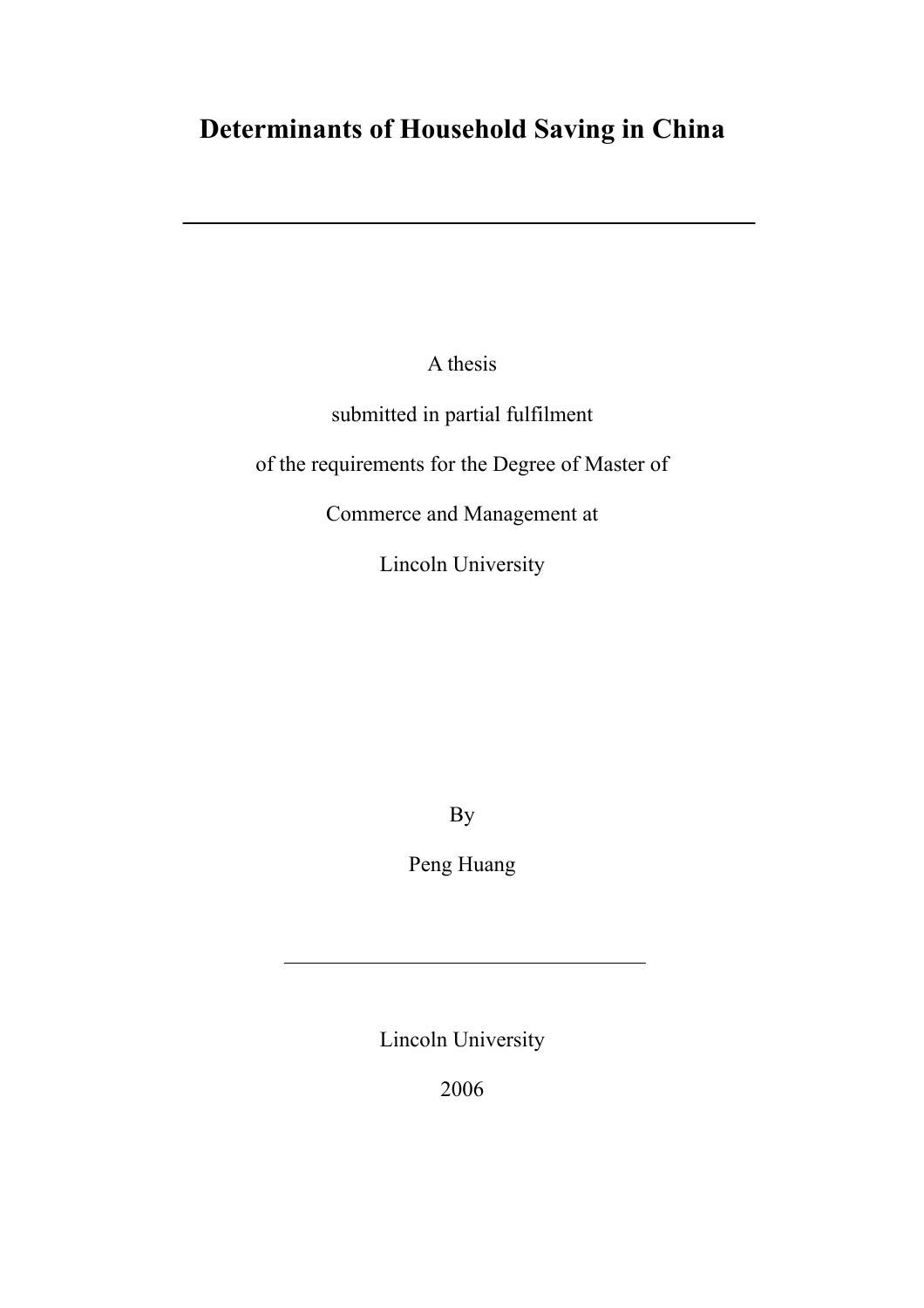# Determinants of Household Saving in China

---

A thesis

submitted in partial fulfilment

of the requirements for the Degree of Master of

Commerce and Management at

Lincoln University

By

Peng Huang

---

Lincoln University

2006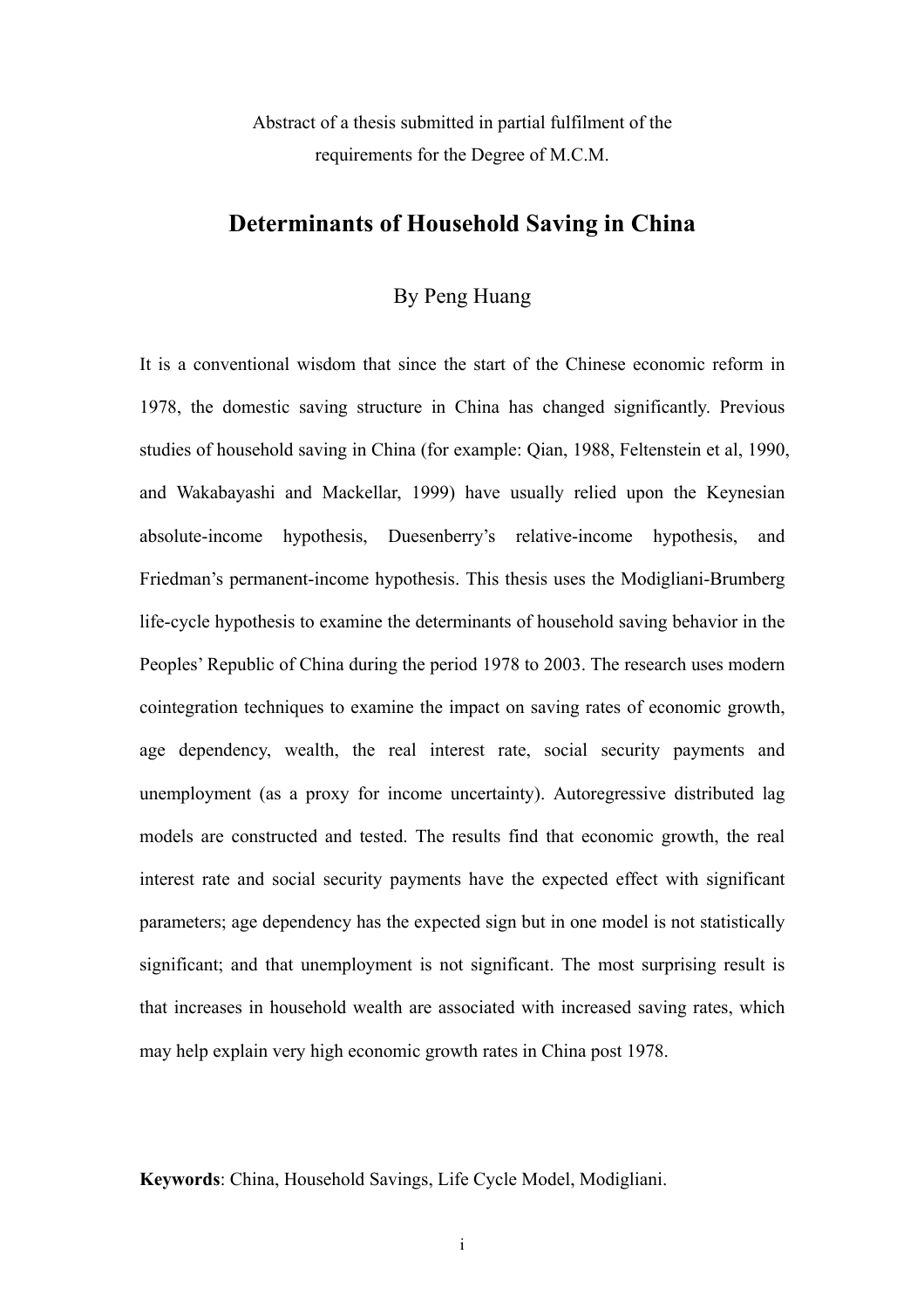Abstract of a thesis submitted in partial fulfilment of the requirements for the Degree of M.C.M.

# Determinants of Household Saving in China

By Peng Huang

It is a conventional wisdom that since the start of the Chinese economic reform in 1978, the domestic saving structure in China has changed significantly. Previous studies of household saving in China (for example: Qian, 1988, Feltenstein et al, 1990, and Wakabayashi and Mackellar, 1999) have usually relied upon the Keynesian absolute-income hypothesis, Duesenberry's relative-income hypothesis, and Friedman's permanent-income hypothesis. This thesis uses the Modigliani-Brumberg life-cycle hypothesis to examine the determinants of household saving behavior in the Peoples' Republic of China during the period 1978 to 2003. The research uses modern cointegration techniques to examine the impact on saving rates of economic growth, age dependency, wealth, the real interest rate, social security payments and unemployment (as a proxy for income uncertainty). Autoregressive distributed lag models are constructed and tested. The results find that economic growth, the real interest rate and social security payments have the expected effect with significant parameters; age dependency has the expected sign but in one model is not statistically significant; and that unemployment is not significant. The most surprising result is that increases in household wealth are associated with increased saving rates, which may help explain very high economic growth rates in China post 1978.

**Keywords**: China, Household Savings, Life Cycle Model, Modigliani.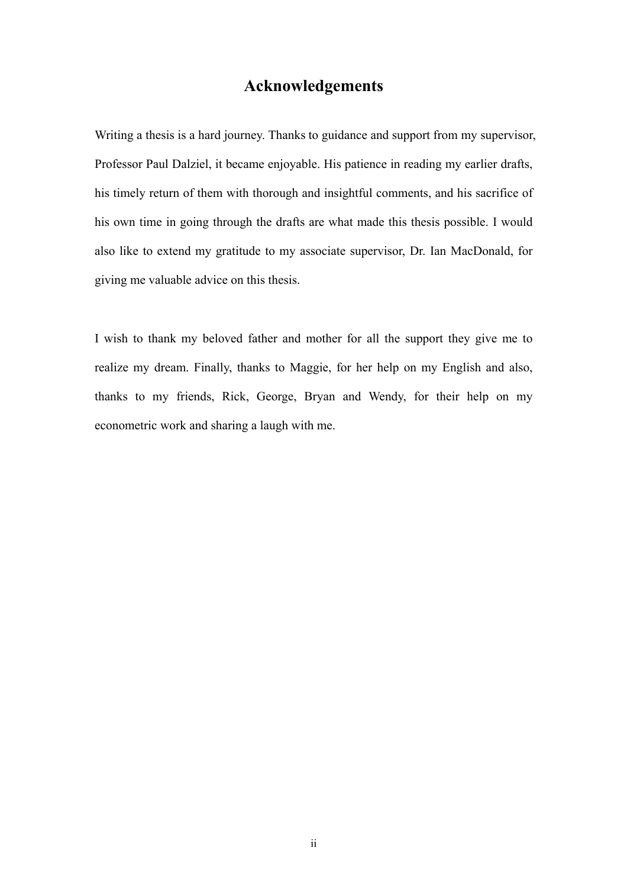# Acknowledgements

Writing a thesis is a hard journey. Thanks to guidance and support from my supervisor, Professor Paul Dalziel, it became enjoyable. His patience in reading my earlier drafts, his timely return of them with thorough and insightful comments, and his sacrifice of his own time in going through the drafts are what made this thesis possible. I would also like to extend my gratitude to my associate supervisor, Dr. Ian MacDonald, for giving me valuable advice on this thesis.

I wish to thank my beloved father and mother for all the support they give me to realize my dream. Finally, thanks to Maggie, for her help on my English and also, thanks to my friends, Rick, George, Bryan and Wendy, for their help on my econometric work and sharing a laugh with me.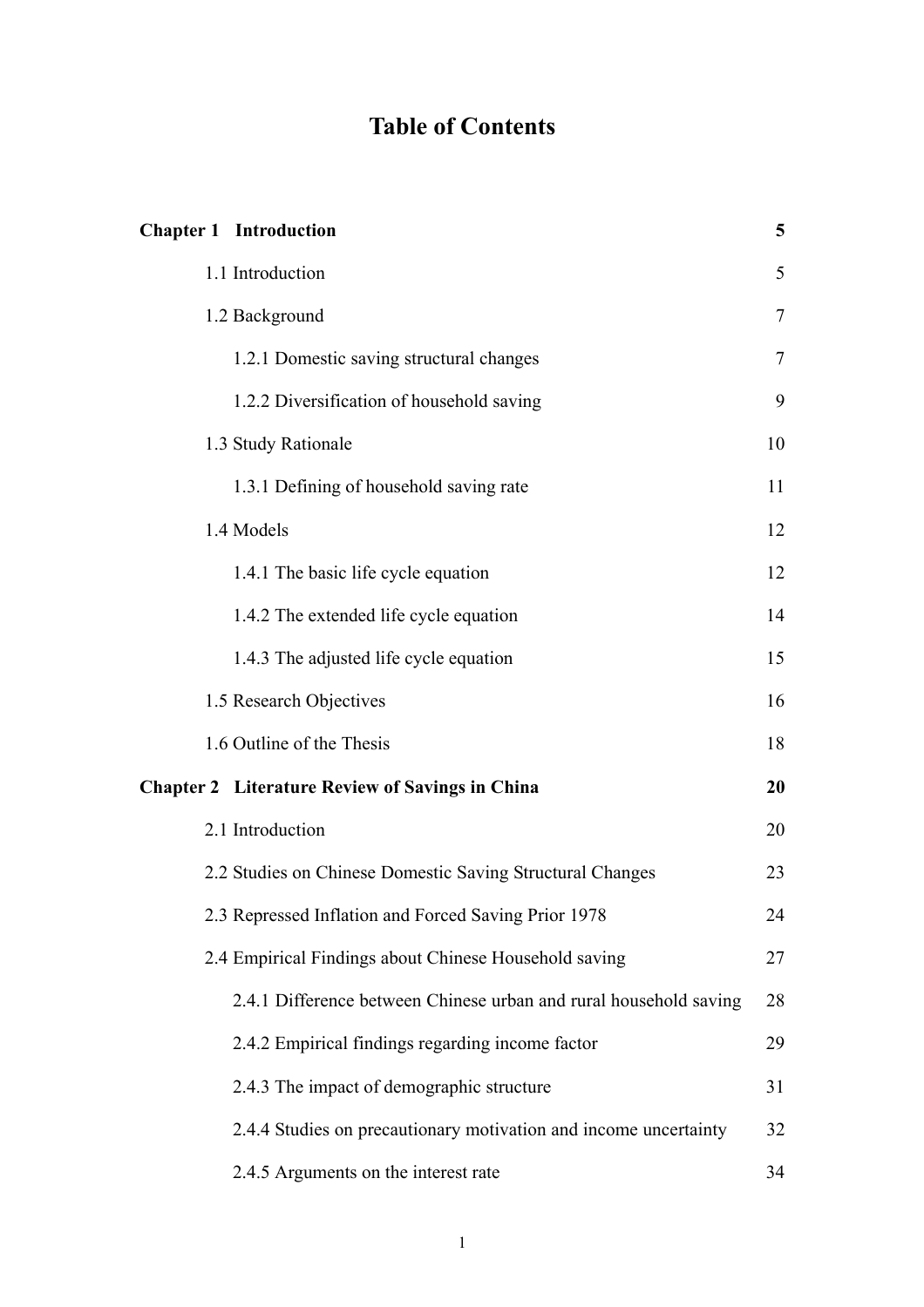# Table of Contents

| | |
|---|---|
| **Chapter 1 Introduction** | **5** |
| 1.1 Introduction | 5 |
| 1.2 Background | 7 |
| 1.2.1 Domestic saving structural changes | 7 |
| 1.2.2 Diversification of household saving | 9 |
| 1.3 Study Rationale | 10 |
| 1.3.1 Defining of household saving rate | 11 |
| 1.4 Models | 12 |
| 1.4.1 The basic life cycle equation | 12 |
| 1.4.2 The extended life cycle equation | 14 |
| 1.4.3 The adjusted life cycle equation | 15 |
| 1.5 Research Objectives | 16 |
| 1.6 Outline of the Thesis | 18 |
| **Chapter 2 Literature Review of Savings in China** | **20** |
| 2.1 Introduction | 20 |
| 2.2 Studies on Chinese Domestic Saving Structural Changes | 23 |
| 2.3 Repressed Inflation and Forced Saving Prior 1978 | 24 |
| 2.4 Empirical Findings about Chinese Household saving | 27 |
| 2.4.1 Difference between Chinese urban and rural household saving | 28 |
| 2.4.2 Empirical findings regarding income factor | 29 |
| 2.4.3 The impact of demographic structure | 31 |
| 2.4.4 Studies on precautionary motivation and income uncertainty | 32 |
| 2.4.5 Arguments on the interest rate | 34 |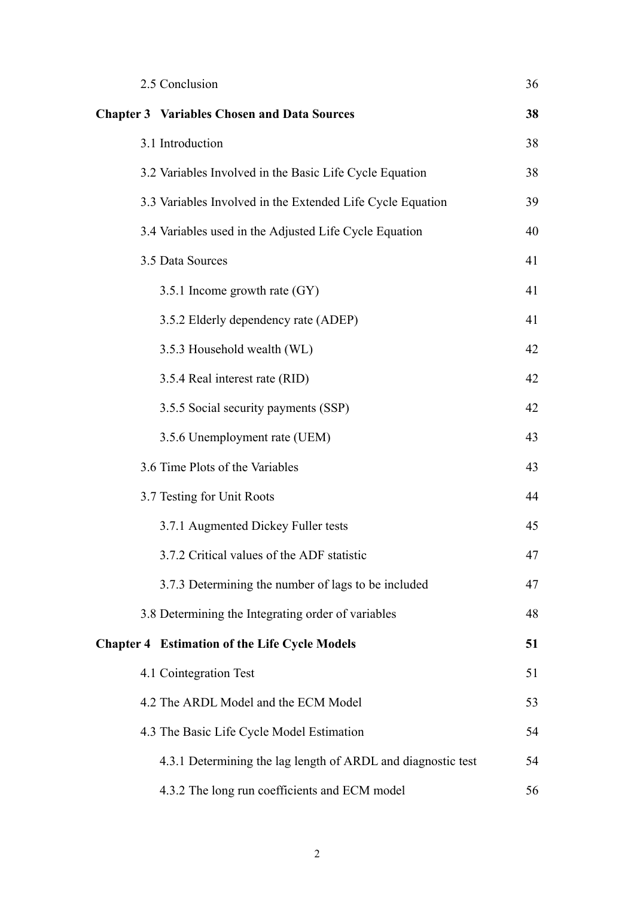| | |
|---|---|
| 2.5 Conclusion | 36 |
| **Chapter 3 Variables Chosen and Data Sources** | **38** |
| 3.1 Introduction | 38 |
| 3.2 Variables Involved in the Basic Life Cycle Equation | 38 |
| 3.3 Variables Involved in the Extended Life Cycle Equation | 39 |
| 3.4 Variables used in the Adjusted Life Cycle Equation | 40 |
| 3.5 Data Sources | 41 |
| 3.5.1 Income growth rate (GY) | 41 |
| 3.5.2 Elderly dependency rate (ADEP) | 41 |
| 3.5.3 Household wealth (WL) | 42 |
| 3.5.4 Real interest rate (RID) | 42 |
| 3.5.5 Social security payments (SSP) | 42 |
| 3.5.6 Unemployment rate (UEM) | 43 |
| 3.6 Time Plots of the Variables | 43 |
| 3.7 Testing for Unit Roots | 44 |
| 3.7.1 Augmented Dickey Fuller tests | 45 |
| 3.7.2 Critical values of the ADF statistic | 47 |
| 3.7.3 Determining the number of lags to be included | 47 |
| 3.8 Determining the Integrating order of variables | 48 |
| **Chapter 4 Estimation of the Life Cycle Models** | **51** |
| 4.1 Cointegration Test | 51 |
| 4.2 The ARDL Model and the ECM Model | 53 |
| 4.3 The Basic Life Cycle Model Estimation | 54 |
| 4.3.1 Determining the lag length of ARDL and diagnostic test | 54 |
| 4.3.2 The long run coefficients and ECM model | 56 |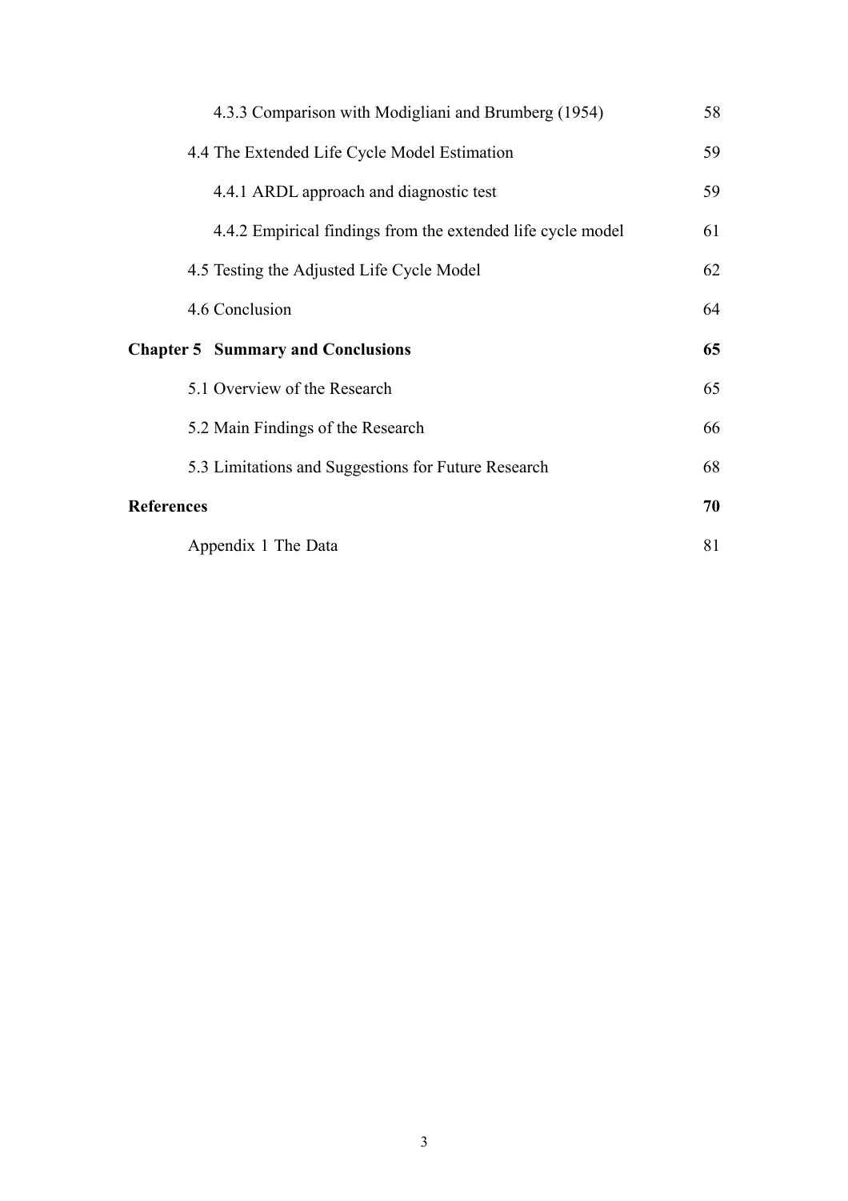4.3.3 Comparison with Modigliani and Brumberg (1954) 58

4.4 The Extended Life Cycle Model Estimation 59

4.4.1 ARDL approach and diagnostic test 59

4.4.2 Empirical findings from the extended life cycle model 61

4.5 Testing the Adjusted Life Cycle Model 62

4.6 Conclusion 64

**Chapter 5 Summary and Conclusions** **65**

5.1 Overview of the Research 65

5.2 Main Findings of the Research 66

5.3 Limitations and Suggestions for Future Research 68

**References** **70**

Appendix 1 The Data 81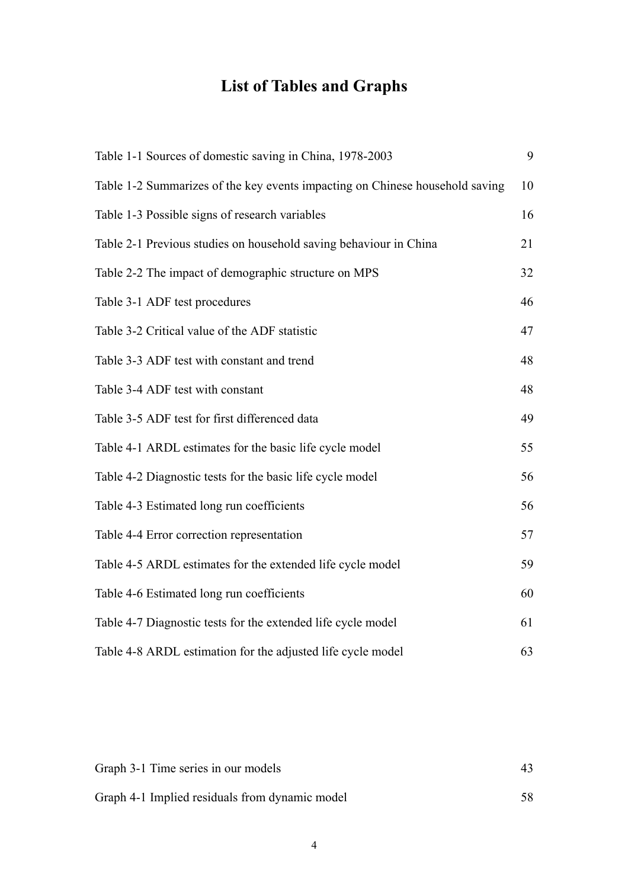# List of Tables and Graphs

| | |
|---|---|
| Table 1-1 Sources of domestic saving in China, 1978-2003 | 9 |
| Table 1-2 Summarizes of the key events impacting on Chinese household saving | 10 |
| Table 1-3 Possible signs of research variables | 16 |
| Table 2-1 Previous studies on household saving behaviour in China | 21 |
| Table 2-2 The impact of demographic structure on MPS | 32 |
| Table 3-1 ADF test procedures | 46 |
| Table 3-2 Critical value of the ADF statistic | 47 |
| Table 3-3 ADF test with constant and trend | 48 |
| Table 3-4 ADF test with constant | 48 |
| Table 3-5 ADF test for first differenced data | 49 |
| Table 4-1 ARDL estimates for the basic life cycle model | 55 |
| Table 4-2 Diagnostic tests for the basic life cycle model | 56 |
| Table 4-3 Estimated long run coefficients | 56 |
| Table 4-4 Error correction representation | 57 |
| Table 4-5 ARDL estimates for the extended life cycle model | 59 |
| Table 4-6 Estimated long run coefficients | 60 |
| Table 4-7 Diagnostic tests for the extended life cycle model | 61 |
| Table 4-8 ARDL estimation for the adjusted life cycle model | 63 |

| | |
|---|---|
| Graph 3-1 Time series in our models | 43 |
| Graph 4-1 Implied residuals from dynamic model | 58 |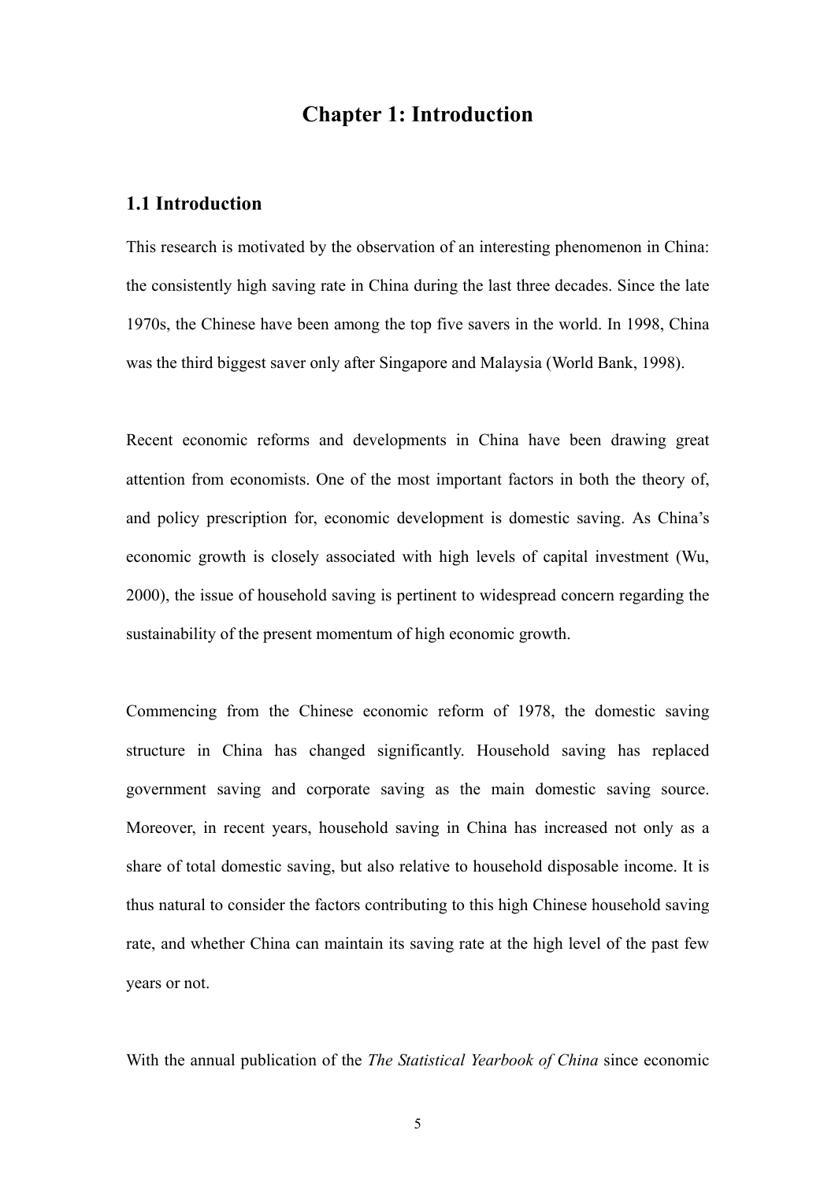# Chapter 1: Introduction

## 1.1 Introduction

This research is motivated by the observation of an interesting phenomenon in China: the consistently high saving rate in China during the last three decades. Since the late 1970s, the Chinese have been among the top five savers in the world. In 1998, China was the third biggest saver only after Singapore and Malaysia (World Bank, 1998).

Recent economic reforms and developments in China have been drawing great attention from economists. One of the most important factors in both the theory of, and policy prescription for, economic development is domestic saving. As China's economic growth is closely associated with high levels of capital investment (Wu, 2000), the issue of household saving is pertinent to widespread concern regarding the sustainability of the present momentum of high economic growth.

Commencing from the Chinese economic reform of 1978, the domestic saving structure in China has changed significantly. Household saving has replaced government saving and corporate saving as the main domestic saving source. Moreover, in recent years, household saving in China has increased not only as a share of total domestic saving, but also relative to household disposable income. It is thus natural to consider the factors contributing to this high Chinese household saving rate, and whether China can maintain its saving rate at the high level of the past few years or not.

With the annual publication of the *The Statistical Yearbook of China* since economic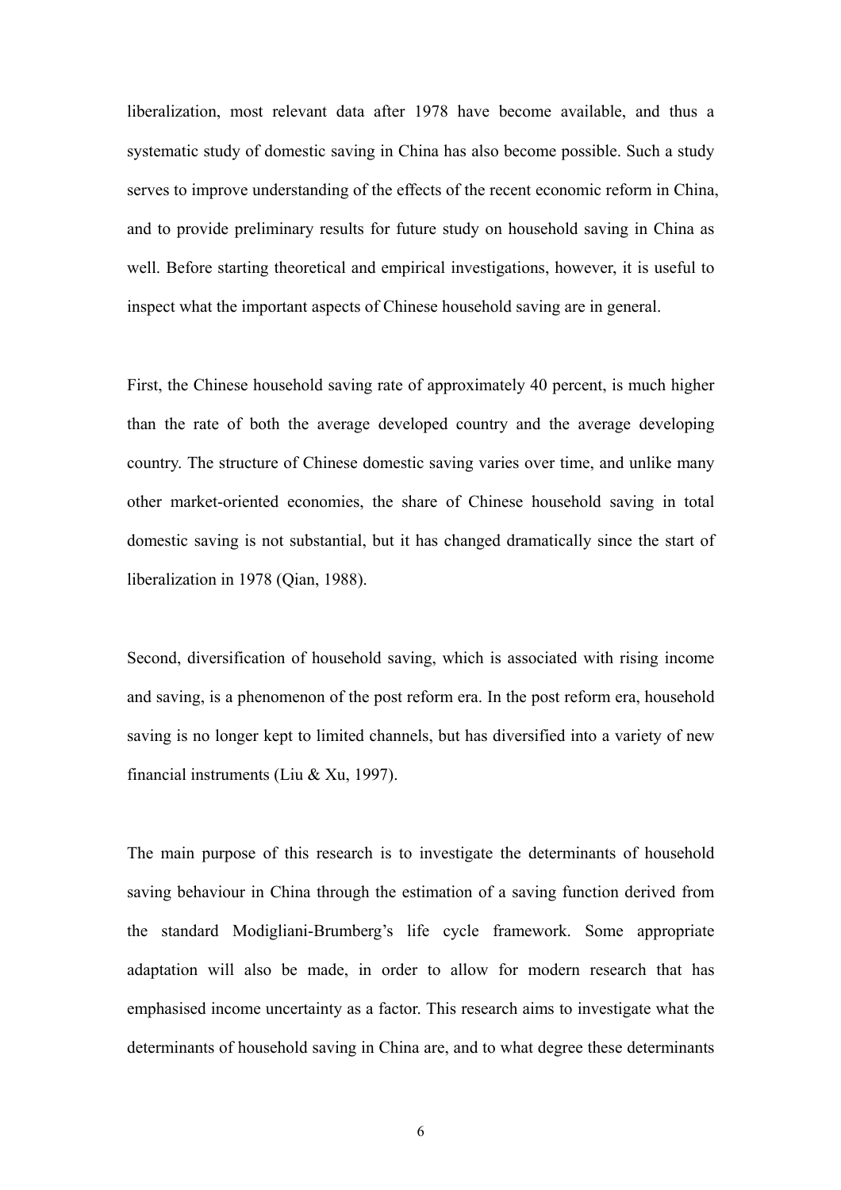liberalization, most relevant data after 1978 have become available, and thus a systematic study of domestic saving in China has also become possible. Such a study serves to improve understanding of the effects of the recent economic reform in China, and to provide preliminary results for future study on household saving in China as well. Before starting theoretical and empirical investigations, however, it is useful to inspect what the important aspects of Chinese household saving are in general.

First, the Chinese household saving rate of approximately 40 percent, is much higher than the rate of both the average developed country and the average developing country. The structure of Chinese domestic saving varies over time, and unlike many other market-oriented economies, the share of Chinese household saving in total domestic saving is not substantial, but it has changed dramatically since the start of liberalization in 1978 (Qian, 1988).

Second, diversification of household saving, which is associated with rising income and saving, is a phenomenon of the post reform era. In the post reform era, household saving is no longer kept to limited channels, but has diversified into a variety of new financial instruments (Liu & Xu, 1997).

The main purpose of this research is to investigate the determinants of household saving behaviour in China through the estimation of a saving function derived from the standard Modigliani-Brumberg's life cycle framework. Some appropriate adaptation will also be made, in order to allow for modern research that has emphasised income uncertainty as a factor. This research aims to investigate what the determinants of household saving in China are, and to what degree these determinants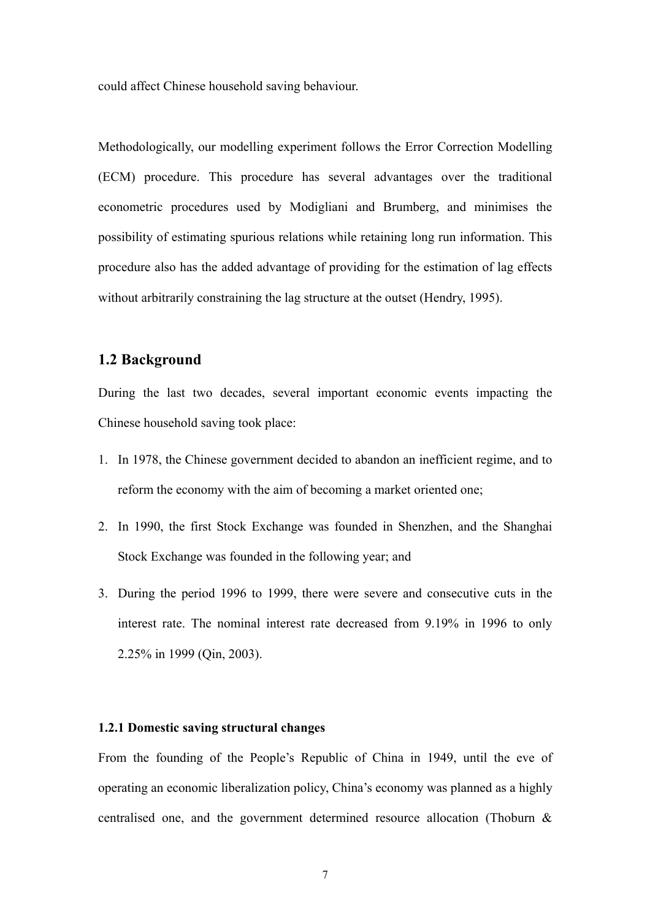could affect Chinese household saving behaviour.

Methodologically, our modelling experiment follows the Error Correction Modelling (ECM) procedure. This procedure has several advantages over the traditional econometric procedures used by Modigliani and Brumberg, and minimises the possibility of estimating spurious relations while retaining long run information. This procedure also has the added advantage of providing for the estimation of lag effects without arbitrarily constraining the lag structure at the outset (Hendry, 1995).

## 1.2 Background

During the last two decades, several important economic events impacting the Chinese household saving took place:

1. In 1978, the Chinese government decided to abandon an inefficient regime, and to reform the economy with the aim of becoming a market oriented one;
2. In 1990, the first Stock Exchange was founded in Shenzhen, and the Shanghai Stock Exchange was founded in the following year; and
3. During the period 1996 to 1999, there were severe and consecutive cuts in the interest rate. The nominal interest rate decreased from 9.19% in 1996 to only 2.25% in 1999 (Qin, 2003).

### 1.2.1 Domestic saving structural changes

From the founding of the People's Republic of China in 1949, until the eve of operating an economic liberalization policy, China's economy was planned as a highly centralised one, and the government determined resource allocation (Thoburn &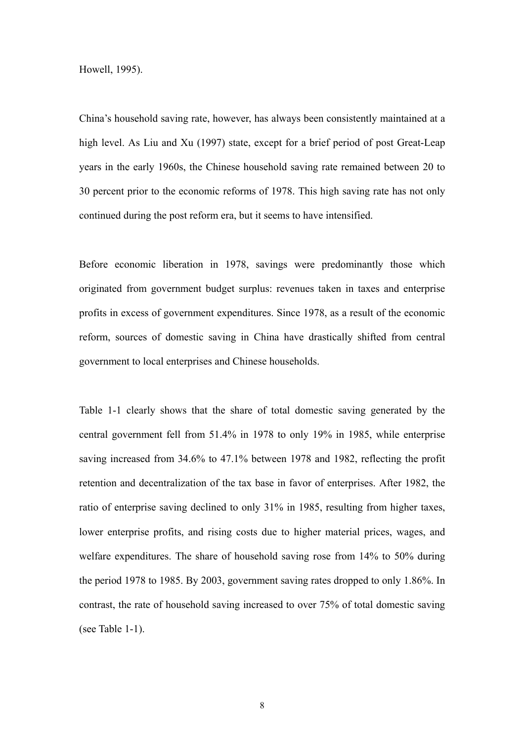Howell, 1995).

China's household saving rate, however, has always been consistently maintained at a high level. As Liu and Xu (1997) state, except for a brief period of post Great-Leap years in the early 1960s, the Chinese household saving rate remained between 20 to 30 percent prior to the economic reforms of 1978. This high saving rate has not only continued during the post reform era, but it seems to have intensified.

Before economic liberation in 1978, savings were predominantly those which originated from government budget surplus: revenues taken in taxes and enterprise profits in excess of government expenditures. Since 1978, as a result of the economic reform, sources of domestic saving in China have drastically shifted from central government to local enterprises and Chinese households.

Table 1-1 clearly shows that the share of total domestic saving generated by the central government fell from 51.4% in 1978 to only 19% in 1985, while enterprise saving increased from 34.6% to 47.1% between 1978 and 1982, reflecting the profit retention and decentralization of the tax base in favor of enterprises. After 1982, the ratio of enterprise saving declined to only 31% in 1985, resulting from higher taxes, lower enterprise profits, and rising costs due to higher material prices, wages, and welfare expenditures. The share of household saving rose from 14% to 50% during the period 1978 to 1985. By 2003, government saving rates dropped to only 1.86%. In contrast, the rate of household saving increased to over 75% of total domestic saving (see Table 1-1).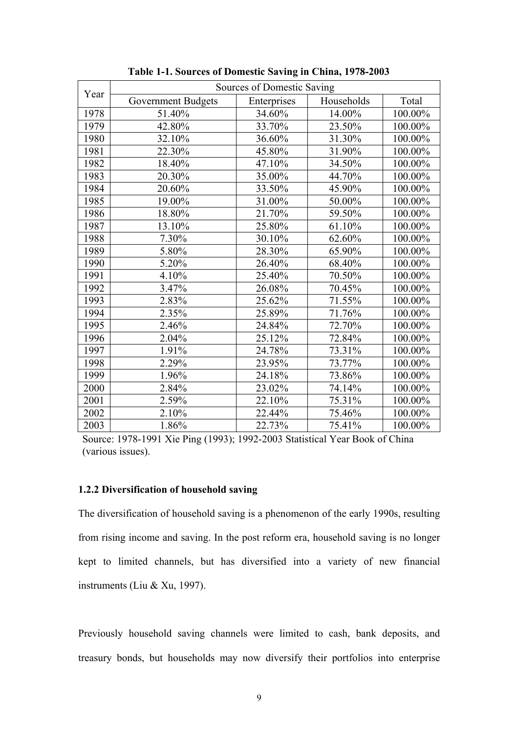**Table 1-1. Sources of Domestic Saving in China, 1978-2003**

| Year | Sources of Domestic Saving | | | |
|---|---|---|---|---|
| | Government Budgets | Enterprises | Households | Total |
| 1978 | 51.40% | 34.60% | 14.00% | 100.00% |
| 1979 | 42.80% | 33.70% | 23.50% | 100.00% |
| 1980 | 32.10% | 36.60% | 31.30% | 100.00% |
| 1981 | 22.30% | 45.80% | 31.90% | 100.00% |
| 1982 | 18.40% | 47.10% | 34.50% | 100.00% |
| 1983 | 20.30% | 35.00% | 44.70% | 100.00% |
| 1984 | 20.60% | 33.50% | 45.90% | 100.00% |
| 1985 | 19.00% | 31.00% | 50.00% | 100.00% |
| 1986 | 18.80% | 21.70% | 59.50% | 100.00% |
| 1987 | 13.10% | 25.80% | 61.10% | 100.00% |
| 1988 | 7.30% | 30.10% | 62.60% | 100.00% |
| 1989 | 5.80% | 28.30% | 65.90% | 100.00% |
| 1990 | 5.20% | 26.40% | 68.40% | 100.00% |
| 1991 | 4.10% | 25.40% | 70.50% | 100.00% |
| 1992 | 3.47% | 26.08% | 70.45% | 100.00% |
| 1993 | 2.83% | 25.62% | 71.55% | 100.00% |
| 1994 | 2.35% | 25.89% | 71.76% | 100.00% |
| 1995 | 2.46% | 24.84% | 72.70% | 100.00% |
| 1996 | 2.04% | 25.12% | 72.84% | 100.00% |
| 1997 | 1.91% | 24.78% | 73.31% | 100.00% |
| 1998 | 2.29% | 23.95% | 73.77% | 100.00% |
| 1999 | 1.96% | 24.18% | 73.86% | 100.00% |
| 2000 | 2.84% | 23.02% | 74.14% | 100.00% |
| 2001 | 2.59% | 22.10% | 75.31% | 100.00% |
| 2002 | 2.10% | 22.44% | 75.46% | 100.00% |
| 2003 | 1.86% | 22.73% | 75.41% | 100.00% |

Source: 1978-1991 Xie Ping (1993); 1992-2003 Statistical Year Book of China (various issues).

### 1.2.2 Diversification of household saving

The diversification of household saving is a phenomenon of the early 1990s, resulting from rising income and saving. In the post reform era, household saving is no longer kept to limited channels, but has diversified into a variety of new financial instruments (Liu & Xu, 1997).

Previously household saving channels were limited to cash, bank deposits, and treasury bonds, but households may now diversify their portfolios into enterprise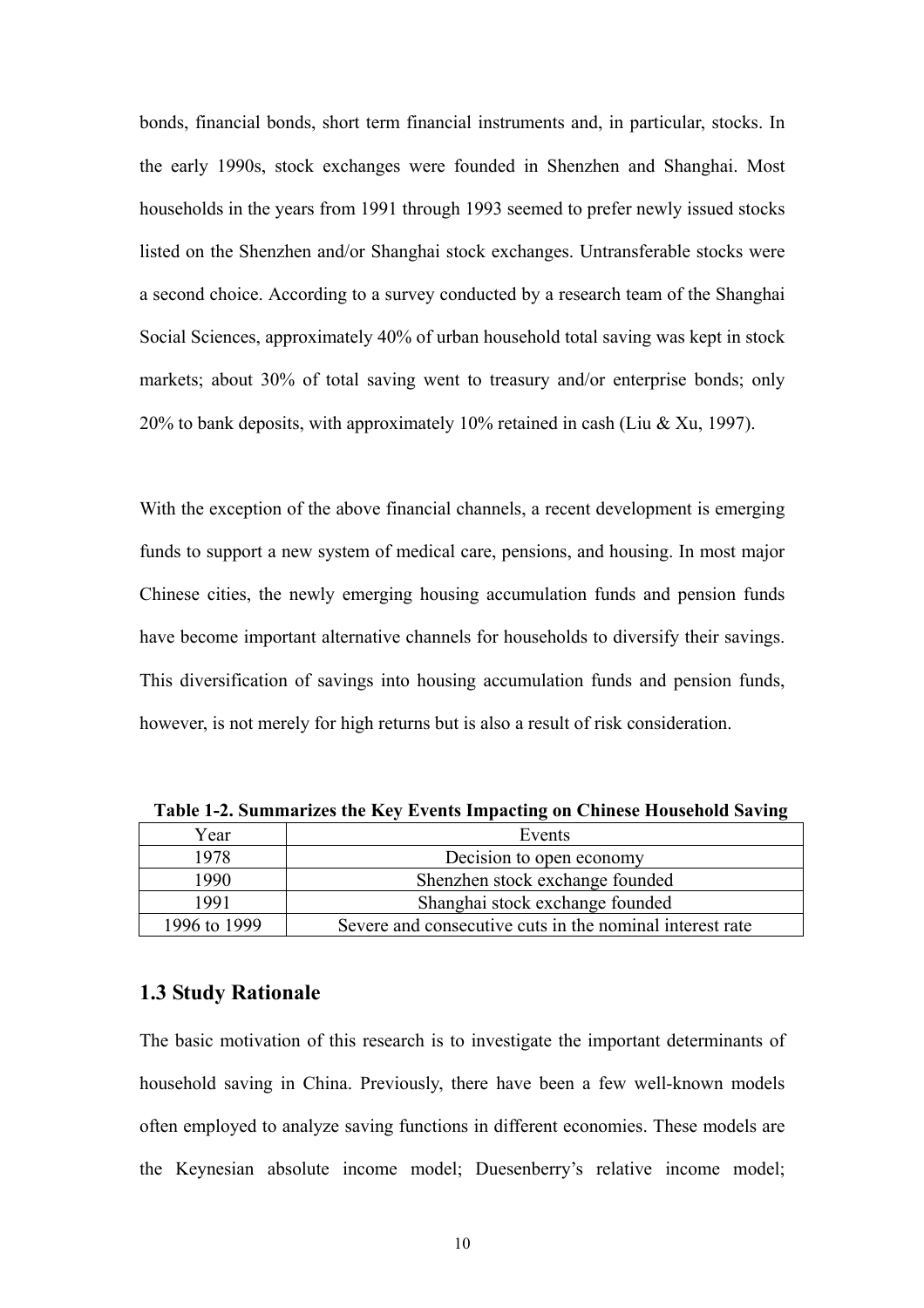bonds, financial bonds, short term financial instruments and, in particular, stocks. In the early 1990s, stock exchanges were founded in Shenzhen and Shanghai. Most households in the years from 1991 through 1993 seemed to prefer newly issued stocks listed on the Shenzhen and/or Shanghai stock exchanges. Untransferable stocks were a second choice. According to a survey conducted by a research team of the Shanghai Social Sciences, approximately 40% of urban household total saving was kept in stock markets; about 30% of total saving went to treasury and/or enterprise bonds; only 20% to bank deposits, with approximately 10% retained in cash (Liu & Xu, 1997).

With the exception of the above financial channels, a recent development is emerging funds to support a new system of medical care, pensions, and housing. In most major Chinese cities, the newly emerging housing accumulation funds and pension funds have become important alternative channels for households to diversify their savings. This diversification of savings into housing accumulation funds and pension funds, however, is not merely for high returns but is also a result of risk consideration.

**Table 1-2. Summarizes the Key Events Impacting on Chinese Household Saving**

| Year | Events |
|---|---|
| 1978 | Decision to open economy |
| 1990 | Shenzhen stock exchange founded |
| 1991 | Shanghai stock exchange founded |
| 1996 to 1999 | Severe and consecutive cuts in the nominal interest rate |

## 1.3 Study Rationale

The basic motivation of this research is to investigate the important determinants of household saving in China. Previously, there have been a few well-known models often employed to analyze saving functions in different economies. These models are the Keynesian absolute income model; Duesenberry's relative income model;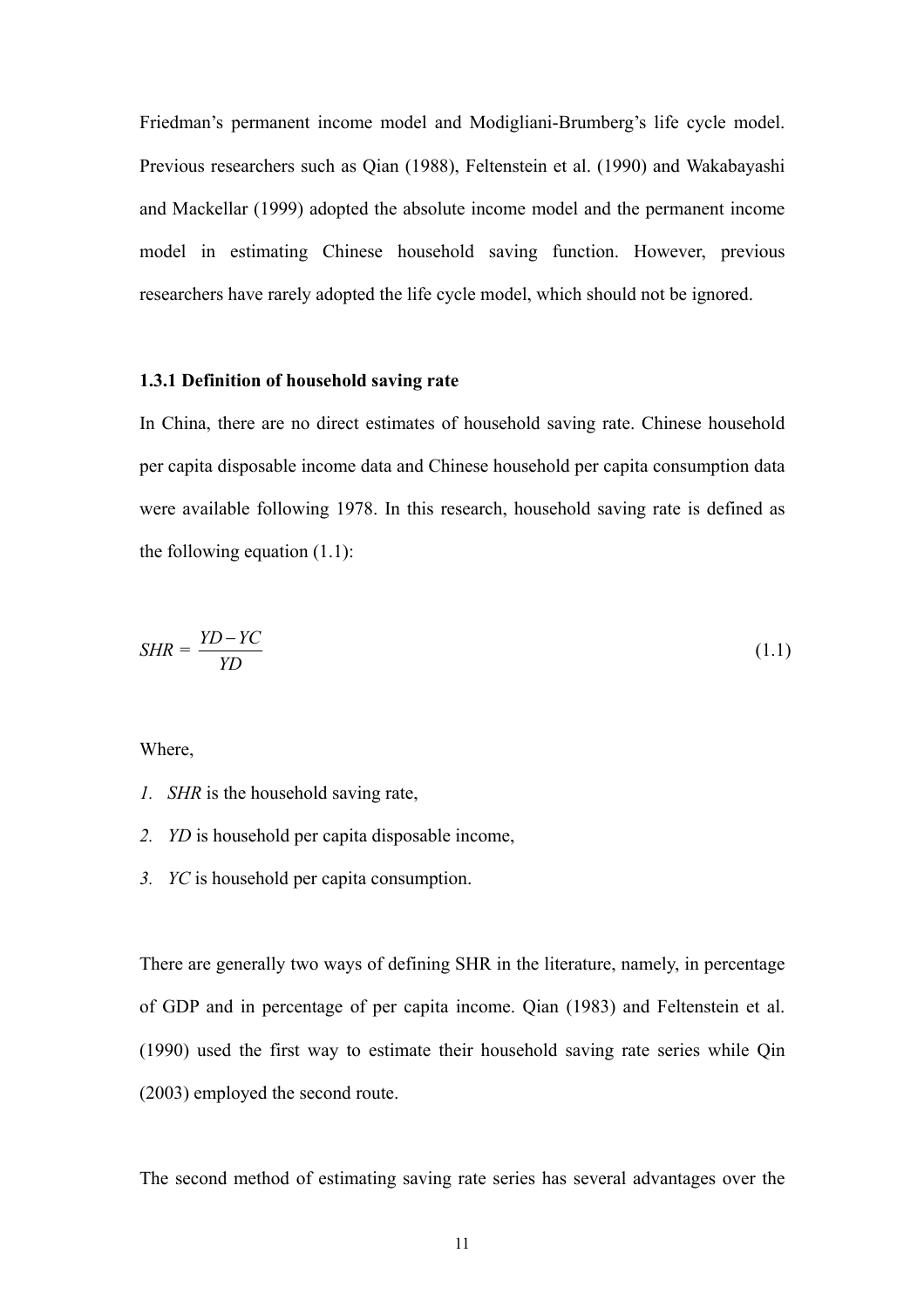Friedman's permanent income model and Modigliani-Brumberg's life cycle model. Previous researchers such as Qian (1988), Feltenstein et al. (1990) and Wakabayashi and Mackellar (1999) adopted the absolute income model and the permanent income model in estimating Chinese household saving function. However, previous researchers have rarely adopted the life cycle model, which should not be ignored.

### 1.3.1 Definition of household saving rate

In China, there are no direct estimates of household saving rate. Chinese household per capita disposable income data and Chinese household per capita consumption data were available following 1978. In this research, household saving rate is defined as the following equation (1.1):

$$SHR = \frac{YD - YC}{YD} \tag{1.1}$$

Where,

1. *SHR* is the household saving rate,
2. *YD* is household per capita disposable income,
3. *YC* is household per capita consumption.

There are generally two ways of defining SHR in the literature, namely, in percentage of GDP and in percentage of per capita income. Qian (1983) and Feltenstein et al. (1990) used the first way to estimate their household saving rate series while Qin (2003) employed the second route.

The second method of estimating saving rate series has several advantages over the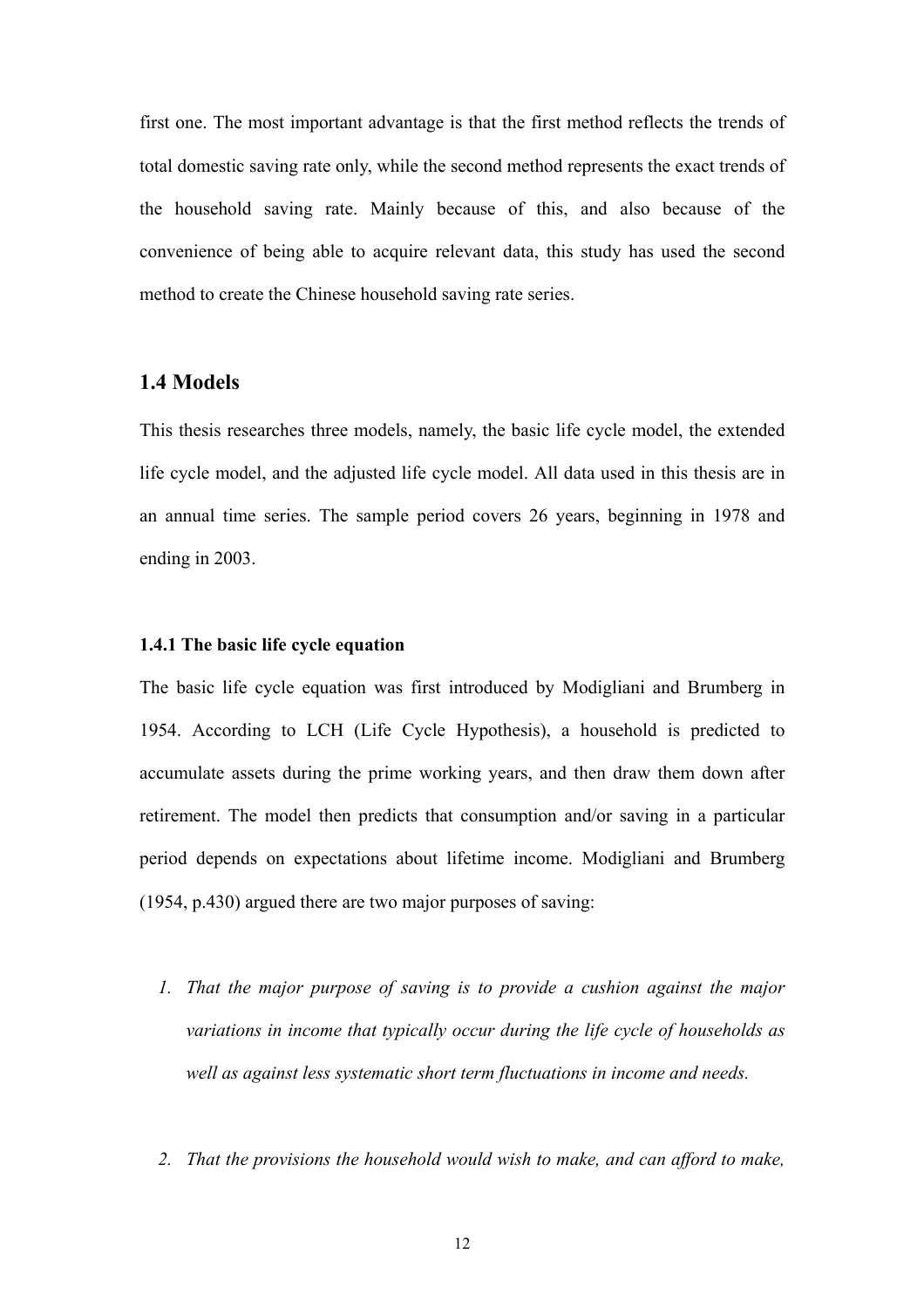first one. The most important advantage is that the first method reflects the trends of total domestic saving rate only, while the second method represents the exact trends of the household saving rate. Mainly because of this, and also because of the convenience of being able to acquire relevant data, this study has used the second method to create the Chinese household saving rate series.

## 1.4 Models

This thesis researches three models, namely, the basic life cycle model, the extended life cycle model, and the adjusted life cycle model. All data used in this thesis are in an annual time series. The sample period covers 26 years, beginning in 1978 and ending in 2003.

### 1.4.1 The basic life cycle equation

The basic life cycle equation was first introduced by Modigliani and Brumberg in 1954. According to LCH (Life Cycle Hypothesis), a household is predicted to accumulate assets during the prime working years, and then draw them down after retirement. The model then predicts that consumption and/or saving in a particular period depends on expectations about lifetime income. Modigliani and Brumberg (1954, p.430) argued there are two major purposes of saving:

1. *That the major purpose of saving is to provide a cushion against the major variations in income that typically occur during the life cycle of households as well as against less systematic short term fluctuations in income and needs.*

2. *That the provisions the household would wish to make, and can afford to make,*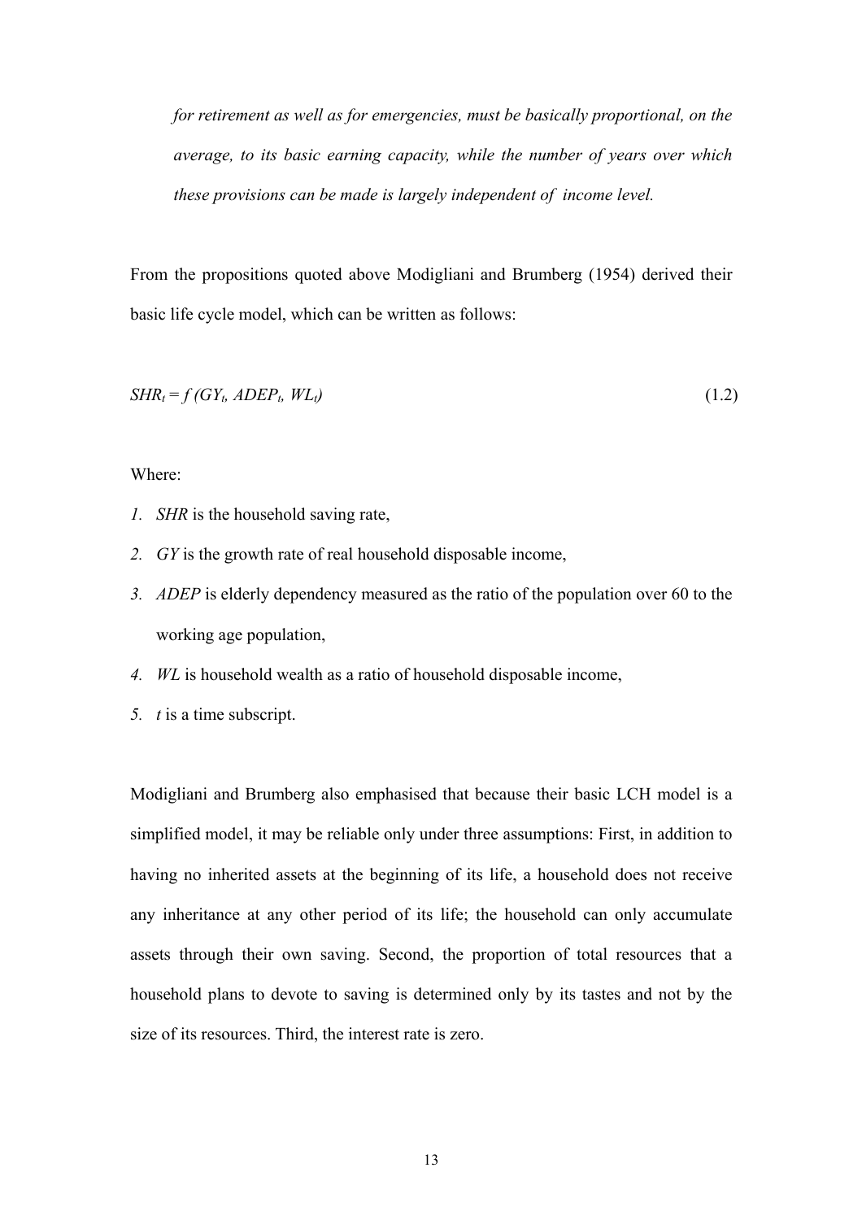*for retirement as well as for emergencies, must be basically proportional, on the average, to its basic earning capacity, while the number of years over which these provisions can be made is largely independent of income level.*

From the propositions quoted above Modigliani and Brumberg (1954) derived their basic life cycle model, which can be written as follows:

$$SHR_t = f\,(GY_t,\ ADEP_t,\ WL_t) \tag{1.2}$$

Where:

1. *SHR* is the household saving rate,
2. *GY* is the growth rate of real household disposable income,
3. *ADEP* is elderly dependency measured as the ratio of the population over 60 to the working age population,
4. *WL* is household wealth as a ratio of household disposable income,
5. *t* is a time subscript.

Modigliani and Brumberg also emphasised that because their basic LCH model is a simplified model, it may be reliable only under three assumptions: First, in addition to having no inherited assets at the beginning of its life, a household does not receive any inheritance at any other period of its life; the household can only accumulate assets through their own saving. Second, the proportion of total resources that a household plans to devote to saving is determined only by its tastes and not by the size of its resources. Third, the interest rate is zero.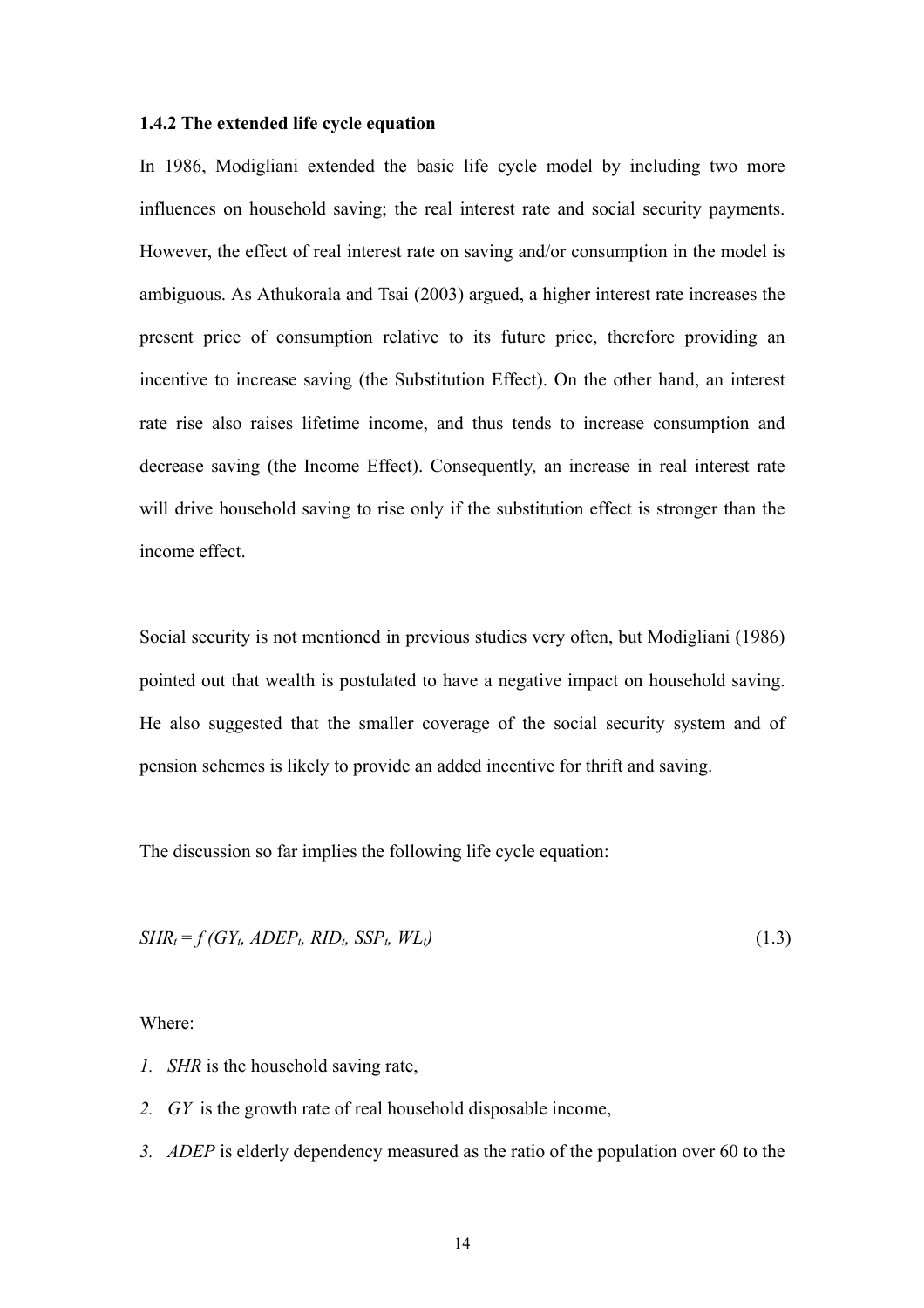### 1.4.2 The extended life cycle equation

In 1986, Modigliani extended the basic life cycle model by including two more influences on household saving; the real interest rate and social security payments. However, the effect of real interest rate on saving and/or consumption in the model is ambiguous. As Athukorala and Tsai (2003) argued, a higher interest rate increases the present price of consumption relative to its future price, therefore providing an incentive to increase saving (the Substitution Effect). On the other hand, an interest rate rise also raises lifetime income, and thus tends to increase consumption and decrease saving (the Income Effect). Consequently, an increase in real interest rate will drive household saving to rise only if the substitution effect is stronger than the income effect.

Social security is not mentioned in previous studies very often, but Modigliani (1986) pointed out that wealth is postulated to have a negative impact on household saving. He also suggested that the smaller coverage of the social security system and of pension schemes is likely to provide an added incentive for thrift and saving.

The discussion so far implies the following life cycle equation:

$$SHR_t = f\,(GY_t,\ ADEP_t,\ RID_t,\ SSP_t,\ WL_t) \qquad (1.3)$$

Where:

1. *SHR* is the household saving rate,
2. *GY* is the growth rate of real household disposable income,
3. *ADEP* is elderly dependency measured as the ratio of the population over 60 to the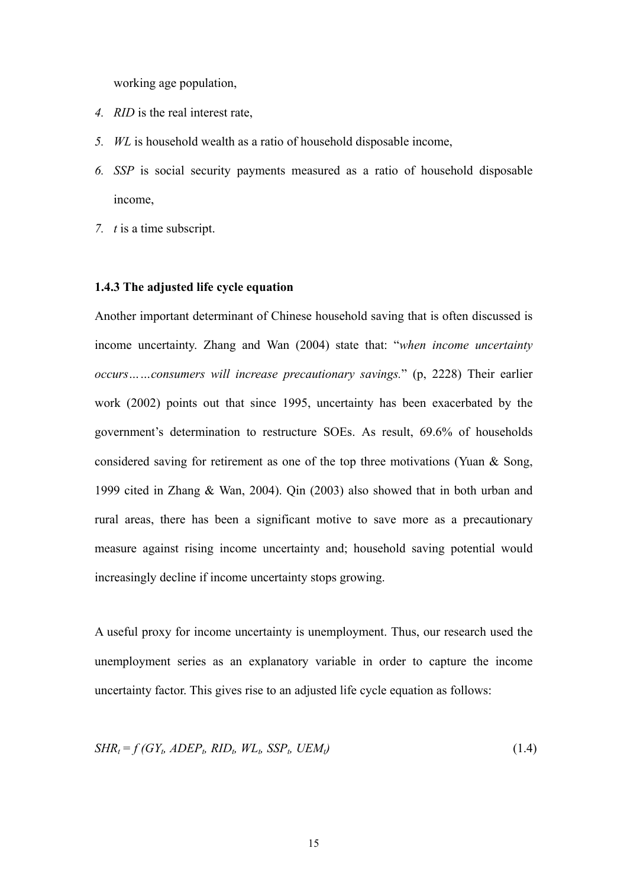working age population,

4. *RID* is the real interest rate,
5. *WL* is household wealth as a ratio of household disposable income,
6. *SSP* is social security payments measured as a ratio of household disposable income,
7. *t* is a time subscript.

### 1.4.3 The adjusted life cycle equation

Another important determinant of Chinese household saving that is often discussed is income uncertainty. Zhang and Wan (2004) state that: "*when income uncertainty occurs……consumers will increase precautionary savings.*" (p, 2228) Their earlier work (2002) points out that since 1995, uncertainty has been exacerbated by the government's determination to restructure SOEs. As result, 69.6% of households considered saving for retirement as one of the top three motivations (Yuan & Song, 1999 cited in Zhang & Wan, 2004). Qin (2003) also showed that in both urban and rural areas, there has been a significant motive to save more as a precautionary measure against rising income uncertainty and; household saving potential would increasingly decline if income uncertainty stops growing.

A useful proxy for income uncertainty is unemployment. Thus, our research used the unemployment series as an explanatory variable in order to capture the income uncertainty factor. This gives rise to an adjusted life cycle equation as follows:

$$SHR_t = f\,(GY_t,\ ADEP_t,\ RID_t,\ WL_t,\ SSP_t,\ UEM_t) \qquad (1.4)$$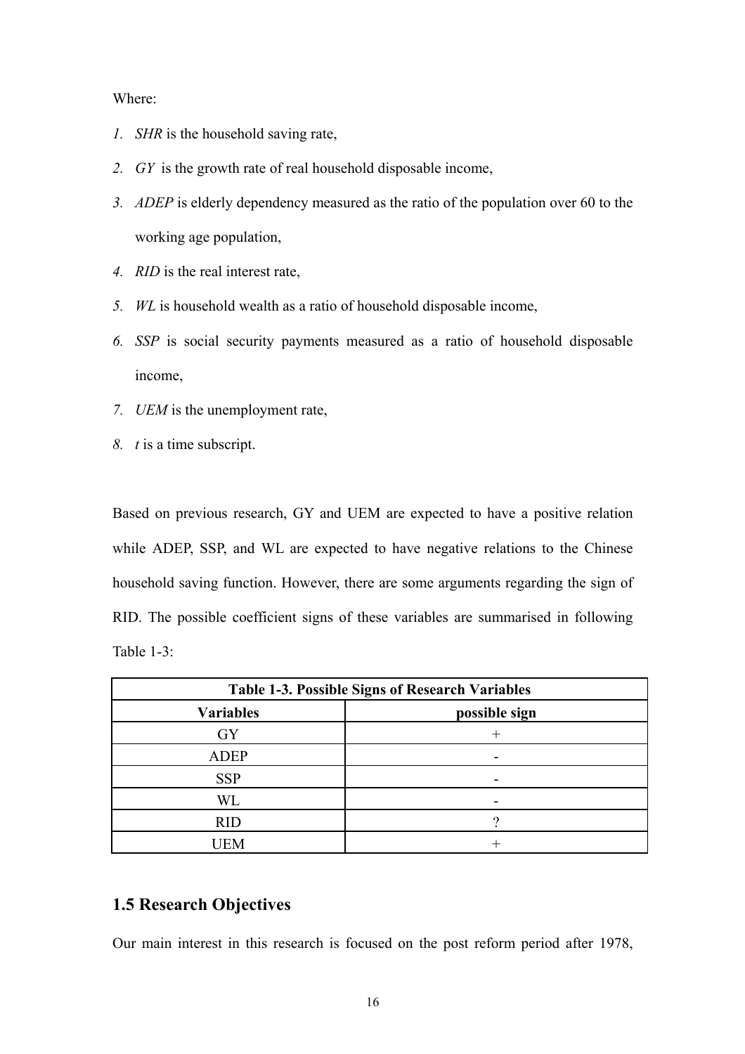Where:

1. *SHR* is the household saving rate,
2. *GY* is the growth rate of real household disposable income,
3. *ADEP* is elderly dependency measured as the ratio of the population over 60 to the working age population,
4. *RID* is the real interest rate,
5. *WL* is household wealth as a ratio of household disposable income,
6. *SSP* is social security payments measured as a ratio of household disposable income,
7. *UEM* is the unemployment rate,
8. *t* is a time subscript.

Based on previous research, GY and UEM are expected to have a positive relation while ADEP, SSP, and WL are expected to have negative relations to the Chinese household saving function. However, there are some arguments regarding the sign of RID. The possible coefficient signs of these variables are summarised in following Table 1-3:

| **Table 1-3. Possible Signs of Research Variables** | |
|---|---|
| **Variables** | **possible sign** |
| GY | + |
| ADEP | - |
| SSP | - |
| WL | - |
| RID | ? |
| UEM | + |

## 1.5 Research Objectives

Our main interest in this research is focused on the post reform period after 1978,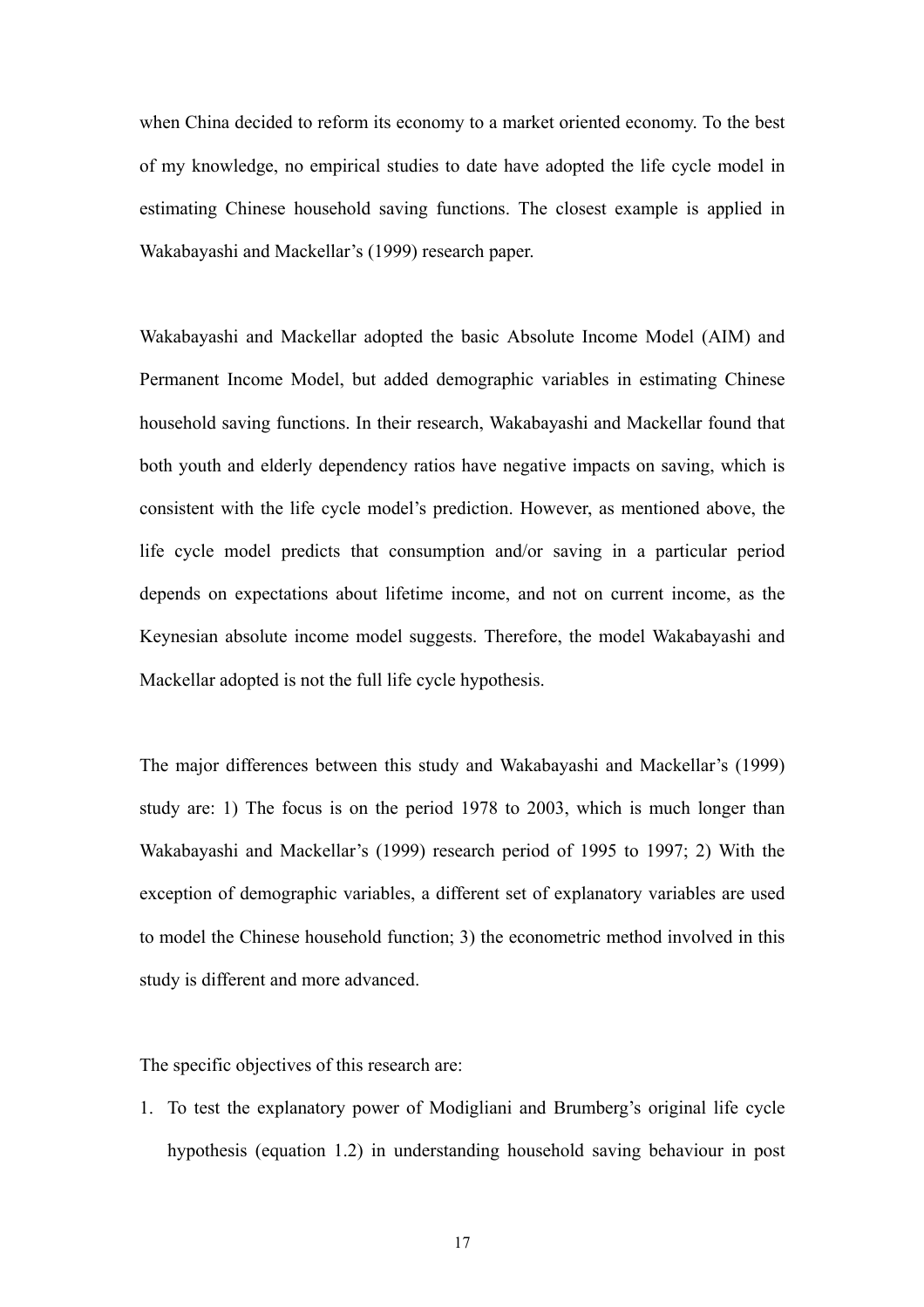when China decided to reform its economy to a market oriented economy. To the best of my knowledge, no empirical studies to date have adopted the life cycle model in estimating Chinese household saving functions. The closest example is applied in Wakabayashi and Mackellar's (1999) research paper.

Wakabayashi and Mackellar adopted the basic Absolute Income Model (AIM) and Permanent Income Model, but added demographic variables in estimating Chinese household saving functions. In their research, Wakabayashi and Mackellar found that both youth and elderly dependency ratios have negative impacts on saving, which is consistent with the life cycle model's prediction. However, as mentioned above, the life cycle model predicts that consumption and/or saving in a particular period depends on expectations about lifetime income, and not on current income, as the Keynesian absolute income model suggests. Therefore, the model Wakabayashi and Mackellar adopted is not the full life cycle hypothesis.

The major differences between this study and Wakabayashi and Mackellar's (1999) study are: 1) The focus is on the period 1978 to 2003, which is much longer than Wakabayashi and Mackellar's (1999) research period of 1995 to 1997; 2) With the exception of demographic variables, a different set of explanatory variables are used to model the Chinese household function; 3) the econometric method involved in this study is different and more advanced.

The specific objectives of this research are:

1. To test the explanatory power of Modigliani and Brumberg's original life cycle hypothesis (equation 1.2) in understanding household saving behaviour in post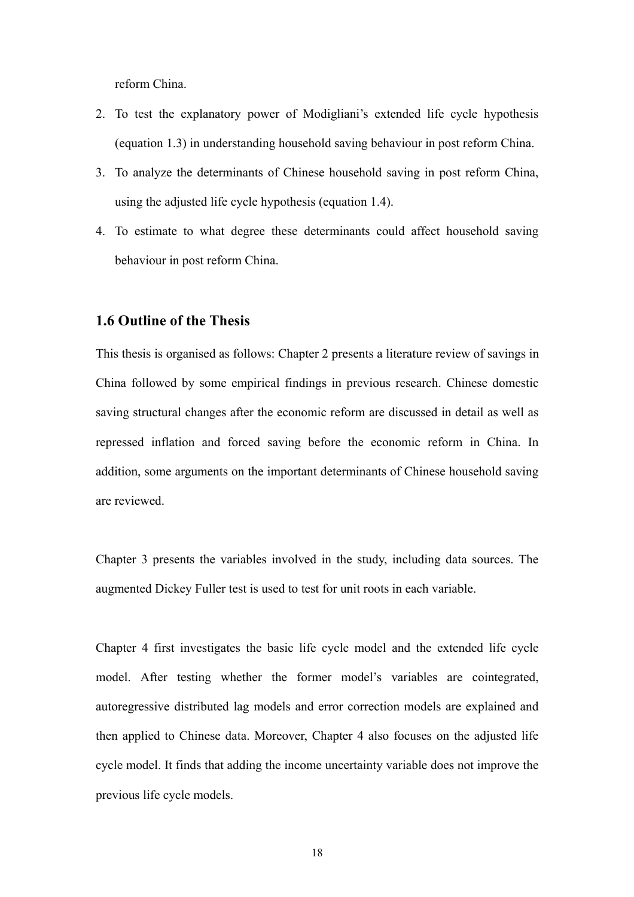reform China.

2. To test the explanatory power of Modigliani's extended life cycle hypothesis (equation 1.3) in understanding household saving behaviour in post reform China.
3. To analyze the determinants of Chinese household saving in post reform China, using the adjusted life cycle hypothesis (equation 1.4).
4. To estimate to what degree these determinants could affect household saving behaviour in post reform China.

## 1.6 Outline of the Thesis

This thesis is organised as follows: Chapter 2 presents a literature review of savings in China followed by some empirical findings in previous research. Chinese domestic saving structural changes after the economic reform are discussed in detail as well as repressed inflation and forced saving before the economic reform in China. In addition, some arguments on the important determinants of Chinese household saving are reviewed.

Chapter 3 presents the variables involved in the study, including data sources. The augmented Dickey Fuller test is used to test for unit roots in each variable.

Chapter 4 first investigates the basic life cycle model and the extended life cycle model. After testing whether the former model's variables are cointegrated, autoregressive distributed lag models and error correction models are explained and then applied to Chinese data. Moreover, Chapter 4 also focuses on the adjusted life cycle model. It finds that adding the income uncertainty variable does not improve the previous life cycle models.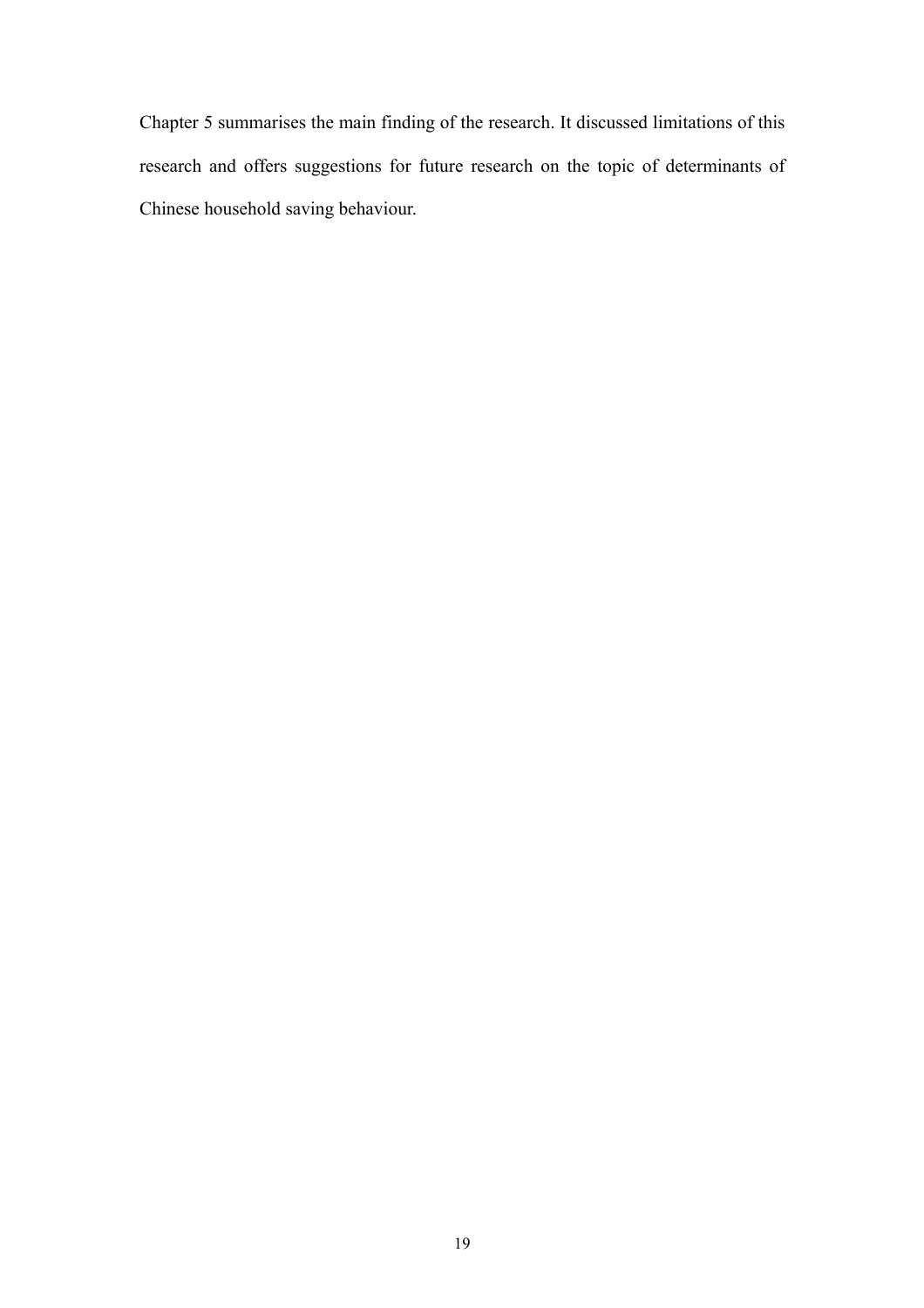Chapter 5 summarises the main finding of the research. It discussed limitations of this research and offers suggestions for future research on the topic of determinants of Chinese household saving behaviour.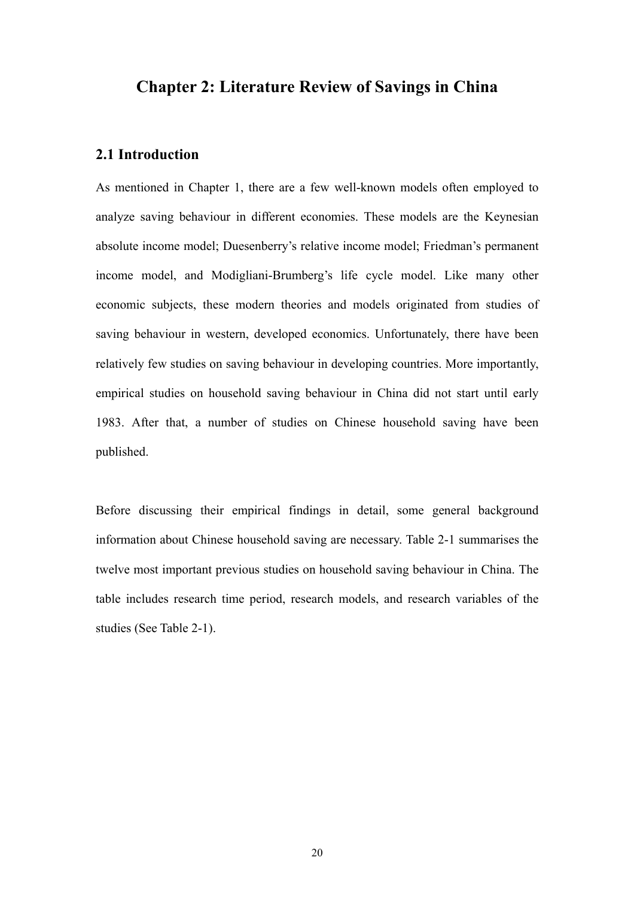# Chapter 2: Literature Review of Savings in China

## 2.1 Introduction

As mentioned in Chapter 1, there are a few well-known models often employed to analyze saving behaviour in different economies. These models are the Keynesian absolute income model; Duesenberry's relative income model; Friedman's permanent income model, and Modigliani-Brumberg's life cycle model. Like many other economic subjects, these modern theories and models originated from studies of saving behaviour in western, developed economics. Unfortunately, there have been relatively few studies on saving behaviour in developing countries. More importantly, empirical studies on household saving behaviour in China did not start until early 1983. After that, a number of studies on Chinese household saving have been published.

Before discussing their empirical findings in detail, some general background information about Chinese household saving are necessary. Table 2-1 summarises the twelve most important previous studies on household saving behaviour in China. The table includes research time period, research models, and research variables of the studies (See Table 2-1).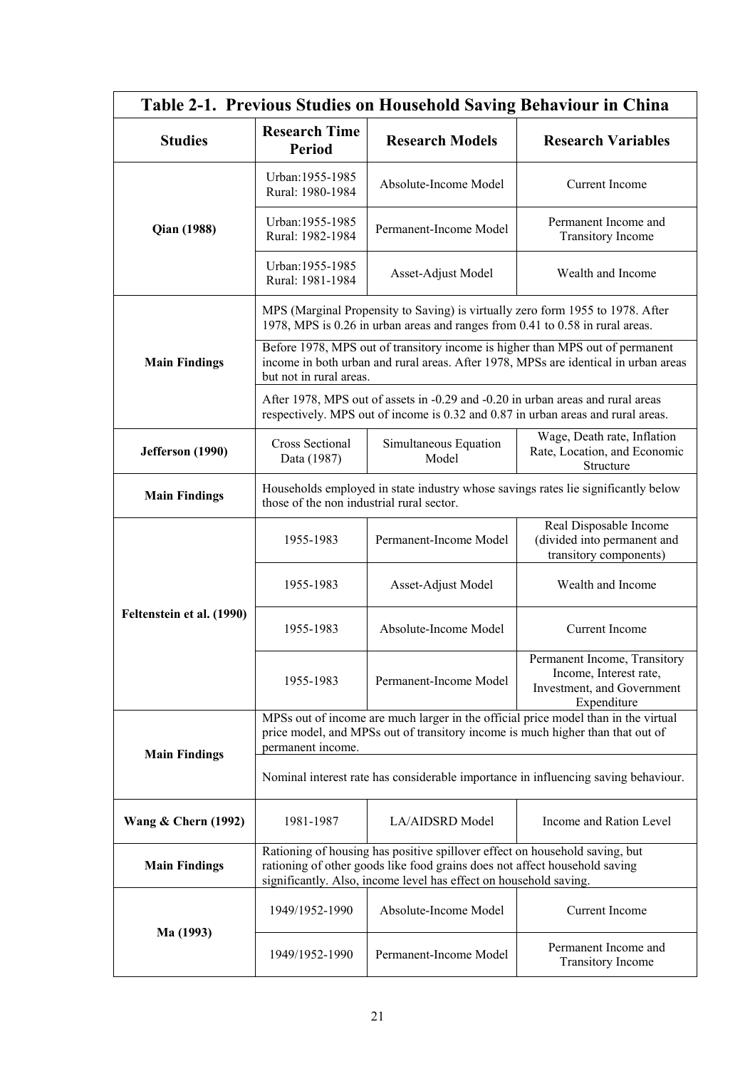| Table 2-1. Previous Studies on Household Saving Behaviour in China | | | |
|---|---|---|---|
| **Studies** | **Research Time Period** | **Research Models** | **Research Variables** |
| **Qian (1988)** | Urban:1955-1985 Rural: 1980-1984 | Absolute-Income Model | Current Income |
| | Urban:1955-1985 Rural: 1982-1984 | Permanent-Income Model | Permanent Income and Transitory Income |
| | Urban:1955-1985 Rural: 1981-1984 | Asset-Adjust Model | Wealth and Income |
| **Main Findings** | MPS (Marginal Propensity to Saving) is virtually zero form 1955 to 1978. After 1978, MPS is 0.26 in urban areas and ranges from 0.41 to 0.58 in rural areas. | | |
| | Before 1978, MPS out of transitory income is higher than MPS out of permanent income in both urban and rural areas. After 1978, MPSs are identical in urban areas but not in rural areas. | | |
| | After 1978, MPS out of assets in -0.29 and -0.20 in urban areas and rural areas respectively. MPS out of income is 0.32 and 0.87 in urban areas and rural areas. | | |
| **Jefferson (1990)** | Cross Sectional Data (1987) | Simultaneous Equation Model | Wage, Death rate, Inflation Rate, Location, and Economic Structure |
| **Main Findings** | Households employed in state industry whose savings rates lie significantly below those of the non industrial rural sector. | | |
| **Feltenstein et al. (1990)** | 1955-1983 | Permanent-Income Model | Real Disposable Income (divided into permanent and transitory components) |
| | 1955-1983 | Asset-Adjust Model | Wealth and Income |
| | 1955-1983 | Absolute-Income Model | Current Income |
| | 1955-1983 | Permanent-Income Model | Permanent Income, Transitory Income, Interest rate, Investment, and Government Expenditure |
| **Main Findings** | MPSs out of income are much larger in the official price model than in the virtual price model, and MPSs out of transitory income is much higher than that out of permanent income. | | |
| | Nominal interest rate has considerable importance in influencing saving behaviour. | | |
| **Wang & Chern (1992)** | 1981-1987 | LA/AIDSRD Model | Income and Ration Level |
| **Main Findings** | Rationing of housing has positive spillover effect on household saving, but rationing of other goods like food grains does not affect household saving significantly. Also, income level has effect on household saving. | | |
| **Ma (1993)** | 1949/1952-1990 | Absolute-Income Model | Current Income |
| | 1949/1952-1990 | Permanent-Income Model | Permanent Income and Transitory Income |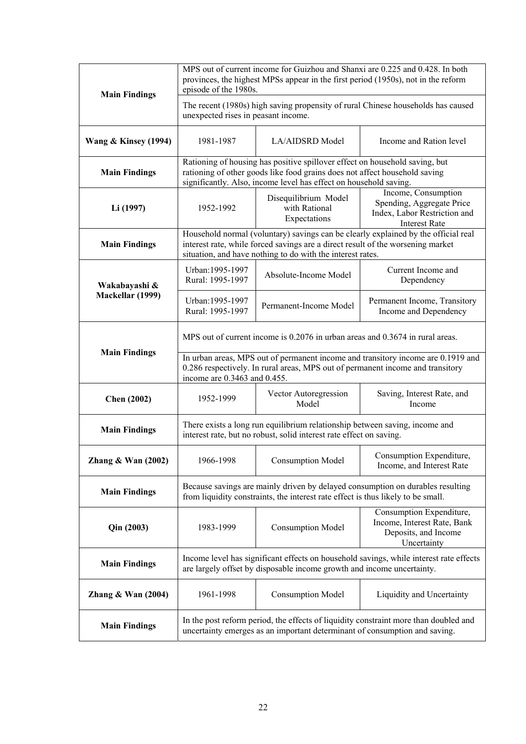| | | | |
|---|---|---|---|
| **Main Findings** | MPS out of current income for Guizhou and Shanxi are 0.225 and 0.428. In both provinces, the highest MPSs appear in the first period (1950s), not in the reform episode of the 1980s. | | |
| | The recent (1980s) high saving propensity of rural Chinese households has caused unexpected rises in peasant income. | | |
| **Wang & Kinsey (1994)** | 1981-1987 | LA/AIDSRD Model | Income and Ration level |
| **Main Findings** | Rationing of housing has positive spillover effect on household saving, but rationing of other goods like food grains does not affect household saving significantly. Also, income level has effect on household saving. | | |
| **Li (1997)** | 1952-1992 | Disequilibrium Model with Rational Expectations | Income, Consumption Spending, Aggregate Price Index, Labor Restriction and Interest Rate |
| **Main Findings** | Household normal (voluntary) savings can be clearly explained by the official real interest rate, while forced savings are a direct result of the worsening market situation, and have nothing to do with the interest rates. | | |
| **Wakabayashi & Mackellar (1999)** | Urban:1995-1997 Rural: 1995-1997 | Absolute-Income Model | Current Income and Dependency |
| | Urban:1995-1997 Rural: 1995-1997 | Permanent-Income Model | Permanent Income, Transitory Income and Dependency |
| **Main Findings** | MPS out of current income is 0.2076 in urban areas and 0.3674 in rural areas. | | |
| | In urban areas, MPS out of permanent income and transitory income are 0.1919 and 0.286 respectively. In rural areas, MPS out of permanent income and transitory income are 0.3463 and 0.455. | | |
| **Chen (2002)** | 1952-1999 | Vector Autoregression Model | Saving, Interest Rate, and Income |
| **Main Findings** | There exists a long run equilibrium relationship between saving, income and interest rate, but no robust, solid interest rate effect on saving. | | |
| **Zhang & Wan (2002)** | 1966-1998 | Consumption Model | Consumption Expenditure, Income, and Interest Rate |
| **Main Findings** | Because savings are mainly driven by delayed consumption on durables resulting from liquidity constraints, the interest rate effect is thus likely to be small. | | |
| **Qin (2003)** | 1983-1999 | Consumption Model | Consumption Expenditure, Income, Interest Rate, Bank Deposits, and Income Uncertainty |
| **Main Findings** | Income level has significant effects on household savings, while interest rate effects are largely offset by disposable income growth and income uncertainty. | | |
| **Zhang & Wan (2004)** | 1961-1998 | Consumption Model | Liquidity and Uncertainty |
| **Main Findings** | In the post reform period, the effects of liquidity constraint more than doubled and uncertainty emerges as an important determinant of consumption and saving. | | |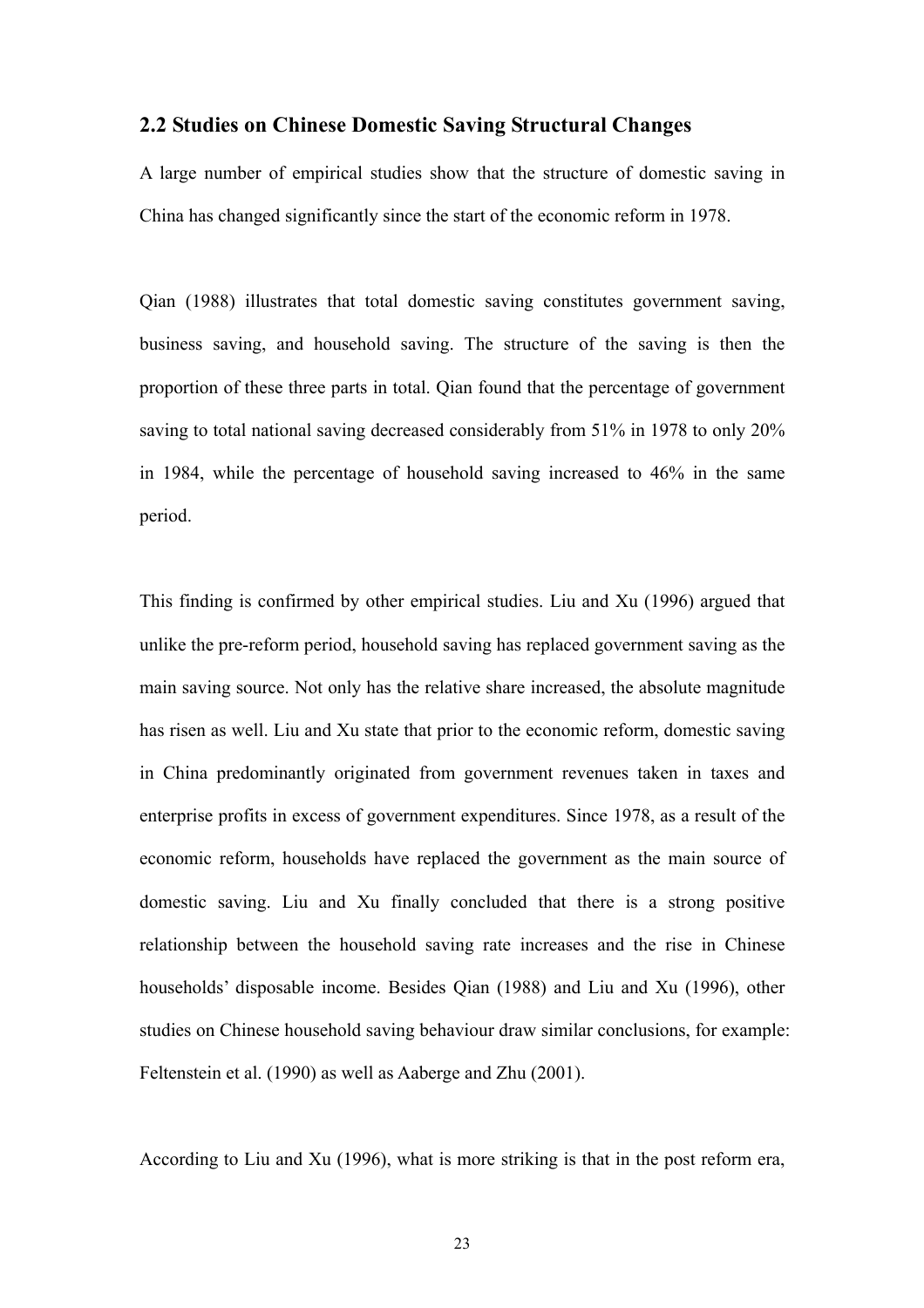## 2.2 Studies on Chinese Domestic Saving Structural Changes

A large number of empirical studies show that the structure of domestic saving in China has changed significantly since the start of the economic reform in 1978.

Qian (1988) illustrates that total domestic saving constitutes government saving, business saving, and household saving. The structure of the saving is then the proportion of these three parts in total. Qian found that the percentage of government saving to total national saving decreased considerably from 51% in 1978 to only 20% in 1984, while the percentage of household saving increased to 46% in the same period.

This finding is confirmed by other empirical studies. Liu and Xu (1996) argued that unlike the pre-reform period, household saving has replaced government saving as the main saving source. Not only has the relative share increased, the absolute magnitude has risen as well. Liu and Xu state that prior to the economic reform, domestic saving in China predominantly originated from government revenues taken in taxes and enterprise profits in excess of government expenditures. Since 1978, as a result of the economic reform, households have replaced the government as the main source of domestic saving. Liu and Xu finally concluded that there is a strong positive relationship between the household saving rate increases and the rise in Chinese households' disposable income. Besides Qian (1988) and Liu and Xu (1996), other studies on Chinese household saving behaviour draw similar conclusions, for example: Feltenstein et al. (1990) as well as Aaberge and Zhu (2001).

According to Liu and Xu (1996), what is more striking is that in the post reform era,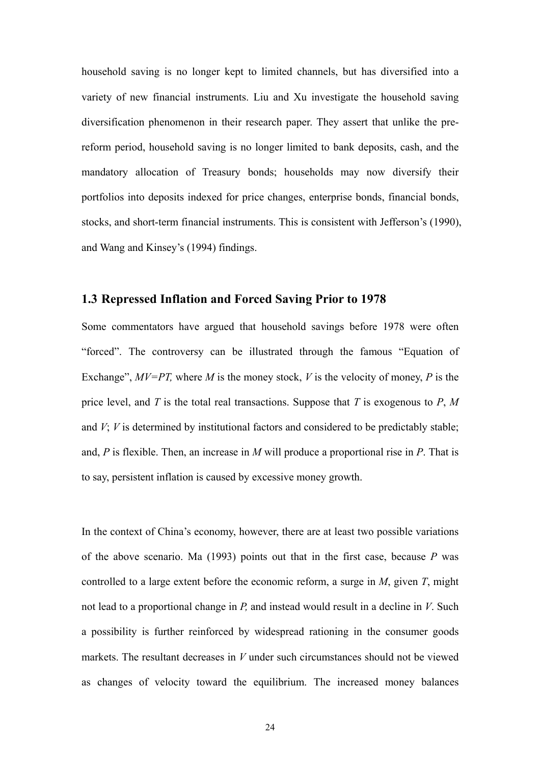household saving is no longer kept to limited channels, but has diversified into a variety of new financial instruments. Liu and Xu investigate the household saving diversification phenomenon in their research paper. They assert that unlike the pre-reform period, household saving is no longer limited to bank deposits, cash, and the mandatory allocation of Treasury bonds; households may now diversify their portfolios into deposits indexed for price changes, enterprise bonds, financial bonds, stocks, and short-term financial instruments. This is consistent with Jefferson's (1990), and Wang and Kinsey's (1994) findings.

### 1.3 Repressed Inflation and Forced Saving Prior to 1978

Some commentators have argued that household savings before 1978 were often "forced". The controversy can be illustrated through the famous "Equation of Exchange", $MV=PT$, where $M$ is the money stock, $V$ is the velocity of money, $P$ is the price level, and $T$ is the total real transactions. Suppose that $T$ is exogenous to $P$, $M$ and $V$; $V$ is determined by institutional factors and considered to be predictably stable; and, $P$ is flexible. Then, an increase in $M$ will produce a proportional rise in $P$. That is to say, persistent inflation is caused by excessive money growth.

In the context of China's economy, however, there are at least two possible variations of the above scenario. Ma (1993) points out that in the first case, because $P$ was controlled to a large extent before the economic reform, a surge in $M$, given $T$, might not lead to a proportional change in $P$, and instead would result in a decline in $V$. Such a possibility is further reinforced by widespread rationing in the consumer goods markets. The resultant decreases in $V$ under such circumstances should not be viewed as changes of velocity toward the equilibrium. The increased money balances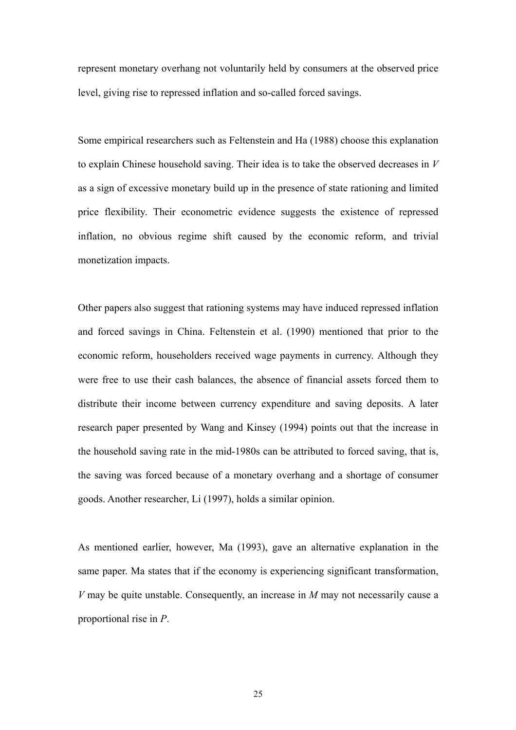represent monetary overhang not voluntarily held by consumers at the observed price level, giving rise to repressed inflation and so-called forced savings.

Some empirical researchers such as Feltenstein and Ha (1988) choose this explanation to explain Chinese household saving. Their idea is to take the observed decreases in $V$ as a sign of excessive monetary build up in the presence of state rationing and limited price flexibility. Their econometric evidence suggests the existence of repressed inflation, no obvious regime shift caused by the economic reform, and trivial monetization impacts.

Other papers also suggest that rationing systems may have induced repressed inflation and forced savings in China. Feltenstein et al. (1990) mentioned that prior to the economic reform, householders received wage payments in currency. Although they were free to use their cash balances, the absence of financial assets forced them to distribute their income between currency expenditure and saving deposits. A later research paper presented by Wang and Kinsey (1994) points out that the increase in the household saving rate in the mid-1980s can be attributed to forced saving, that is, the saving was forced because of a monetary overhang and a shortage of consumer goods. Another researcher, Li (1997), holds a similar opinion.

As mentioned earlier, however, Ma (1993), gave an alternative explanation in the same paper. Ma states that if the economy is experiencing significant transformation, $V$ may be quite unstable. Consequently, an increase in $M$ may not necessarily cause a proportional rise in $P$.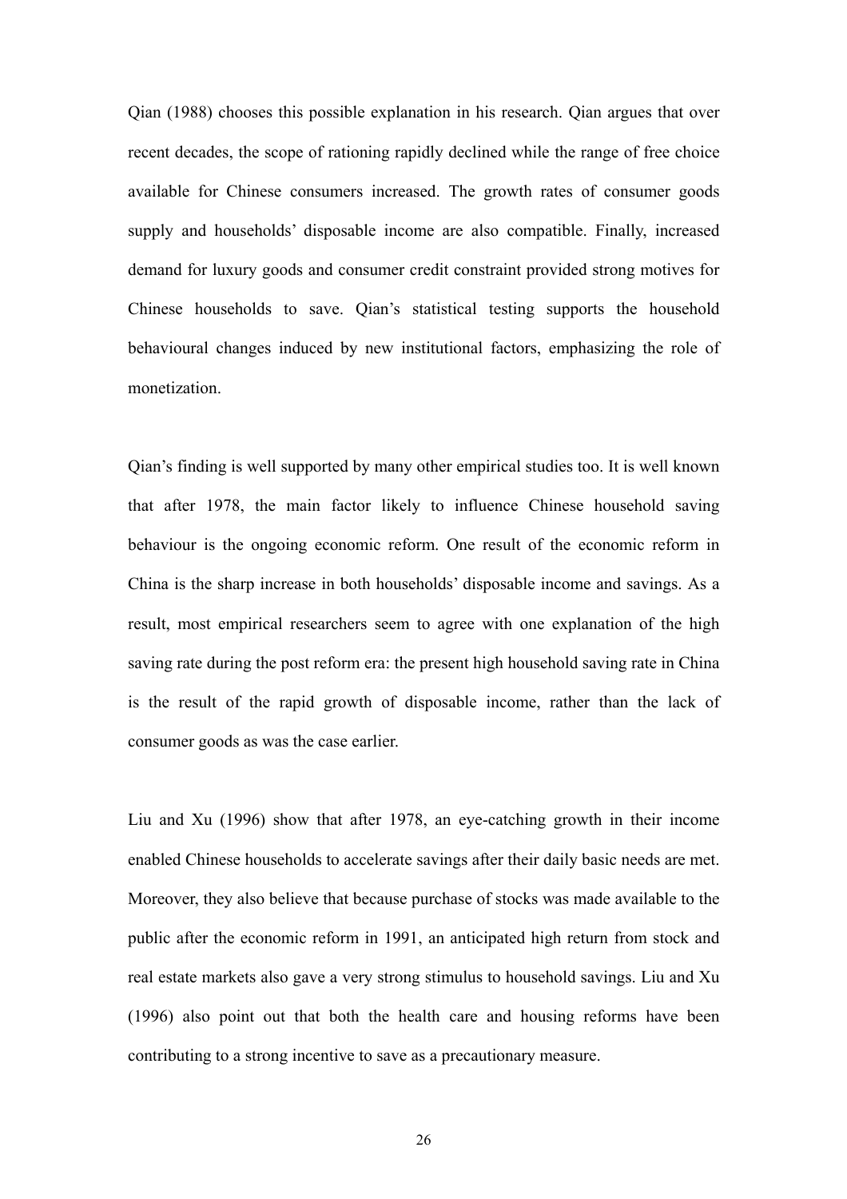Qian (1988) chooses this possible explanation in his research. Qian argues that over recent decades, the scope of rationing rapidly declined while the range of free choice available for Chinese consumers increased. The growth rates of consumer goods supply and households' disposable income are also compatible. Finally, increased demand for luxury goods and consumer credit constraint provided strong motives for Chinese households to save. Qian's statistical testing supports the household behavioural changes induced by new institutional factors, emphasizing the role of monetization.

Qian's finding is well supported by many other empirical studies too. It is well known that after 1978, the main factor likely to influence Chinese household saving behaviour is the ongoing economic reform. One result of the economic reform in China is the sharp increase in both households' disposable income and savings. As a result, most empirical researchers seem to agree with one explanation of the high saving rate during the post reform era: the present high household saving rate in China is the result of the rapid growth of disposable income, rather than the lack of consumer goods as was the case earlier.

Liu and Xu (1996) show that after 1978, an eye-catching growth in their income enabled Chinese households to accelerate savings after their daily basic needs are met. Moreover, they also believe that because purchase of stocks was made available to the public after the economic reform in 1991, an anticipated high return from stock and real estate markets also gave a very strong stimulus to household savings. Liu and Xu (1996) also point out that both the health care and housing reforms have been contributing to a strong incentive to save as a precautionary measure.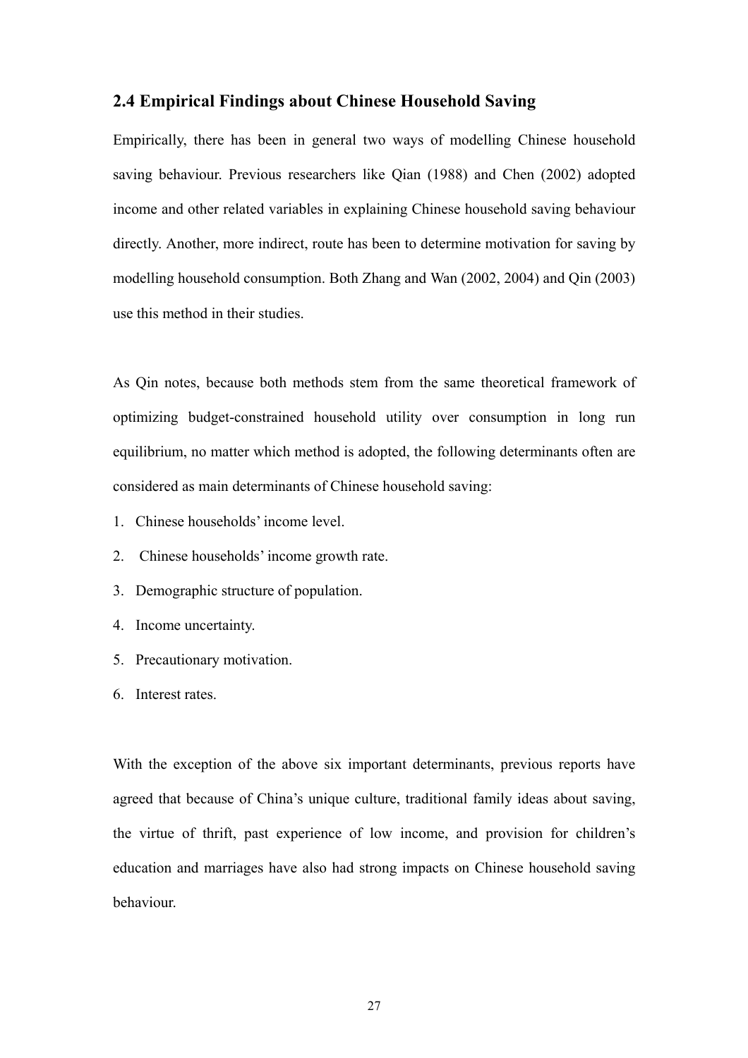## 2.4 Empirical Findings about Chinese Household Saving

Empirically, there has been in general two ways of modelling Chinese household saving behaviour. Previous researchers like Qian (1988) and Chen (2002) adopted income and other related variables in explaining Chinese household saving behaviour directly. Another, more indirect, route has been to determine motivation for saving by modelling household consumption. Both Zhang and Wan (2002, 2004) and Qin (2003) use this method in their studies.

As Qin notes, because both methods stem from the same theoretical framework of optimizing budget-constrained household utility over consumption in long run equilibrium, no matter which method is adopted, the following determinants often are considered as main determinants of Chinese household saving:

1. Chinese households' income level.
2. Chinese households' income growth rate.
3. Demographic structure of population.
4. Income uncertainty.
5. Precautionary motivation.
6. Interest rates.

With the exception of the above six important determinants, previous reports have agreed that because of China's unique culture, traditional family ideas about saving, the virtue of thrift, past experience of low income, and provision for children's education and marriages have also had strong impacts on Chinese household saving behaviour.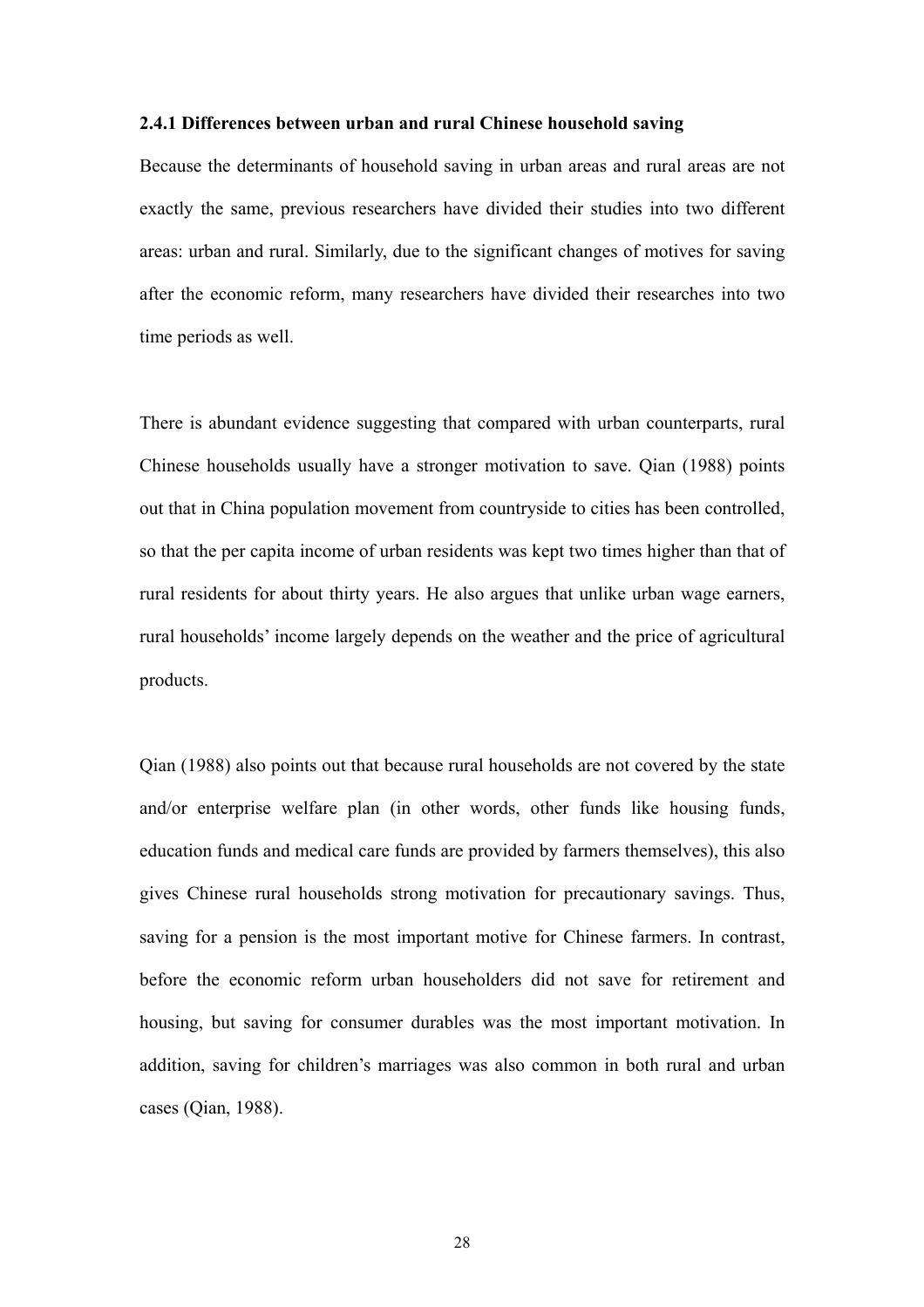### 2.4.1 Differences between urban and rural Chinese household saving

Because the determinants of household saving in urban areas and rural areas are not exactly the same, previous researchers have divided their studies into two different areas: urban and rural. Similarly, due to the significant changes of motives for saving after the economic reform, many researchers have divided their researches into two time periods as well.

There is abundant evidence suggesting that compared with urban counterparts, rural Chinese households usually have a stronger motivation to save. Qian (1988) points out that in China population movement from countryside to cities has been controlled, so that the per capita income of urban residents was kept two times higher than that of rural residents for about thirty years. He also argues that unlike urban wage earners, rural households' income largely depends on the weather and the price of agricultural products.

Qian (1988) also points out that because rural households are not covered by the state and/or enterprise welfare plan (in other words, other funds like housing funds, education funds and medical care funds are provided by farmers themselves), this also gives Chinese rural households strong motivation for precautionary savings. Thus, saving for a pension is the most important motive for Chinese farmers. In contrast, before the economic reform urban householders did not save for retirement and housing, but saving for consumer durables was the most important motivation. In addition, saving for children's marriages was also common in both rural and urban cases (Qian, 1988).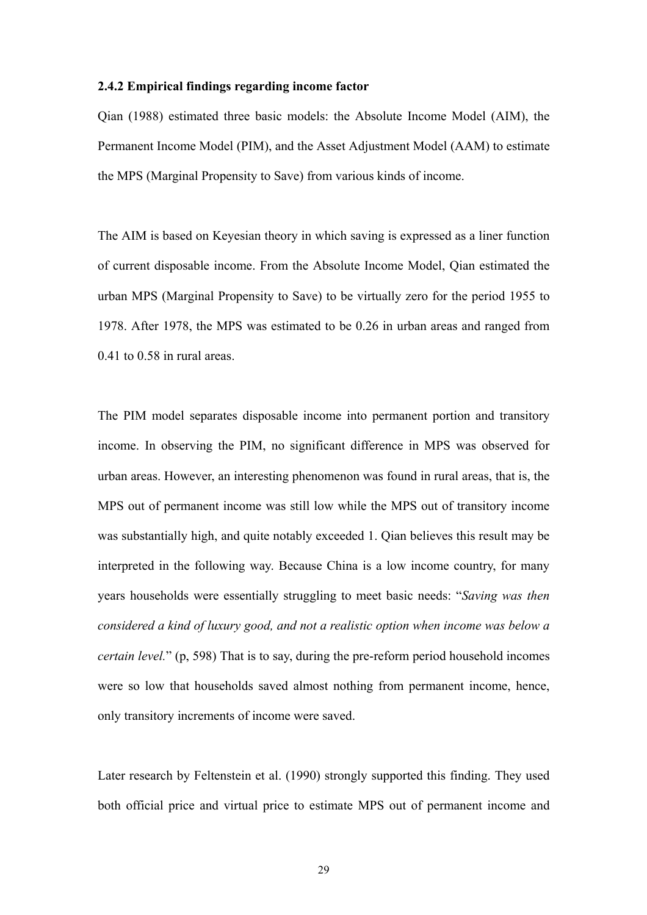### 2.4.2 Empirical findings regarding income factor

Qian (1988) estimated three basic models: the Absolute Income Model (AIM), the Permanent Income Model (PIM), and the Asset Adjustment Model (AAM) to estimate the MPS (Marginal Propensity to Save) from various kinds of income.

The AIM is based on Keyesian theory in which saving is expressed as a liner function of current disposable income. From the Absolute Income Model, Qian estimated the urban MPS (Marginal Propensity to Save) to be virtually zero for the period 1955 to 1978. After 1978, the MPS was estimated to be 0.26 in urban areas and ranged from 0.41 to 0.58 in rural areas.

The PIM model separates disposable income into permanent portion and transitory income. In observing the PIM, no significant difference in MPS was observed for urban areas. However, an interesting phenomenon was found in rural areas, that is, the MPS out of permanent income was still low while the MPS out of transitory income was substantially high, and quite notably exceeded 1. Qian believes this result may be interpreted in the following way. Because China is a low income country, for many years households were essentially struggling to meet basic needs: "*Saving was then considered a kind of luxury good, and not a realistic option when income was below a certain level.*" (p, 598) That is to say, during the pre-reform period household incomes were so low that households saved almost nothing from permanent income, hence, only transitory increments of income were saved.

Later research by Feltenstein et al. (1990) strongly supported this finding. They used both official price and virtual price to estimate MPS out of permanent income and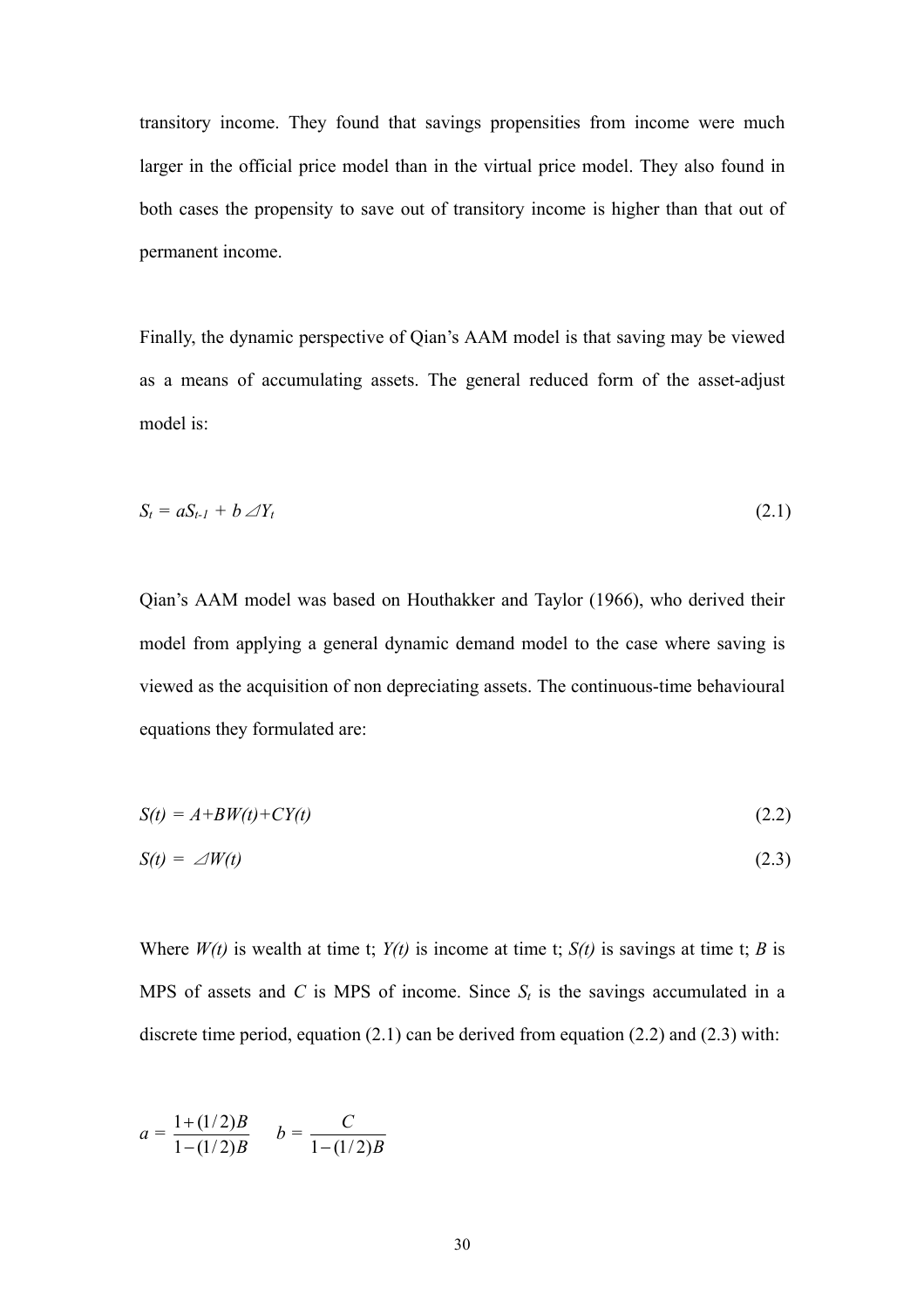transitory income. They found that savings propensities from income were much larger in the official price model than in the virtual price model. They also found in both cases the propensity to save out of transitory income is higher than that out of permanent income.

Finally, the dynamic perspective of Qian's AAM model is that saving may be viewed as a means of accumulating assets. The general reduced form of the asset-adjust model is:

$$S_t = aS_{t-1} + b \Delta Y_t \tag{2.1}$$

Qian's AAM model was based on Houthakker and Taylor (1966), who derived their model from applying a general dynamic demand model to the case where saving is viewed as the acquisition of non depreciating assets. The continuous-time behavioural equations they formulated are:

$$S(t) = A + BW(t) + CY(t) \tag{2.2}$$

$$S(t) = \Delta W(t) \tag{2.3}$$

Where $W(t)$ is wealth at time t; $Y(t)$ is income at time t; $S(t)$ is savings at time t; $B$ is MPS of assets and $C$ is MPS of income. Since $S_t$ is the savings accumulated in a discrete time period, equation (2.1) can be derived from equation (2.2) and (2.3) with:

$$a = \frac{1 + (1/2)B}{1 - (1/2)B} \qquad b = \frac{C}{1 - (1/2)B}$$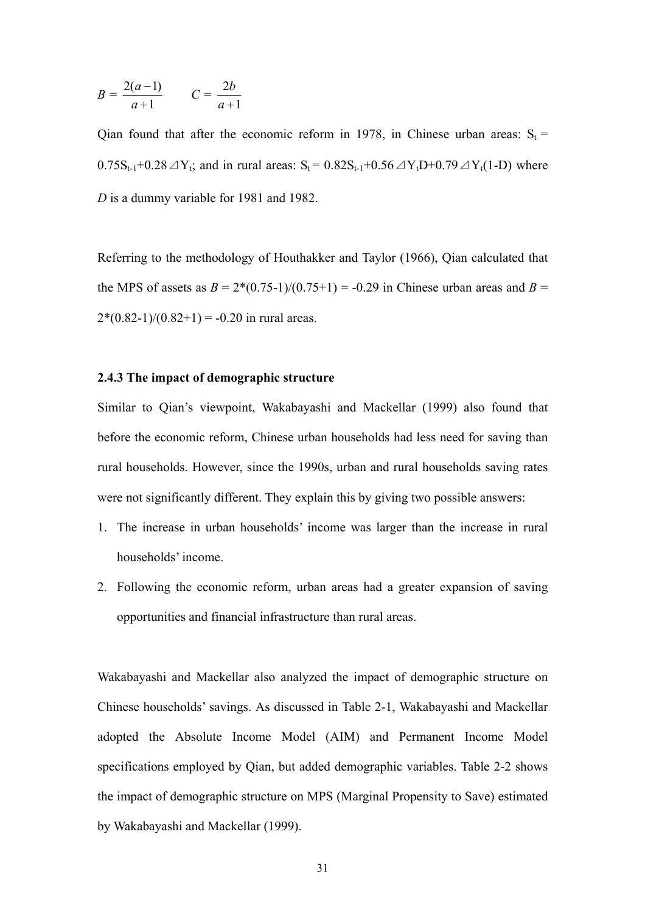$$B = \frac{2(a-1)}{a+1} \qquad C = \frac{2b}{a+1}$$

Qian found that after the economic reform in 1978, in Chinese urban areas: $S_t = 0.75S_{t-1} + 0.28\Delta Y_t$; and in rural areas: $S_t = 0.82S_{t-1} + 0.56\Delta Y_t D + 0.79\Delta Y_t(1-D)$ where $D$ is a dummy variable for 1981 and 1982.

Referring to the methodology of Houthakker and Taylor (1966), Qian calculated that the MPS of assets as $B = 2*(0.75-1)/(0.75+1) = -0.29$ in Chinese urban areas and $B = 2*(0.82-1)/(0.82+1) = -0.20$ in rural areas.

### 2.4.3 The impact of demographic structure

Similar to Qian's viewpoint, Wakabayashi and Mackellar (1999) also found that before the economic reform, Chinese urban households had less need for saving than rural households. However, since the 1990s, urban and rural households saving rates were not significantly different. They explain this by giving two possible answers:

1. The increase in urban households' income was larger than the increase in rural households' income.
2. Following the economic reform, urban areas had a greater expansion of saving opportunities and financial infrastructure than rural areas.

Wakabayashi and Mackellar also analyzed the impact of demographic structure on Chinese households' savings. As discussed in Table 2-1, Wakabayashi and Mackellar adopted the Absolute Income Model (AIM) and Permanent Income Model specifications employed by Qian, but added demographic variables. Table 2-2 shows the impact of demographic structure on MPS (Marginal Propensity to Save) estimated by Wakabayashi and Mackellar (1999).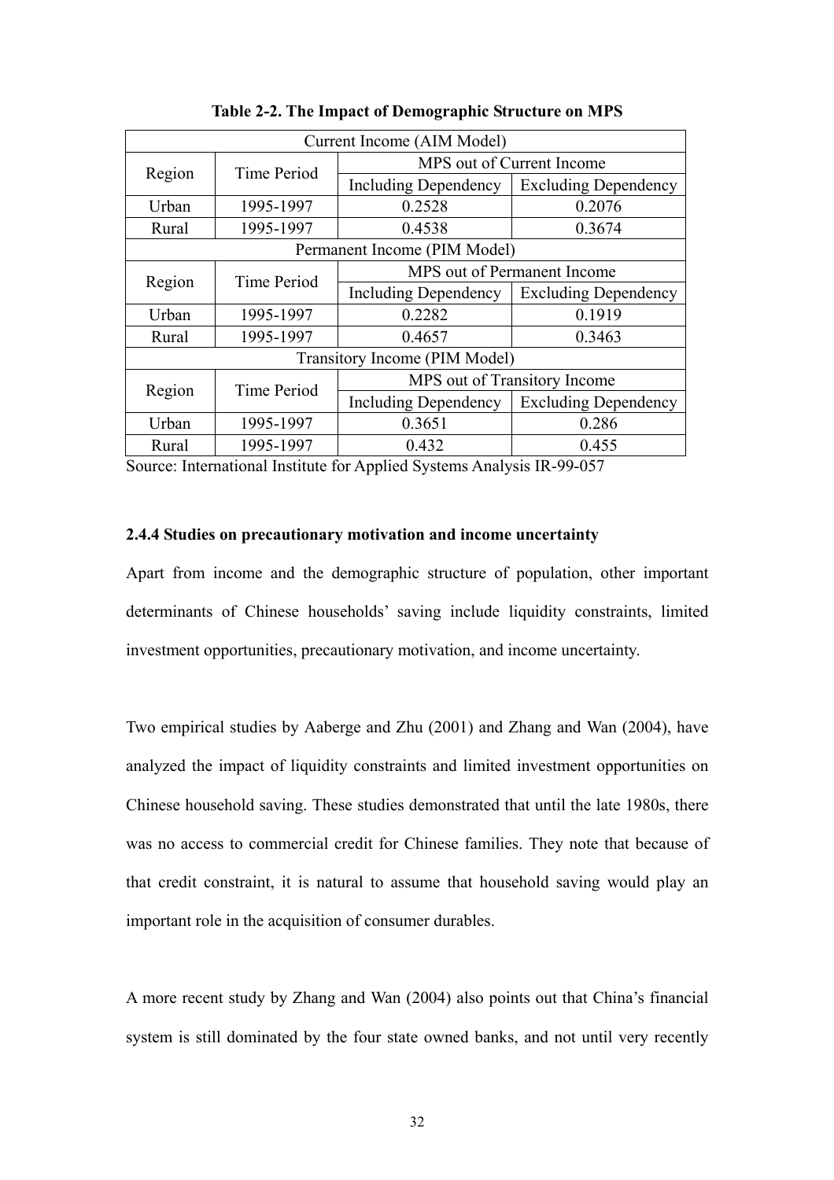**Table 2-2. The Impact of Demographic Structure on MPS**

| Current Income (AIM Model) | | | |
|---|---|---|---|
| Region | Time Period | MPS out of Current Income | |
| | | Including Dependency | Excluding Dependency |
| Urban | 1995-1997 | 0.2528 | 0.2076 |
| Rural | 1995-1997 | 0.4538 | 0.3674 |
| Permanent Income (PIM Model) | | | |
| Region | Time Period | MPS out of Permanent Income | |
| | | Including Dependency | Excluding Dependency |
| Urban | 1995-1997 | 0.2282 | 0.1919 |
| Rural | 1995-1997 | 0.4657 | 0.3463 |
| Transitory Income (PIM Model) | | | |
| Region | Time Period | MPS out of Transitory Income | |
| | | Including Dependency | Excluding Dependency |
| Urban | 1995-1997 | 0.3651 | 0.286 |
| Rural | 1995-1997 | 0.432 | 0.455 |

Source: International Institute for Applied Systems Analysis IR-99-057

#### 2.4.4 Studies on precautionary motivation and income uncertainty

Apart from income and the demographic structure of population, other important determinants of Chinese households' saving include liquidity constraints, limited investment opportunities, precautionary motivation, and income uncertainty.

Two empirical studies by Aaberge and Zhu (2001) and Zhang and Wan (2004), have analyzed the impact of liquidity constraints and limited investment opportunities on Chinese household saving. These studies demonstrated that until the late 1980s, there was no access to commercial credit for Chinese families. They note that because of that credit constraint, it is natural to assume that household saving would play an important role in the acquisition of consumer durables.

A more recent study by Zhang and Wan (2004) also points out that China's financial system is still dominated by the four state owned banks, and not until very recently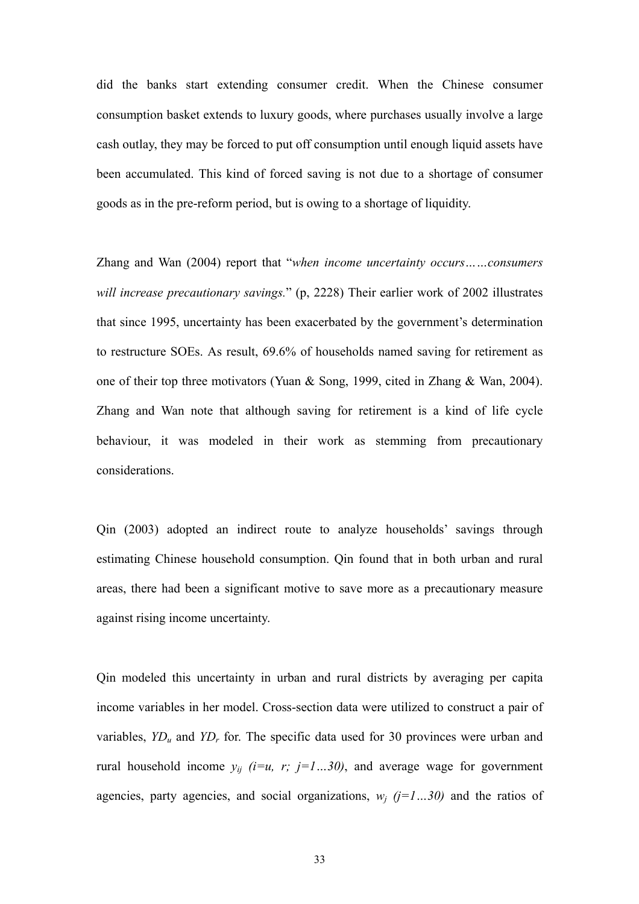did the banks start extending consumer credit. When the Chinese consumer consumption basket extends to luxury goods, where purchases usually involve a large cash outlay, they may be forced to put off consumption until enough liquid assets have been accumulated. This kind of forced saving is not due to a shortage of consumer goods as in the pre-reform period, but is owing to a shortage of liquidity.

Zhang and Wan (2004) report that "*when income uncertainty occurs……consumers will increase precautionary savings.*" (p, 2228) Their earlier work of 2002 illustrates that since 1995, uncertainty has been exacerbated by the government's determination to restructure SOEs. As result, 69.6% of households named saving for retirement as one of their top three motivators (Yuan & Song, 1999, cited in Zhang & Wan, 2004). Zhang and Wan note that although saving for retirement is a kind of life cycle behaviour, it was modeled in their work as stemming from precautionary considerations.

Qin (2003) adopted an indirect route to analyze households' savings through estimating Chinese household consumption. Qin found that in both urban and rural areas, there had been a significant motive to save more as a precautionary measure against rising income uncertainty.

Qin modeled this uncertainty in urban and rural districts by averaging per capita income variables in her model. Cross-section data were utilized to construct a pair of variables, $YD_u$ and $YD_r$ for. The specific data used for 30 provinces were urban and rural household income $y_{ij}$ $(i=u,\ r;\ j=1\ldots30)$, and average wage for government agencies, party agencies, and social organizations, $w_j$ $(j=1\ldots30)$ and the ratios of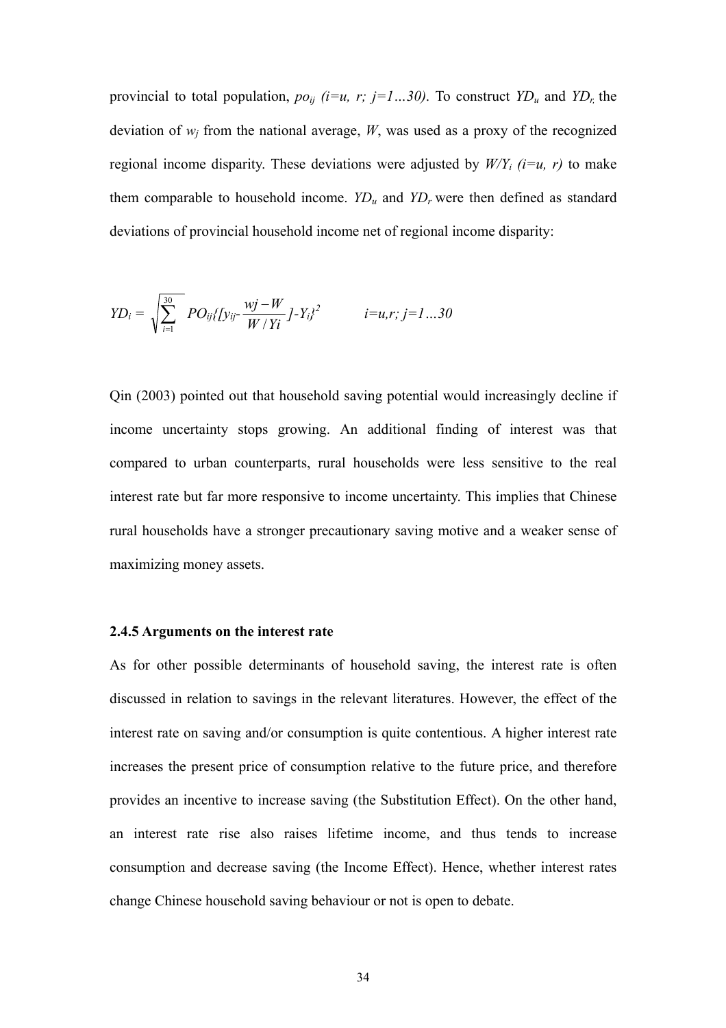provincial to total population, $po_{ij}$ *(i=u, r; j=1…30)*. To construct $YD_u$ and $YD_r$, the deviation of $w_j$ from the national average, $W$, was used as a proxy of the recognized regional income disparity. These deviations were adjusted by $W/Y_i$ *(i=u, r)* to make them comparable to household income. $YD_u$ and $YD_r$ were then defined as standard deviations of provincial household income net of regional income disparity:

$$YD_i = \sqrt{\sum_{i=1}^{30} PO_{ij}\{[y_{ij}-\frac{wj-W}{W/Yi}]-Y_i\}^2} \qquad i=u,r;\ j=1…30$$

Qin (2003) pointed out that household saving potential would increasingly decline if income uncertainty stops growing. An additional finding of interest was that compared to urban counterparts, rural households were less sensitive to the real interest rate but far more responsive to income uncertainty. This implies that Chinese rural households have a stronger precautionary saving motive and a weaker sense of maximizing money assets.

#### 2.4.5 Arguments on the interest rate

As for other possible determinants of household saving, the interest rate is often discussed in relation to savings in the relevant literatures. However, the effect of the interest rate on saving and/or consumption is quite contentious. A higher interest rate increases the present price of consumption relative to the future price, and therefore provides an incentive to increase saving (the Substitution Effect). On the other hand, an interest rate rise also raises lifetime income, and thus tends to increase consumption and decrease saving (the Income Effect). Hence, whether interest rates change Chinese household saving behaviour or not is open to debate.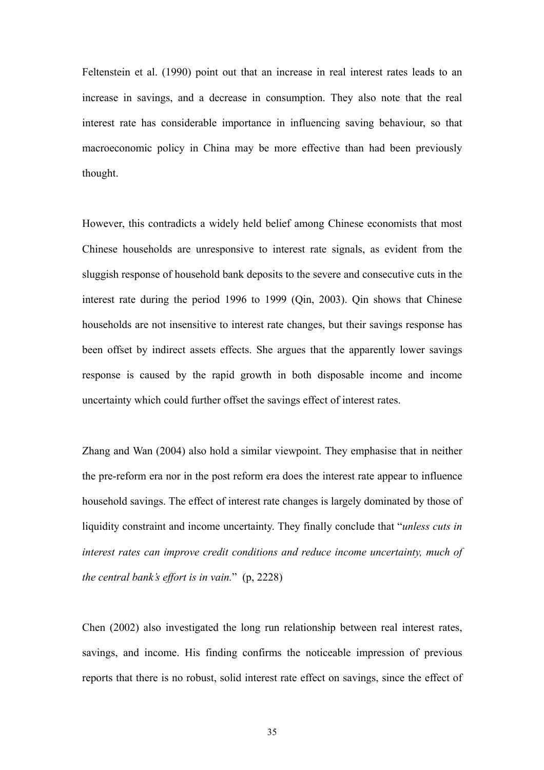Feltenstein et al. (1990) point out that an increase in real interest rates leads to an increase in savings, and a decrease in consumption. They also note that the real interest rate has considerable importance in influencing saving behaviour, so that macroeconomic policy in China may be more effective than had been previously thought.

However, this contradicts a widely held belief among Chinese economists that most Chinese households are unresponsive to interest rate signals, as evident from the sluggish response of household bank deposits to the severe and consecutive cuts in the interest rate during the period 1996 to 1999 (Qin, 2003). Qin shows that Chinese households are not insensitive to interest rate changes, but their savings response has been offset by indirect assets effects. She argues that the apparently lower savings response is caused by the rapid growth in both disposable income and income uncertainty which could further offset the savings effect of interest rates.

Zhang and Wan (2004) also hold a similar viewpoint. They emphasise that in neither the pre-reform era nor in the post reform era does the interest rate appear to influence household savings. The effect of interest rate changes is largely dominated by those of liquidity constraint and income uncertainty. They finally conclude that "*unless cuts in interest rates can improve credit conditions and reduce income uncertainty, much of the central bank's effort is in vain.*" (p, 2228)

Chen (2002) also investigated the long run relationship between real interest rates, savings, and income. His finding confirms the noticeable impression of previous reports that there is no robust, solid interest rate effect on savings, since the effect of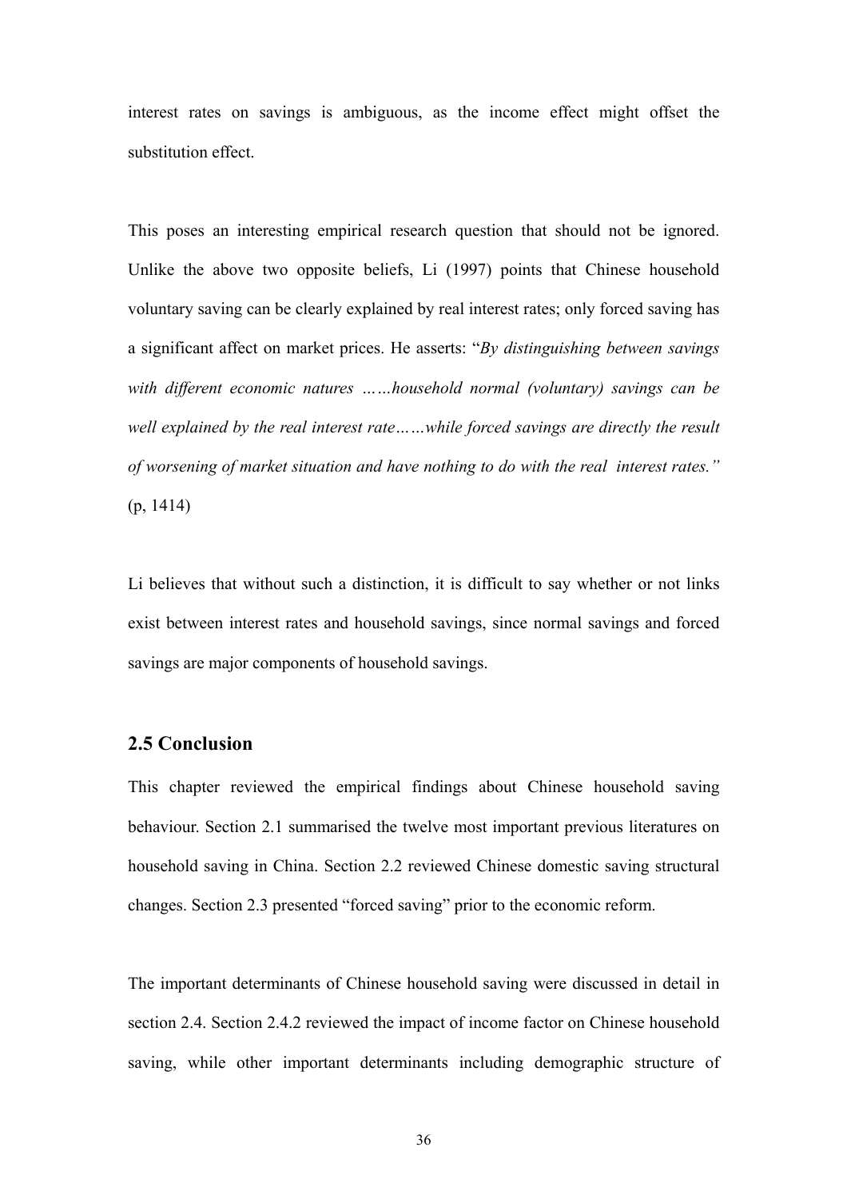interest rates on savings is ambiguous, as the income effect might offset the substitution effect.

This poses an interesting empirical research question that should not be ignored. Unlike the above two opposite beliefs, Li (1997) points that Chinese household voluntary saving can be clearly explained by real interest rates; only forced saving has a significant affect on market prices. He asserts: "*By distinguishing between savings with different economic natures ……household normal (voluntary) savings can be well explained by the real interest rate……while forced savings are directly the result of worsening of market situation and have nothing to do with the real interest rates."* (p, 1414)

Li believes that without such a distinction, it is difficult to say whether or not links exist between interest rates and household savings, since normal savings and forced savings are major components of household savings.

## 2.5 Conclusion

This chapter reviewed the empirical findings about Chinese household saving behaviour. Section 2.1 summarised the twelve most important previous literatures on household saving in China. Section 2.2 reviewed Chinese domestic saving structural changes. Section 2.3 presented "forced saving" prior to the economic reform.

The important determinants of Chinese household saving were discussed in detail in section 2.4. Section 2.4.2 reviewed the impact of income factor on Chinese household saving, while other important determinants including demographic structure of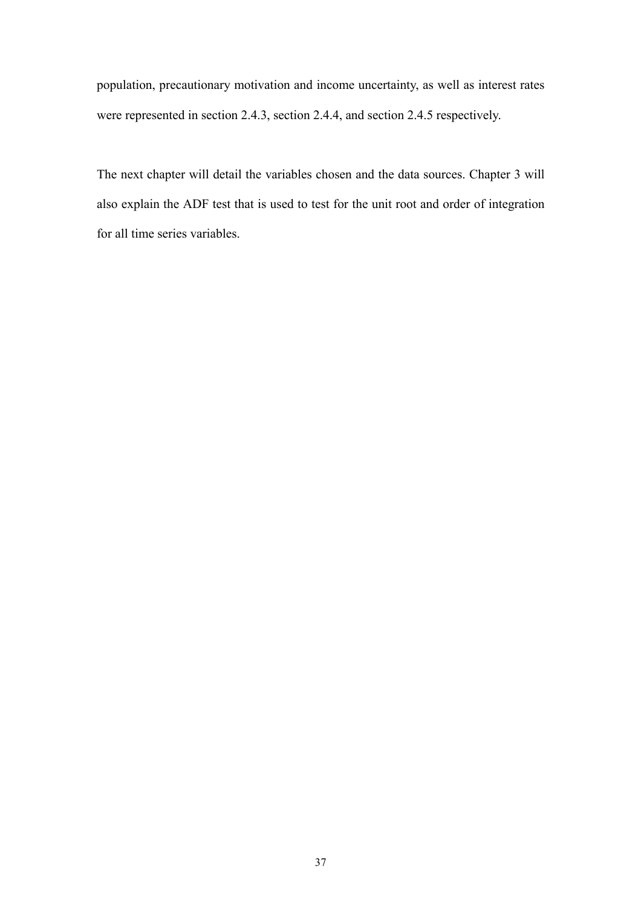population, precautionary motivation and income uncertainty, as well as interest rates were represented in section 2.4.3, section 2.4.4, and section 2.4.5 respectively.

The next chapter will detail the variables chosen and the data sources. Chapter 3 will also explain the ADF test that is used to test for the unit root and order of integration for all time series variables.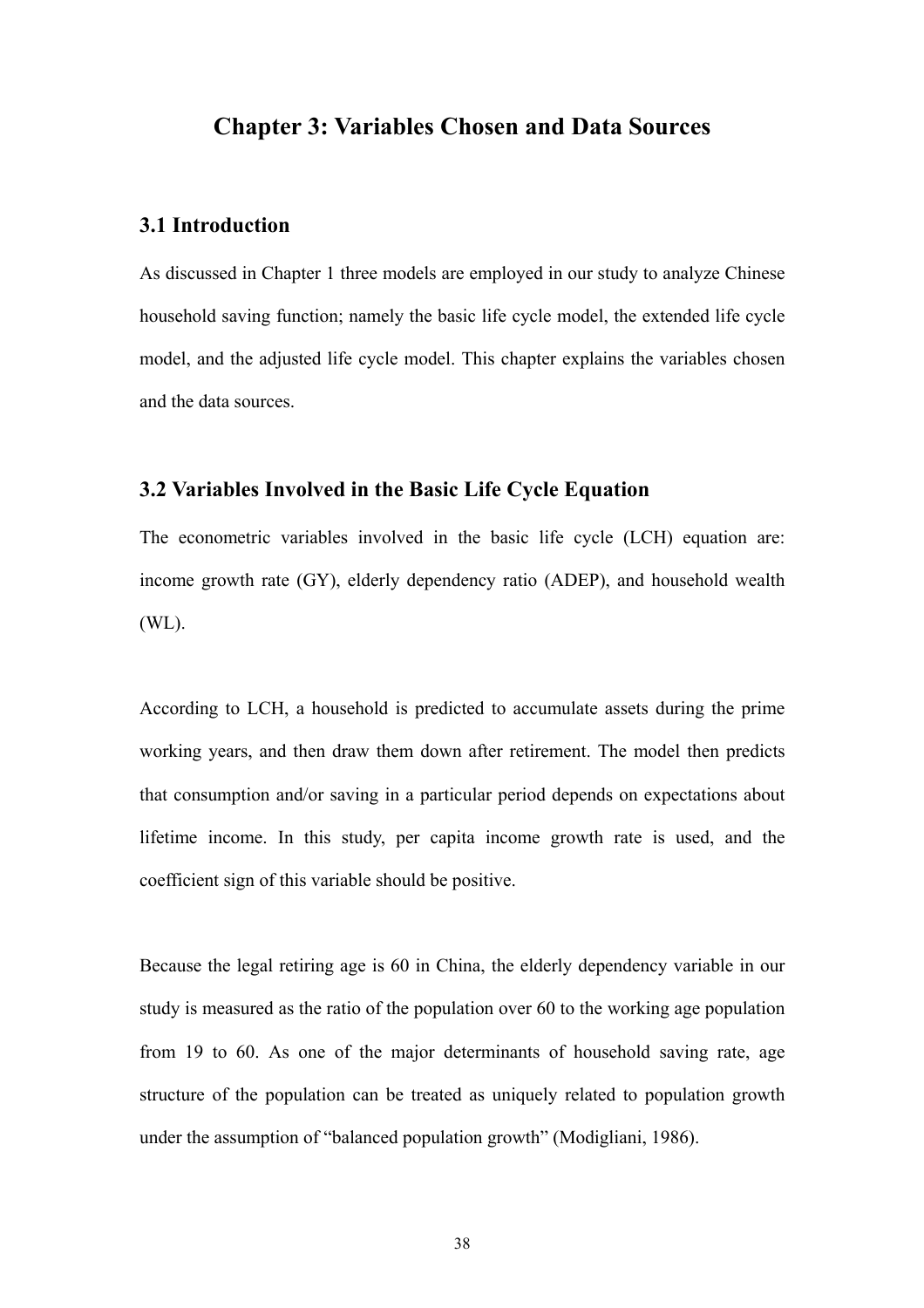# Chapter 3: Variables Chosen and Data Sources

## 3.1 Introduction

As discussed in Chapter 1 three models are employed in our study to analyze Chinese household saving function; namely the basic life cycle model, the extended life cycle model, and the adjusted life cycle model. This chapter explains the variables chosen and the data sources.

## 3.2 Variables Involved in the Basic Life Cycle Equation

The econometric variables involved in the basic life cycle (LCH) equation are: income growth rate (GY), elderly dependency ratio (ADEP), and household wealth (WL).

According to LCH, a household is predicted to accumulate assets during the prime working years, and then draw them down after retirement. The model then predicts that consumption and/or saving in a particular period depends on expectations about lifetime income. In this study, per capita income growth rate is used, and the coefficient sign of this variable should be positive.

Because the legal retiring age is 60 in China, the elderly dependency variable in our study is measured as the ratio of the population over 60 to the working age population from 19 to 60. As one of the major determinants of household saving rate, age structure of the population can be treated as uniquely related to population growth under the assumption of "balanced population growth" (Modigliani, 1986).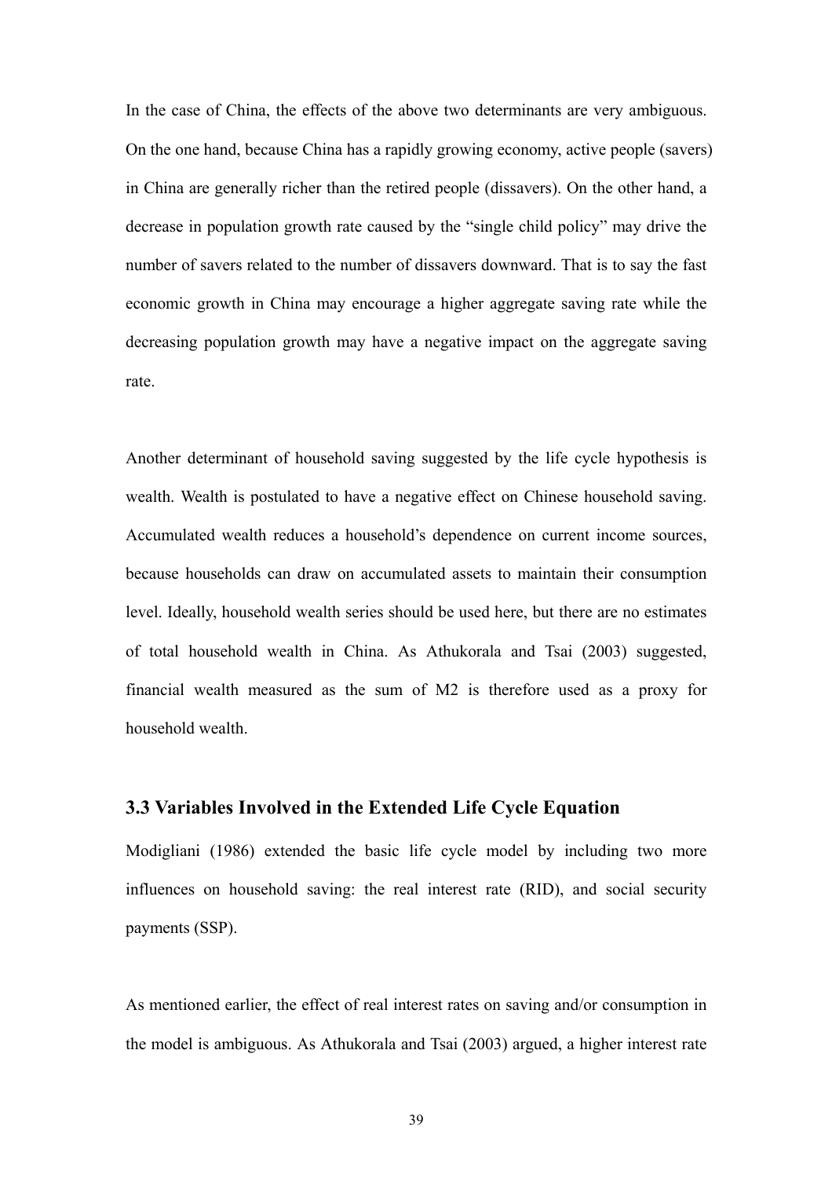In the case of China, the effects of the above two determinants are very ambiguous. On the one hand, because China has a rapidly growing economy, active people (savers) in China are generally richer than the retired people (dissavers). On the other hand, a decrease in population growth rate caused by the "single child policy" may drive the number of savers related to the number of dissavers downward. That is to say the fast economic growth in China may encourage a higher aggregate saving rate while the decreasing population growth may have a negative impact on the aggregate saving rate.

Another determinant of household saving suggested by the life cycle hypothesis is wealth. Wealth is postulated to have a negative effect on Chinese household saving. Accumulated wealth reduces a household's dependence on current income sources, because households can draw on accumulated assets to maintain their consumption level. Ideally, household wealth series should be used here, but there are no estimates of total household wealth in China. As Athukorala and Tsai (2003) suggested, financial wealth measured as the sum of M2 is therefore used as a proxy for household wealth.

### 3.3 Variables Involved in the Extended Life Cycle Equation

Modigliani (1986) extended the basic life cycle model by including two more influences on household saving: the real interest rate (RID), and social security payments (SSP).

As mentioned earlier, the effect of real interest rates on saving and/or consumption in the model is ambiguous. As Athukorala and Tsai (2003) argued, a higher interest rate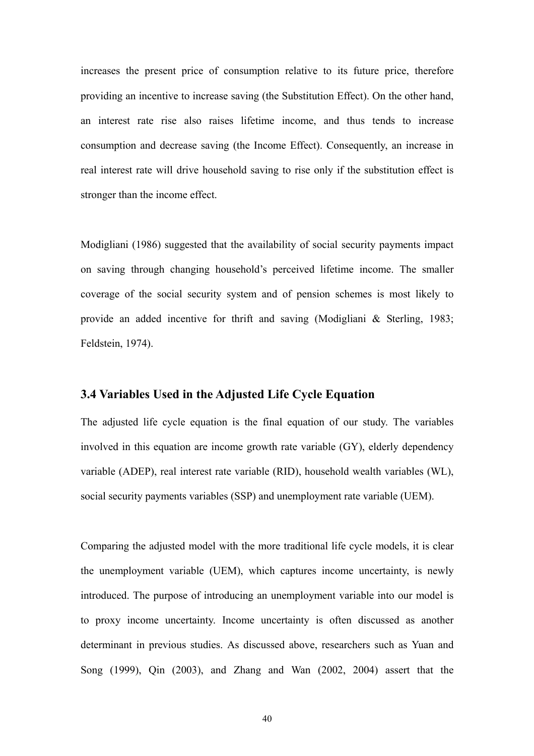increases the present price of consumption relative to its future price, therefore providing an incentive to increase saving (the Substitution Effect). On the other hand, an interest rate rise also raises lifetime income, and thus tends to increase consumption and decrease saving (the Income Effect). Consequently, an increase in real interest rate will drive household saving to rise only if the substitution effect is stronger than the income effect.

Modigliani (1986) suggested that the availability of social security payments impact on saving through changing household's perceived lifetime income. The smaller coverage of the social security system and of pension schemes is most likely to provide an added incentive for thrift and saving (Modigliani & Sterling, 1983; Feldstein, 1974).

### 3.4 Variables Used in the Adjusted Life Cycle Equation

The adjusted life cycle equation is the final equation of our study. The variables involved in this equation are income growth rate variable (GY), elderly dependency variable (ADEP), real interest rate variable (RID), household wealth variables (WL), social security payments variables (SSP) and unemployment rate variable (UEM).

Comparing the adjusted model with the more traditional life cycle models, it is clear the unemployment variable (UEM), which captures income uncertainty, is newly introduced. The purpose of introducing an unemployment variable into our model is to proxy income uncertainty. Income uncertainty is often discussed as another determinant in previous studies. As discussed above, researchers such as Yuan and Song (1999), Qin (2003), and Zhang and Wan (2002, 2004) assert that the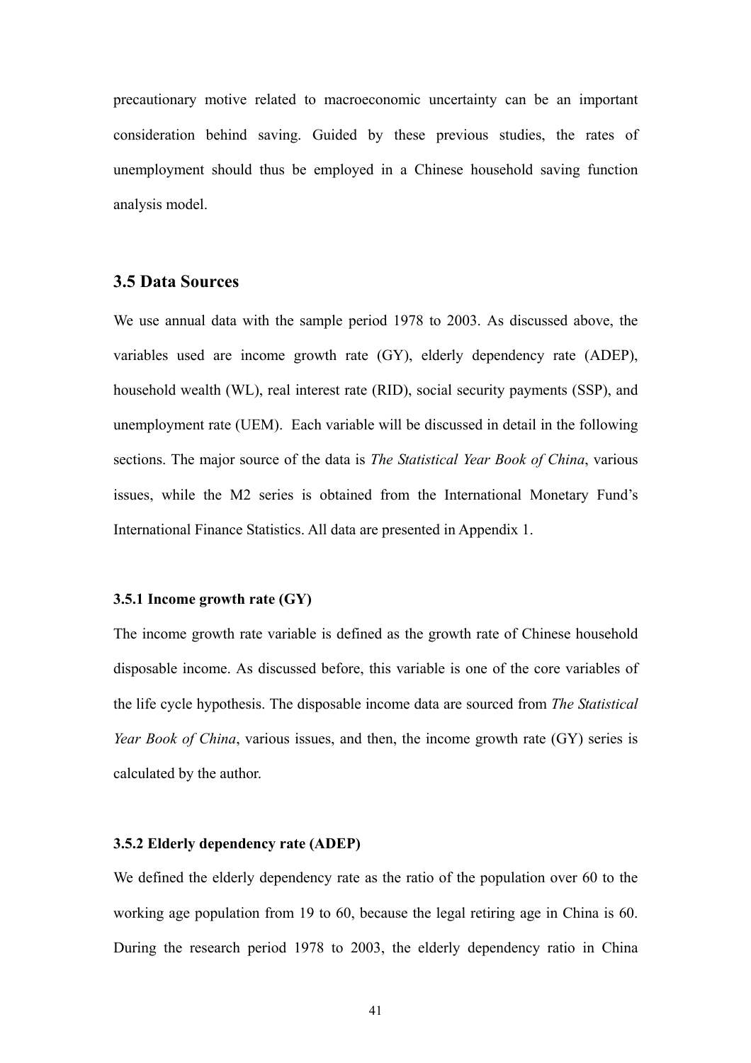precautionary motive related to macroeconomic uncertainty can be an important consideration behind saving. Guided by these previous studies, the rates of unemployment should thus be employed in a Chinese household saving function analysis model.

## 3.5 Data Sources

We use annual data with the sample period 1978 to 2003. As discussed above, the variables used are income growth rate (GY), elderly dependency rate (ADEP), household wealth (WL), real interest rate (RID), social security payments (SSP), and unemployment rate (UEM). Each variable will be discussed in detail in the following sections. The major source of the data is *The Statistical Year Book of China*, various issues, while the M2 series is obtained from the International Monetary Fund's International Finance Statistics. All data are presented in Appendix 1.

### 3.5.1 Income growth rate (GY)

The income growth rate variable is defined as the growth rate of Chinese household disposable income. As discussed before, this variable is one of the core variables of the life cycle hypothesis. The disposable income data are sourced from *The Statistical Year Book of China*, various issues, and then, the income growth rate (GY) series is calculated by the author.

### 3.5.2 Elderly dependency rate (ADEP)

We defined the elderly dependency rate as the ratio of the population over 60 to the working age population from 19 to 60, because the legal retiring age in China is 60. During the research period 1978 to 2003, the elderly dependency ratio in China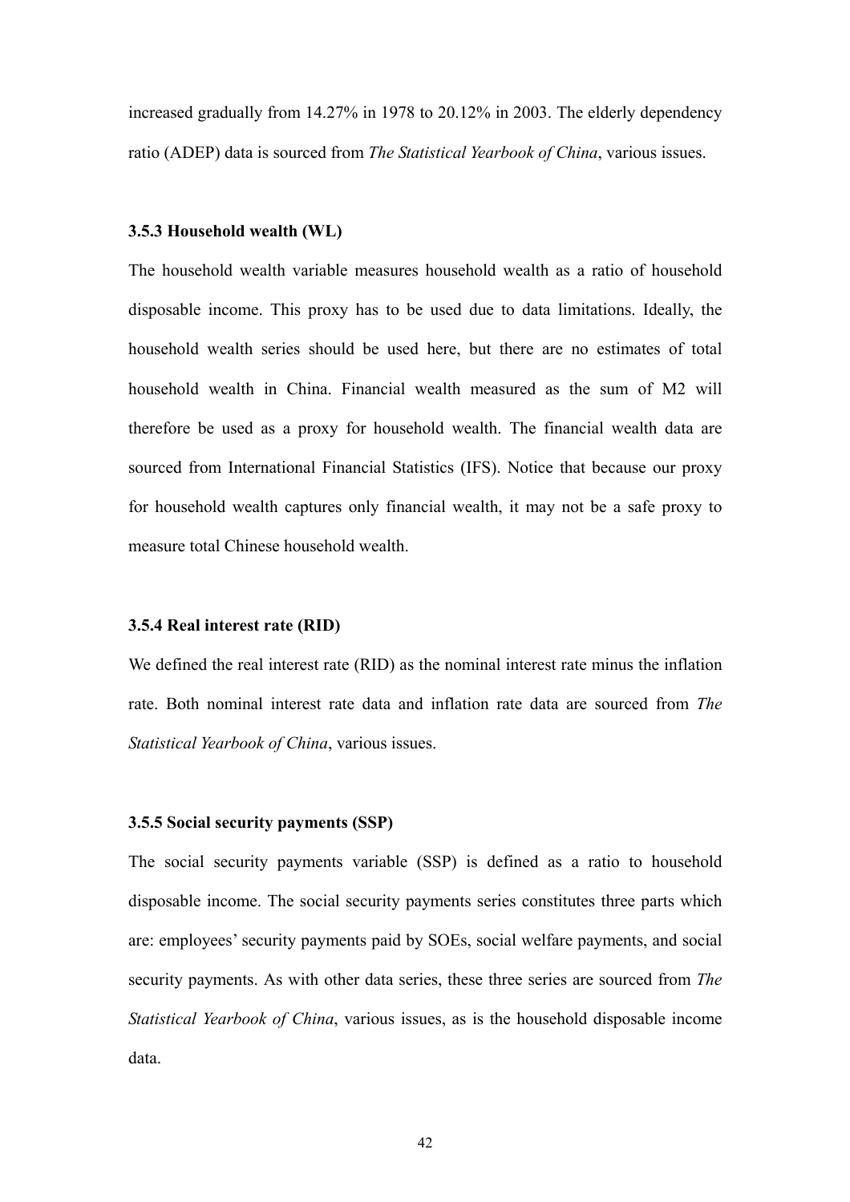increased gradually from 14.27% in 1978 to 20.12% in 2003. The elderly dependency ratio (ADEP) data is sourced from *The Statistical Yearbook of China*, various issues.

### 3.5.3 Household wealth (WL)

The household wealth variable measures household wealth as a ratio of household disposable income. This proxy has to be used due to data limitations. Ideally, the household wealth series should be used here, but there are no estimates of total household wealth in China. Financial wealth measured as the sum of M2 will therefore be used as a proxy for household wealth. The financial wealth data are sourced from International Financial Statistics (IFS). Notice that because our proxy for household wealth captures only financial wealth, it may not be a safe proxy to measure total Chinese household wealth.

### 3.5.4 Real interest rate (RID)

We defined the real interest rate (RID) as the nominal interest rate minus the inflation rate. Both nominal interest rate data and inflation rate data are sourced from *The Statistical Yearbook of China*, various issues.

### 3.5.5 Social security payments (SSP)

The social security payments variable (SSP) is defined as a ratio to household disposable income. The social security payments series constitutes three parts which are: employees' security payments paid by SOEs, social welfare payments, and social security payments. As with other data series, these three series are sourced from *The Statistical Yearbook of China*, various issues, as is the household disposable income data.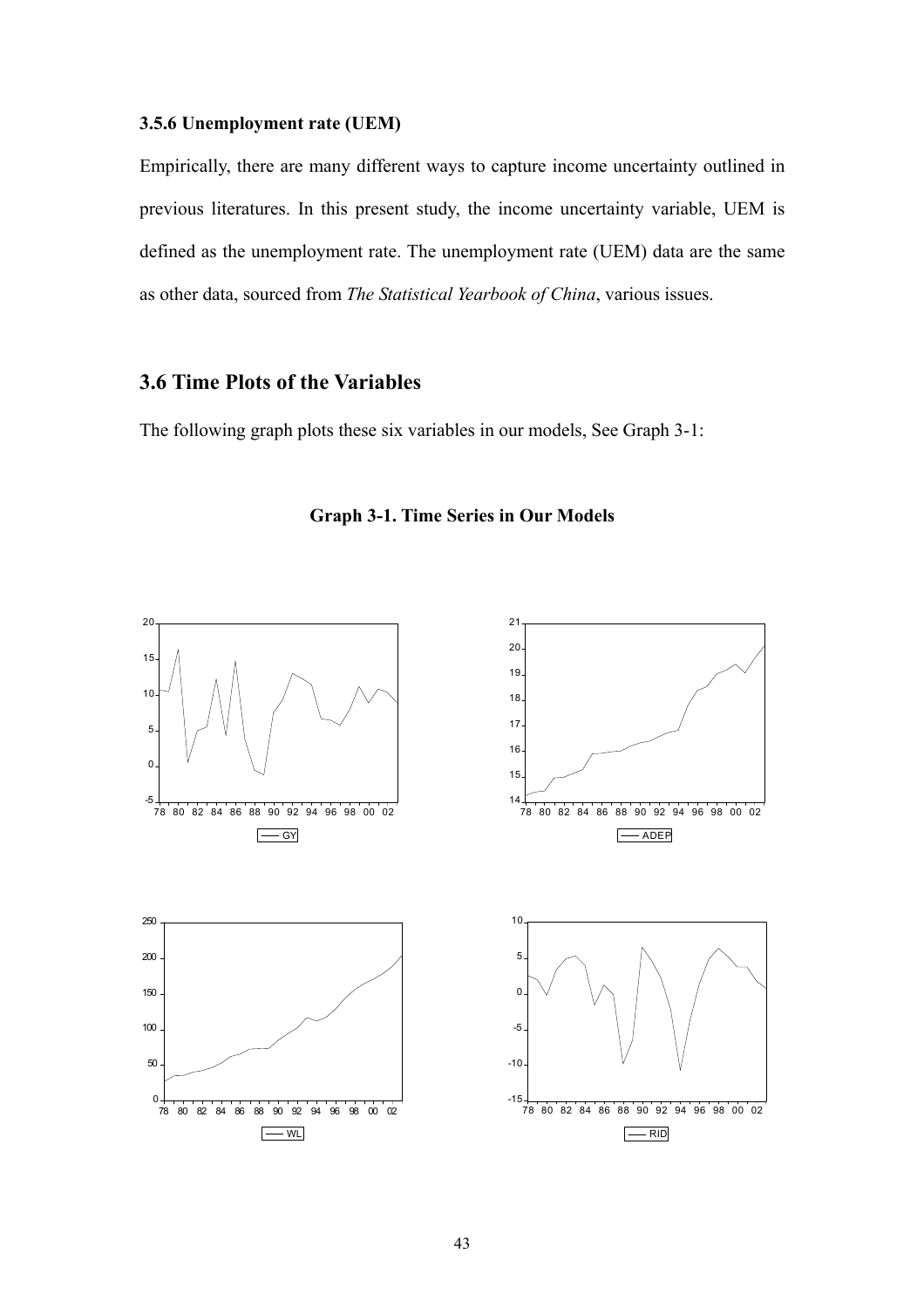### 3.5.6 Unemployment rate (UEM)

Empirically, there are many different ways to capture income uncertainty outlined in previous literatures. In this present study, the income uncertainty variable, UEM is defined as the unemployment rate. The unemployment rate (UEM) data are the same as other data, sourced from *The Statistical Yearbook of China*, various issues.

## 3.6 Time Plots of the Variables

The following graph plots these six variables in our models, See Graph 3-1:

**Graph 3-1. Time Series in Our Models**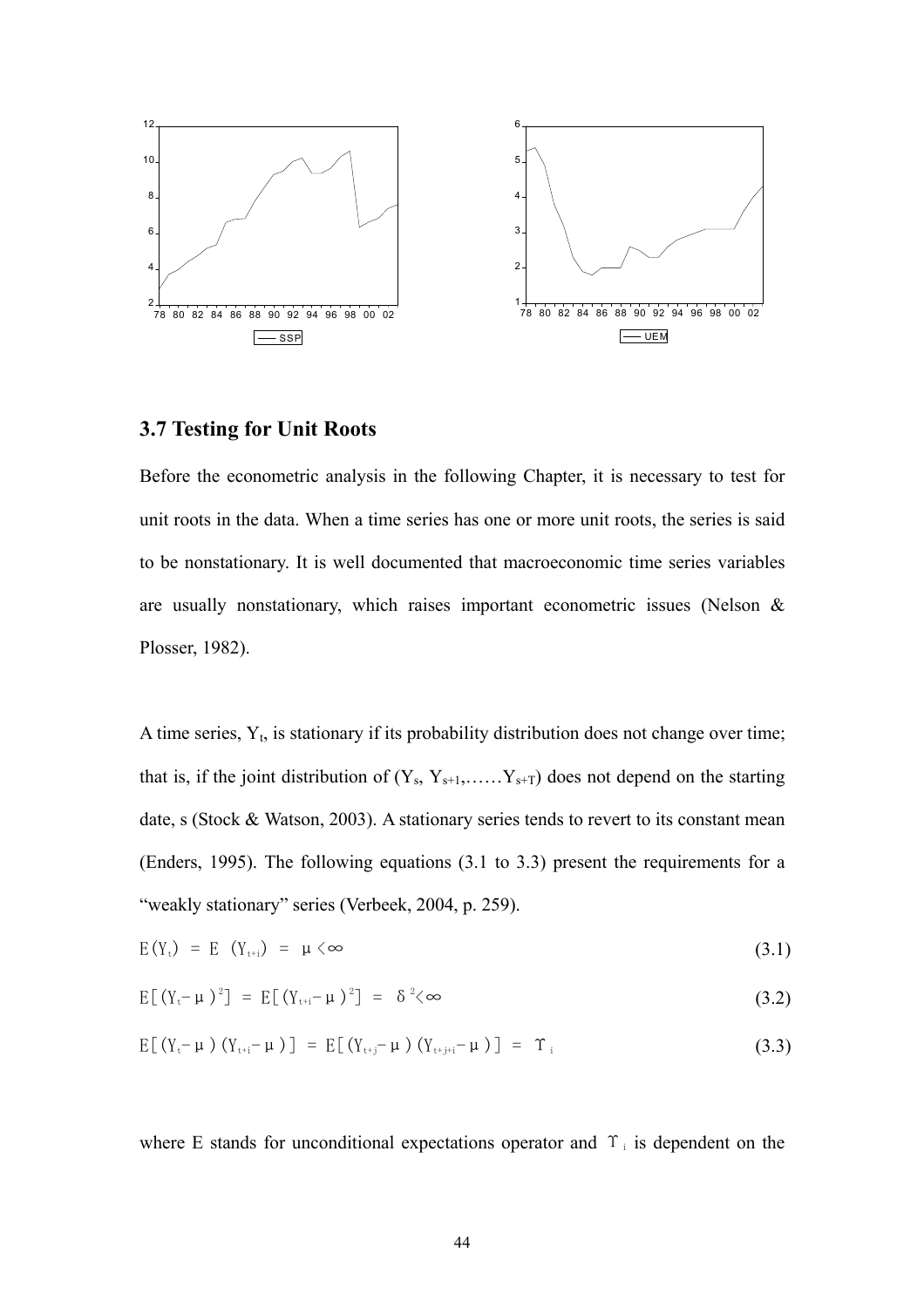### 3.7 Testing for Unit Roots

Before the econometric analysis in the following Chapter, it is necessary to test for unit roots in the data. When a time series has one or more unit roots, the series is said to be nonstationary. It is well documented that macroeconomic time series variables are usually nonstationary, which raises important econometric issues (Nelson & Plosser, 1982).

A time series, $Y_t$, is stationary if its probability distribution does not change over time; that is, if the joint distribution of ($Y_s$, $Y_{s+1}$,……$Y_{s+T}$) does not depend on the starting date, s (Stock & Watson, 2003). A stationary series tends to revert to its constant mean (Enders, 1995). The following equations (3.1 to 3.3) present the requirements for a "weakly stationary" series (Verbeek, 2004, p. 259).

$$E(Y_t) = E(Y_{t+i}) = \mu < \infty \tag{3.1}$$

$$E[(Y_t - \mu)^2] = E[(Y_{t+i} - \mu)^2] = \delta^2 < \infty \tag{3.2}$$

$$E[(Y_t - \mu)(Y_{t+i} - \mu)] = E[(Y_{t+j} - \mu)(Y_{t+j+i} - \mu)] = \Upsilon_i \tag{3.3}$$

where E stands for unconditional expectations operator and $\Upsilon_i$ is dependent on the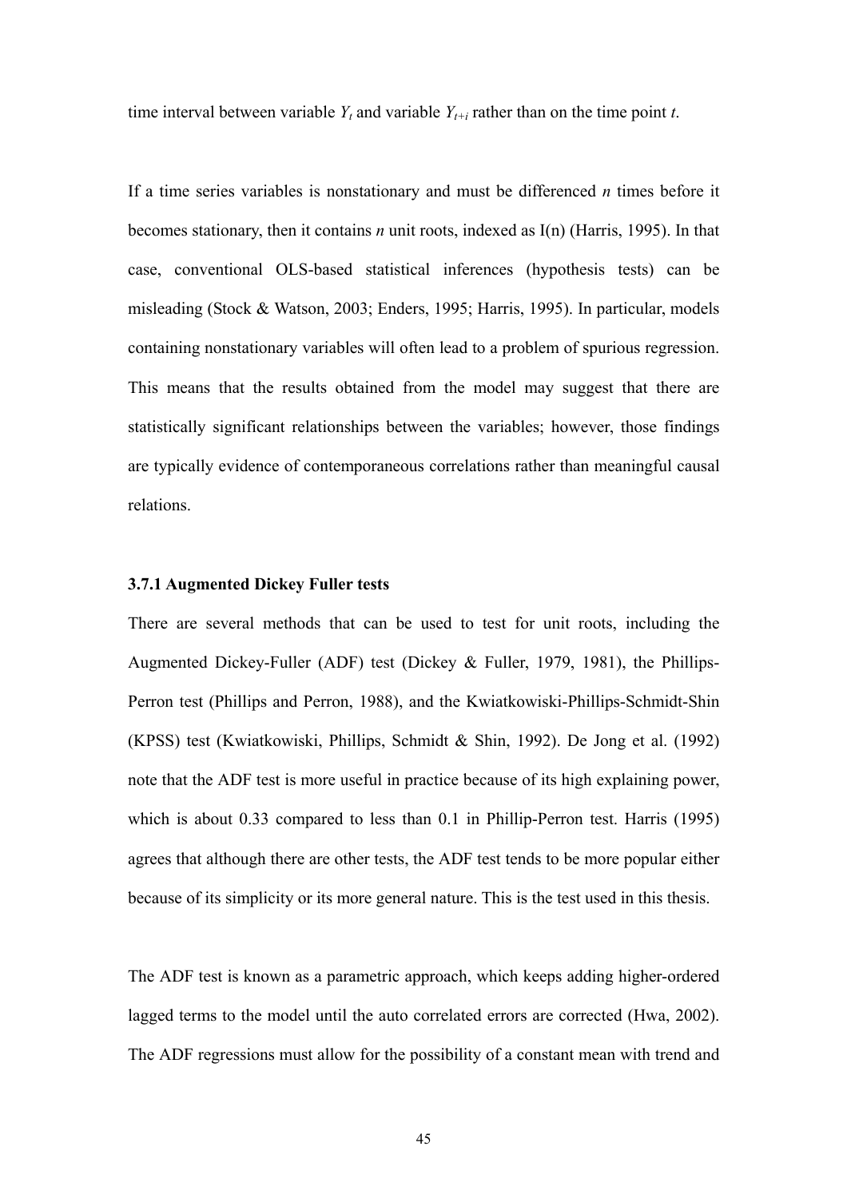time interval between variable $Y_t$ and variable $Y_{t+i}$ rather than on the time point *t*.

If a time series variables is nonstationary and must be differenced *n* times before it becomes stationary, then it contains *n* unit roots, indexed as I(n) (Harris, 1995). In that case, conventional OLS-based statistical inferences (hypothesis tests) can be misleading (Stock & Watson, 2003; Enders, 1995; Harris, 1995). In particular, models containing nonstationary variables will often lead to a problem of spurious regression. This means that the results obtained from the model may suggest that there are statistically significant relationships between the variables; however, those findings are typically evidence of contemporaneous correlations rather than meaningful causal relations.

### 3.7.1 Augmented Dickey Fuller tests

There are several methods that can be used to test for unit roots, including the Augmented Dickey-Fuller (ADF) test (Dickey & Fuller, 1979, 1981), the Phillips-Perron test (Phillips and Perron, 1988), and the Kwiatkowiski-Phillips-Schmidt-Shin (KPSS) test (Kwiatkowiski, Phillips, Schmidt & Shin, 1992). De Jong et al. (1992) note that the ADF test is more useful in practice because of its high explaining power, which is about 0.33 compared to less than 0.1 in Phillip-Perron test. Harris (1995) agrees that although there are other tests, the ADF test tends to be more popular either because of its simplicity or its more general nature. This is the test used in this thesis.

The ADF test is known as a parametric approach, which keeps adding higher-ordered lagged terms to the model until the auto correlated errors are corrected (Hwa, 2002). The ADF regressions must allow for the possibility of a constant mean with trend and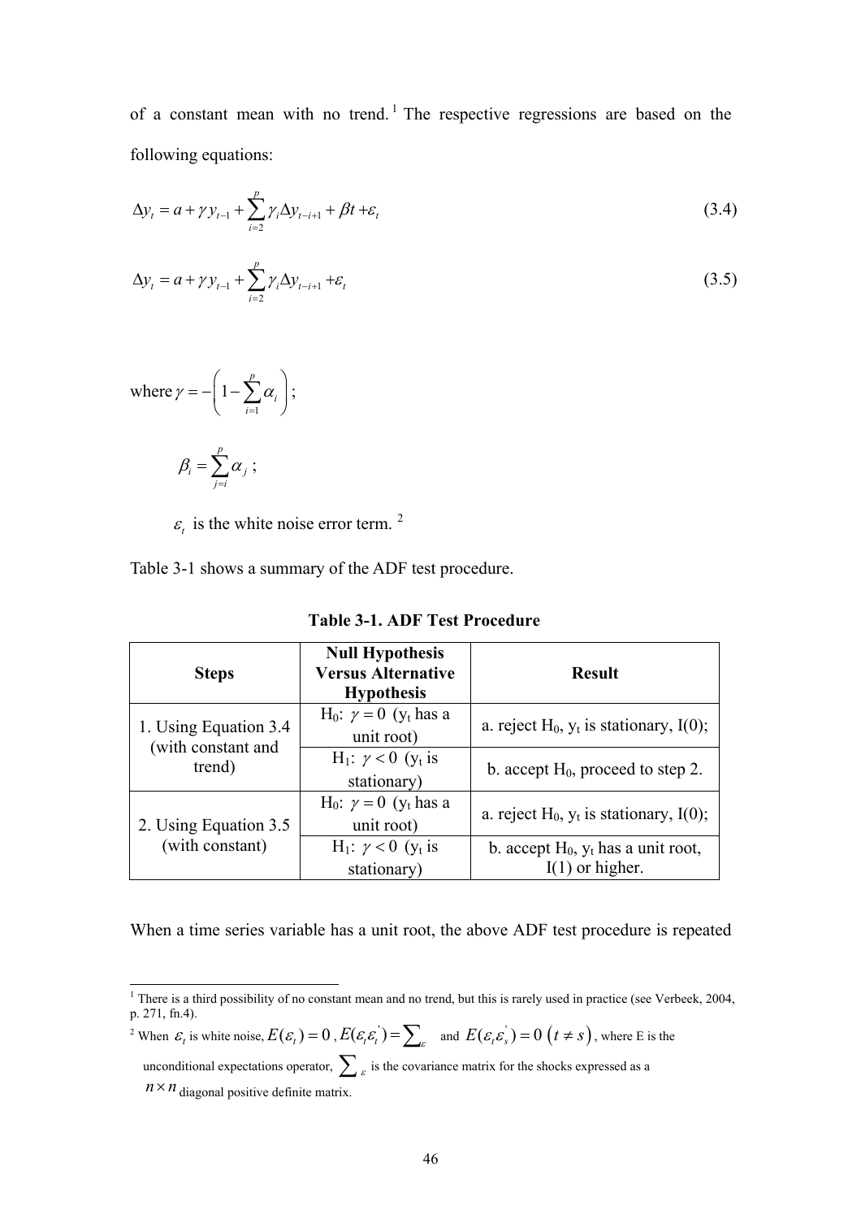of a constant mean with no trend.[1] The respective regressions are based on the following equations:

$$\Delta y_t = a + \gamma y_{t-1} + \sum_{i=2}^{p} \gamma_i \Delta y_{t-i+1} + \beta t + \varepsilon_t \tag{3.4}$$

$$\Delta y_t = a + \gamma y_{t-1} + \sum_{i=2}^{p} \gamma_i \Delta y_{t-i+1} + \varepsilon_t \tag{3.5}$$

where $\gamma = -\left(1 - \sum_{i=1}^{p} \alpha_i\right)$;

$\beta_i = \sum_{j=i}^{p} \alpha_j$;

$\varepsilon_t$ is the white noise error term.[2]

Table 3-1 shows a summary of the ADF test procedure.

**Table 3-1. ADF Test Procedure**

| Steps | Null Hypothesis Versus Alternative Hypothesis | Result |
|---|---|---|
| 1. Using Equation 3.4 (with constant and trend) | H0: $\gamma = 0$ ($y_t$ has a unit root) | a. reject H0, $y_t$ is stationary, I(0); |
| | H1: $\gamma < 0$ ($y_t$ is stationary) | b. accept H0, proceed to step 2. |
| 2. Using Equation 3.5 (with constant) | H0: $\gamma = 0$ ($y_t$ has a unit root) | a. reject H0, $y_t$ is stationary, I(0); |
| | H1: $\gamma < 0$ ($y_t$ is stationary) | b. accept H0, $y_t$ has a unit root, I(1) or higher. |

When a time series variable has a unit root, the above ADF test procedure is repeated

---

[1] There is a third possibility of no constant mean and no trend, but this is rarely used in practice (see Verbeek, 2004, p. 271, fn.4).

[2] When $\varepsilon_t$ is white noise, $E(\varepsilon_t) = 0$, $E(\varepsilon_t \varepsilon_t^{'}) = \sum_{\varepsilon}$ and $E(\varepsilon_t \varepsilon_s^{'}) = 0 \ (t \neq s)$, where E is the unconditional expectations operator, $\sum_{\varepsilon}$ is the covariance matrix for the shocks expressed as a $n \times n$ diagonal positive definite matrix.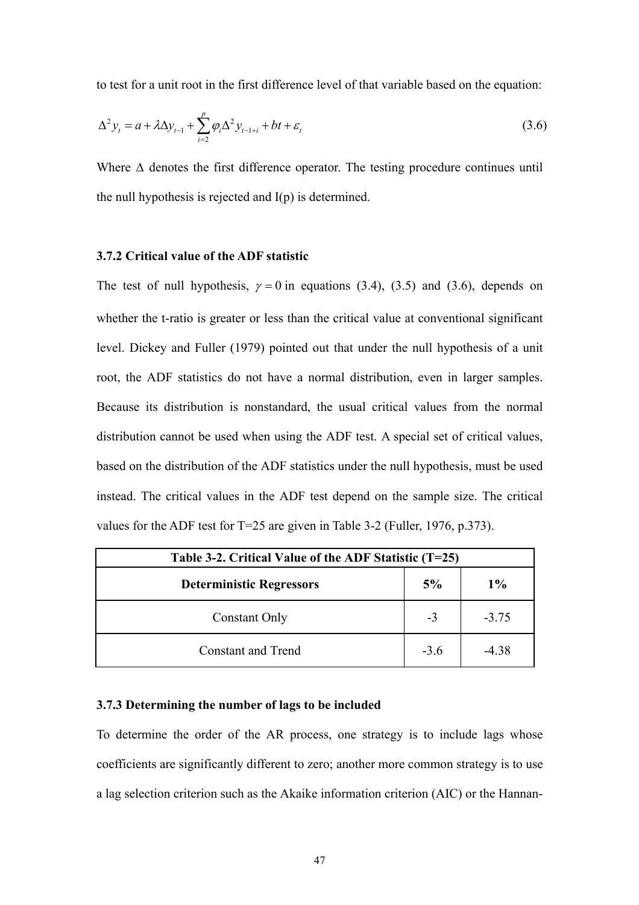to test for a unit root in the first difference level of that variable based on the equation:

$$\Delta^2 y_t = a + \lambda \Delta y_{t-1} + \sum_{i=2}^{p} \varphi_i \Delta^2 y_{t-1+i} + bt + \varepsilon_t \tag{3.6}$$

Where $\Delta$ denotes the first difference operator. The testing procedure continues until the null hypothesis is rejected and I(p) is determined.

### 3.7.2 Critical value of the ADF statistic

The test of null hypothesis, $\gamma = 0$ in equations (3.4), (3.5) and (3.6), depends on whether the t-ratio is greater or less than the critical value at conventional significant level. Dickey and Fuller (1979) pointed out that under the null hypothesis of a unit root, the ADF statistics do not have a normal distribution, even in larger samples. Because its distribution is nonstandard, the usual critical values from the normal distribution cannot be used when using the ADF test. A special set of critical values, based on the distribution of the ADF statistics under the null hypothesis, must be used instead. The critical values in the ADF test depend on the sample size. The critical values for the ADF test for T=25 are given in Table 3-2 (Fuller, 1976, p.373).

**Table 3-2. Critical Value of the ADF Statistic (T=25)**

| Deterministic Regressors | 5% | 1% |
|---|---|---|
| Constant Only | -3 | -3.75 |
| Constant and Trend | -3.6 | -4.38 |

### 3.7.3 Determining the number of lags to be included

To determine the order of the AR process, one strategy is to include lags whose coefficients are significantly different to zero; another more common strategy is to use a lag selection criterion such as the Akaike information criterion (AIC) or the Hannan-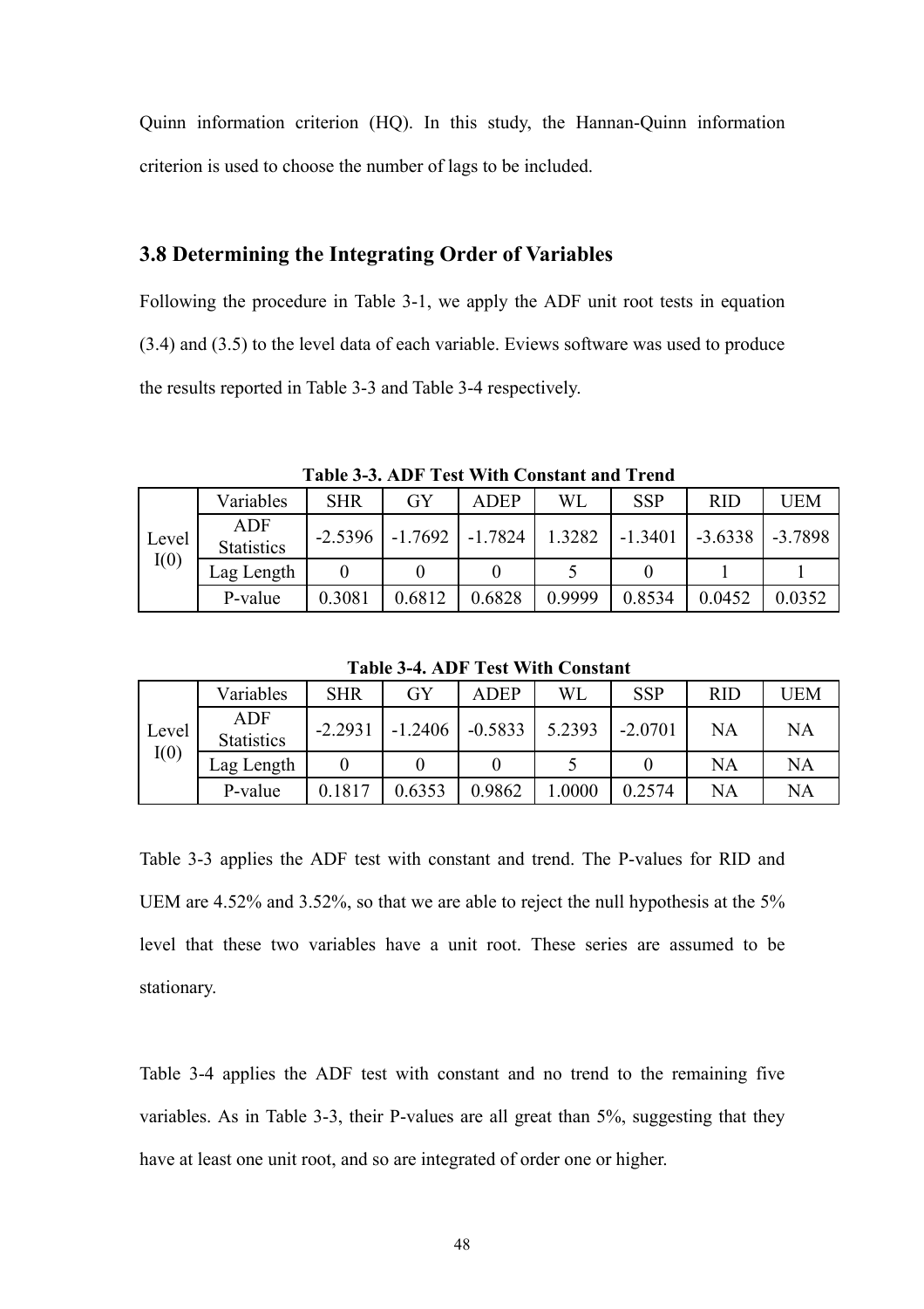Quinn information criterion (HQ). In this study, the Hannan-Quinn information criterion is used to choose the number of lags to be included.

### 3.8 Determining the Integrating Order of Variables

Following the procedure in Table 3-1, we apply the ADF unit root tests in equation (3.4) and (3.5) to the level data of each variable. Eviews software was used to produce the results reported in Table 3-3 and Table 3-4 respectively.

**Table 3-3. ADF Test With Constant and Trend**

| | Variables | SHR | GY | ADEP | WL | SSP | RID | UEM |
|---|---|---|---|---|---|---|---|---|
| Level I(0) | ADF Statistics | -2.5396 | -1.7692 | -1.7824 | 1.3282 | -1.3401 | -3.6338 | -3.7898 |
| | Lag Length | 0 | 0 | 0 | 5 | 0 | 1 | 1 |
| | P-value | 0.3081 | 0.6812 | 0.6828 | 0.9999 | 0.8534 | 0.0452 | 0.0352 |

**Table 3-4. ADF Test With Constant**

| | Variables | SHR | GY | ADEP | WL | SSP | RID | UEM |
|---|---|---|---|---|---|---|---|---|
| Level I(0) | ADF Statistics | -2.2931 | -1.2406 | -0.5833 | 5.2393 | -2.0701 | NA | NA |
| | Lag Length | 0 | 0 | 0 | 5 | 0 | NA | NA |
| | P-value | 0.1817 | 0.6353 | 0.9862 | 1.0000 | 0.2574 | NA | NA |

Table 3-3 applies the ADF test with constant and trend. The P-values for RID and UEM are 4.52% and 3.52%, so that we are able to reject the null hypothesis at the 5% level that these two variables have a unit root. These series are assumed to be stationary.

Table 3-4 applies the ADF test with constant and no trend to the remaining five variables. As in Table 3-3, their P-values are all great than 5%, suggesting that they have at least one unit root, and so are integrated of order one or higher.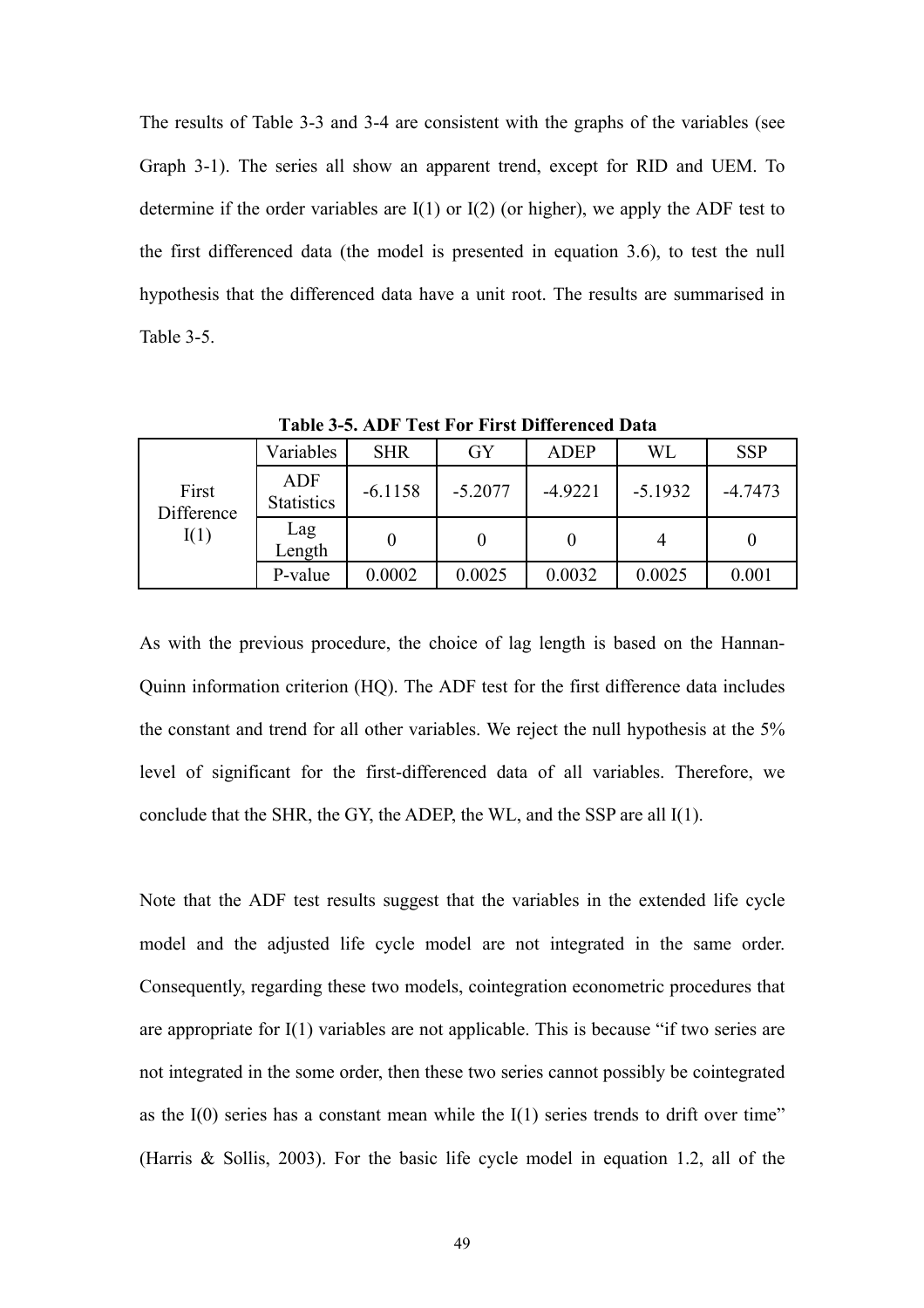The results of Table 3-3 and 3-4 are consistent with the graphs of the variables (see Graph 3-1). The series all show an apparent trend, except for RID and UEM. To determine if the order variables are I(1) or I(2) (or higher), we apply the ADF test to the first differenced data (the model is presented in equation 3.6), to test the null hypothesis that the differenced data have a unit root. The results are summarised in Table 3-5.

**Table 3-5. ADF Test For First Differenced Data**

| | Variables | SHR | GY | ADEP | WL | SSP |
|---|---|---|---|---|---|---|
| First Difference I(1) | ADF Statistics | -6.1158 | -5.2077 | -4.9221 | -5.1932 | -4.7473 |
| | Lag Length | 0 | 0 | 0 | 4 | 0 |
| | P-value | 0.0002 | 0.0025 | 0.0032 | 0.0025 | 0.001 |

As with the previous procedure, the choice of lag length is based on the Hannan-Quinn information criterion (HQ). The ADF test for the first difference data includes the constant and trend for all other variables. We reject the null hypothesis at the 5% level of significant for the first-differenced data of all variables. Therefore, we conclude that the SHR, the GY, the ADEP, the WL, and the SSP are all I(1).

Note that the ADF test results suggest that the variables in the extended life cycle model and the adjusted life cycle model are not integrated in the same order. Consequently, regarding these two models, cointegration econometric procedures that are appropriate for I(1) variables are not applicable. This is because "if two series are not integrated in the some order, then these two series cannot possibly be cointegrated as the I(0) series has a constant mean while the I(1) series trends to drift over time" (Harris & Sollis, 2003). For the basic life cycle model in equation 1.2, all of the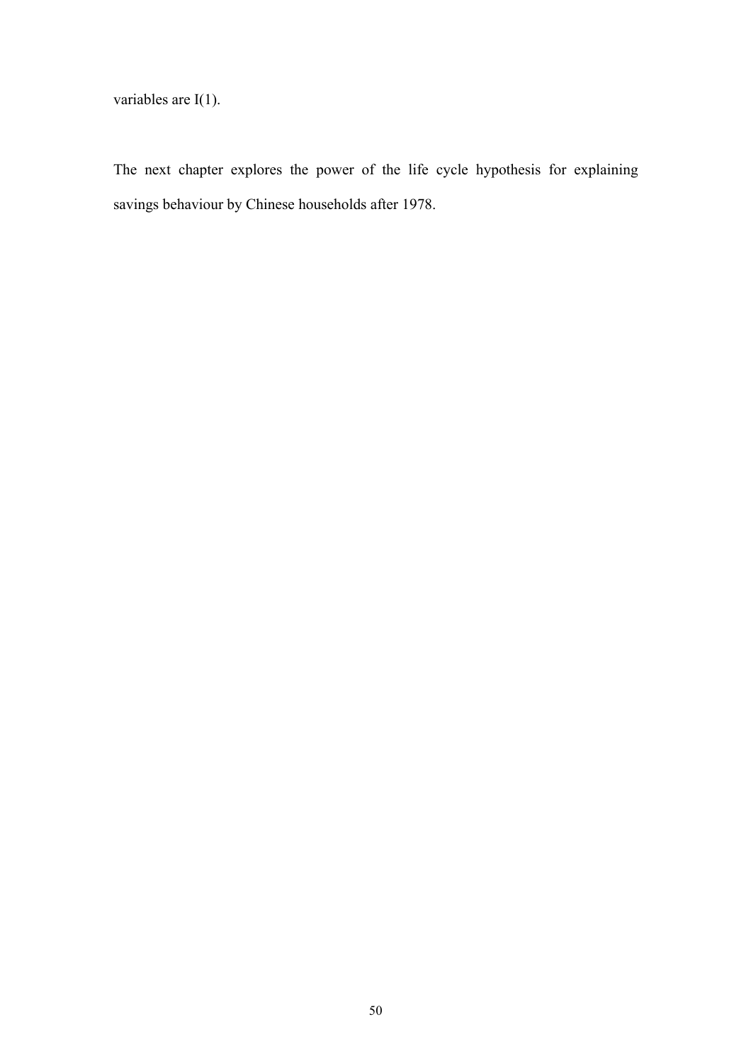variables are I(1).

The next chapter explores the power of the life cycle hypothesis for explaining savings behaviour by Chinese households after 1978.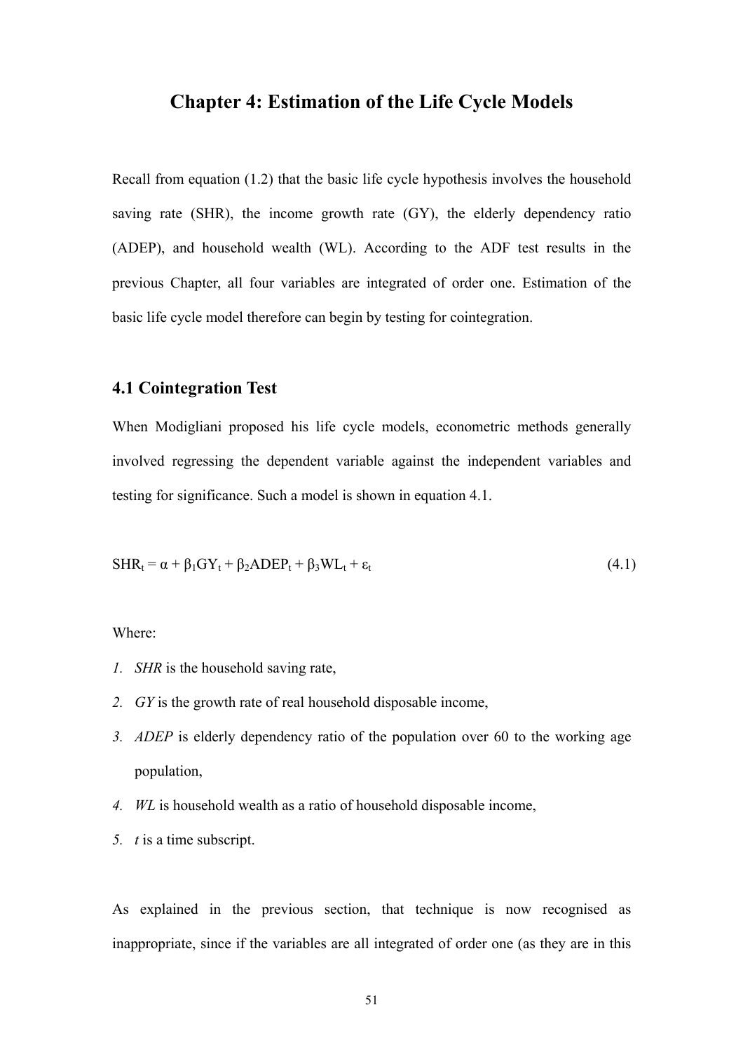# Chapter 4: Estimation of the Life Cycle Models

Recall from equation (1.2) that the basic life cycle hypothesis involves the household saving rate (SHR), the income growth rate (GY), the elderly dependency ratio (ADEP), and household wealth (WL). According to the ADF test results in the previous Chapter, all four variables are integrated of order one. Estimation of the basic life cycle model therefore can begin by testing for cointegration.

## 4.1 Cointegration Test

When Modigliani proposed his life cycle models, econometric methods generally involved regressing the dependent variable against the independent variables and testing for significance. Such a model is shown in equation 4.1.

$$SHR_t = \alpha + \beta_1 GY_t + \beta_2 ADEP_t + \beta_3 WL_t + \varepsilon_t \qquad (4.1)$$

Where:

1. *SHR* is the household saving rate,
2. *GY* is the growth rate of real household disposable income,
3. *ADEP* is elderly dependency ratio of the population over 60 to the working age population,
4. *WL* is household wealth as a ratio of household disposable income,
5. *t* is a time subscript.

As explained in the previous section, that technique is now recognised as inappropriate, since if the variables are all integrated of order one (as they are in this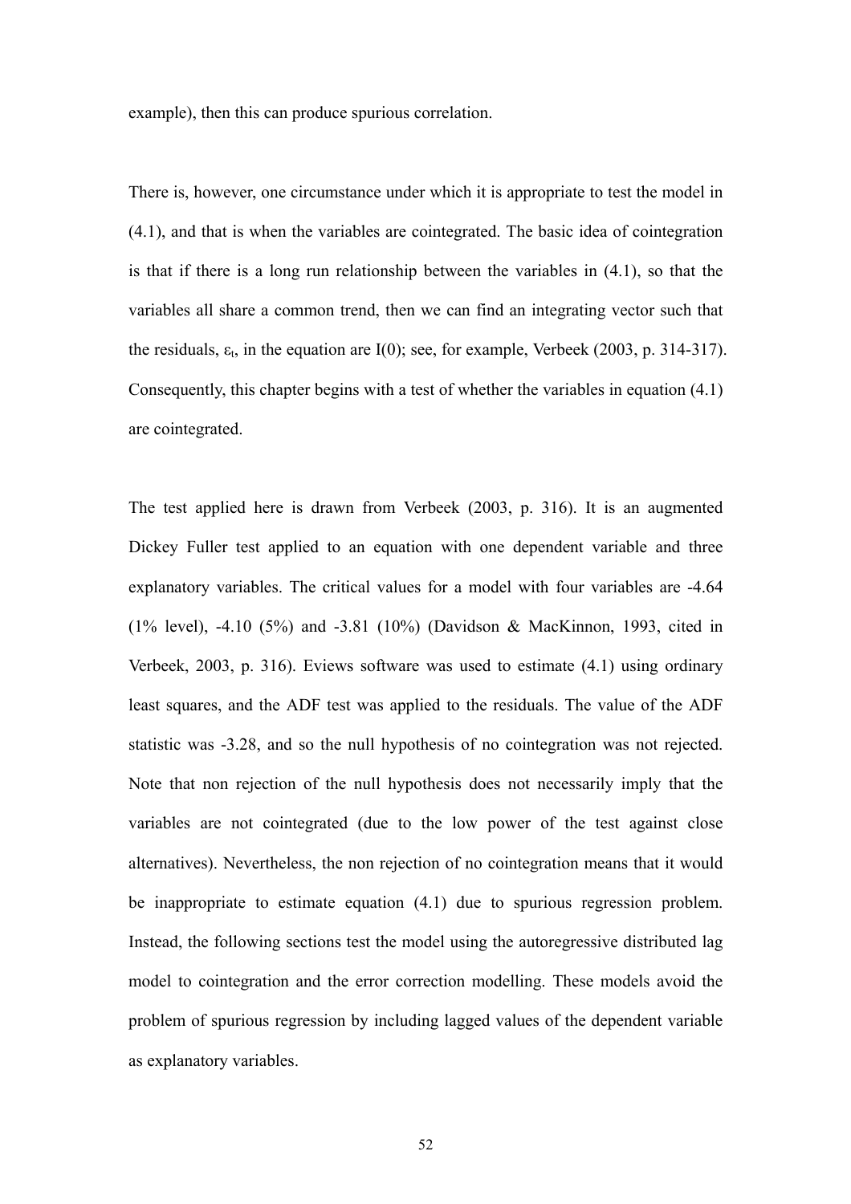example), then this can produce spurious correlation.

There is, however, one circumstance under which it is appropriate to test the model in (4.1), and that is when the variables are cointegrated. The basic idea of cointegration is that if there is a long run relationship between the variables in (4.1), so that the variables all share a common trend, then we can find an integrating vector such that the residuals, $\varepsilon_t$, in the equation are I(0); see, for example, Verbeek (2003, p. 314-317). Consequently, this chapter begins with a test of whether the variables in equation (4.1) are cointegrated.

The test applied here is drawn from Verbeek (2003, p. 316). It is an augmented Dickey Fuller test applied to an equation with one dependent variable and three explanatory variables. The critical values for a model with four variables are -4.64 (1% level), -4.10 (5%) and -3.81 (10%) (Davidson & MacKinnon, 1993, cited in Verbeek, 2003, p. 316). Eviews software was used to estimate (4.1) using ordinary least squares, and the ADF test was applied to the residuals. The value of the ADF statistic was -3.28, and so the null hypothesis of no cointegration was not rejected. Note that non rejection of the null hypothesis does not necessarily imply that the variables are not cointegrated (due to the low power of the test against close alternatives). Nevertheless, the non rejection of no cointegration means that it would be inappropriate to estimate equation (4.1) due to spurious regression problem. Instead, the following sections test the model using the autoregressive distributed lag model to cointegration and the error correction modelling. These models avoid the problem of spurious regression by including lagged values of the dependent variable as explanatory variables.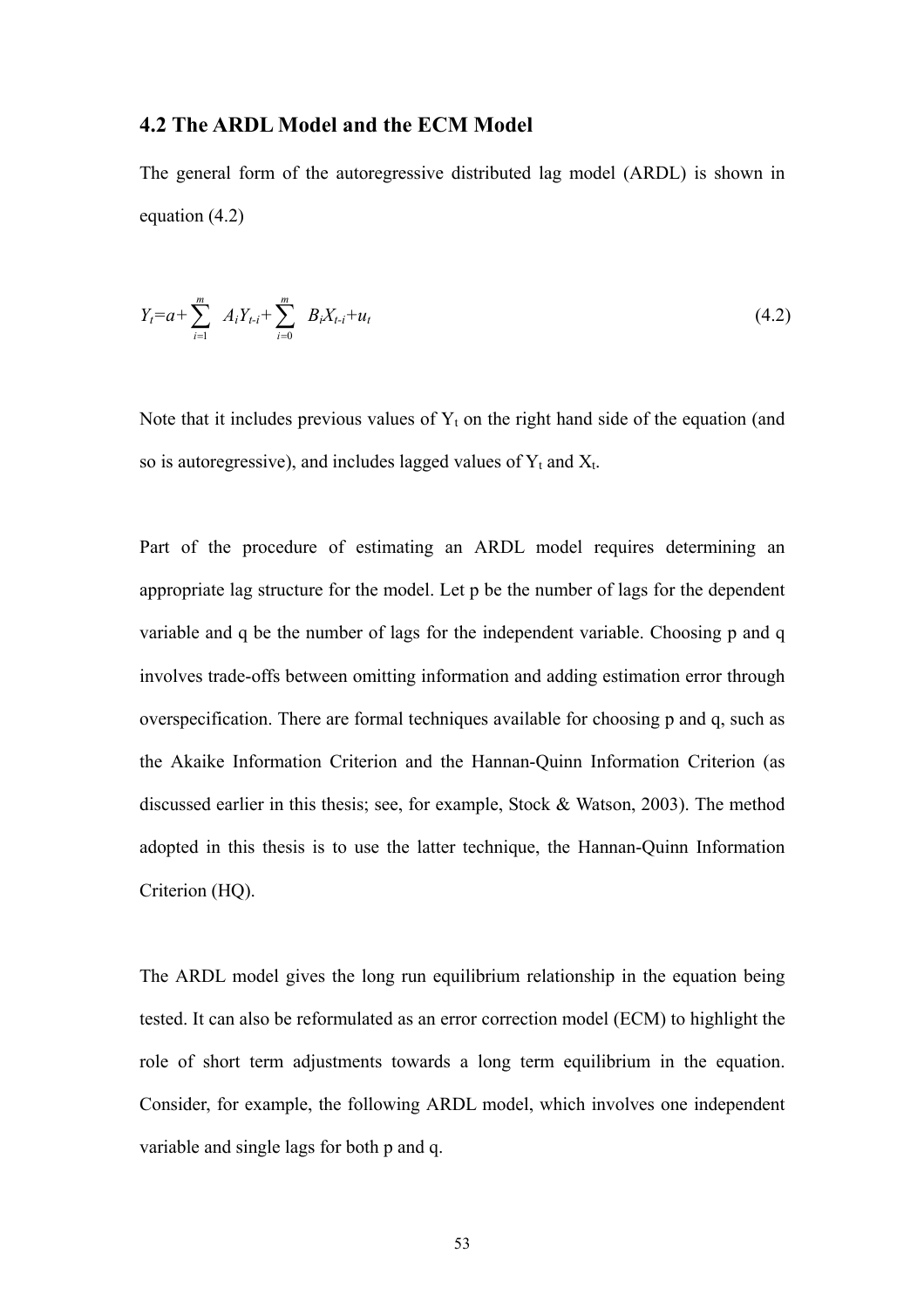## 4.2 The ARDL Model and the ECM Model

The general form of the autoregressive distributed lag model (ARDL) is shown in equation (4.2)

$$Y_t = a + \sum_{i=1}^{m} A_i Y_{t-i} + \sum_{i=0}^{m} B_i X_{t-i} + u_t \tag{4.2}$$

Note that it includes previous values of $Y_t$ on the right hand side of the equation (and so is autoregressive), and includes lagged values of $Y_t$ and $X_t$.

Part of the procedure of estimating an ARDL model requires determining an appropriate lag structure for the model. Let p be the number of lags for the dependent variable and q be the number of lags for the independent variable. Choosing p and q involves trade-offs between omitting information and adding estimation error through overspecification. There are formal techniques available for choosing p and q, such as the Akaike Information Criterion and the Hannan-Quinn Information Criterion (as discussed earlier in this thesis; see, for example, Stock & Watson, 2003). The method adopted in this thesis is to use the latter technique, the Hannan-Quinn Information Criterion (HQ).

The ARDL model gives the long run equilibrium relationship in the equation being tested. It can also be reformulated as an error correction model (ECM) to highlight the role of short term adjustments towards a long term equilibrium in the equation. Consider, for example, the following ARDL model, which involves one independent variable and single lags for both p and q.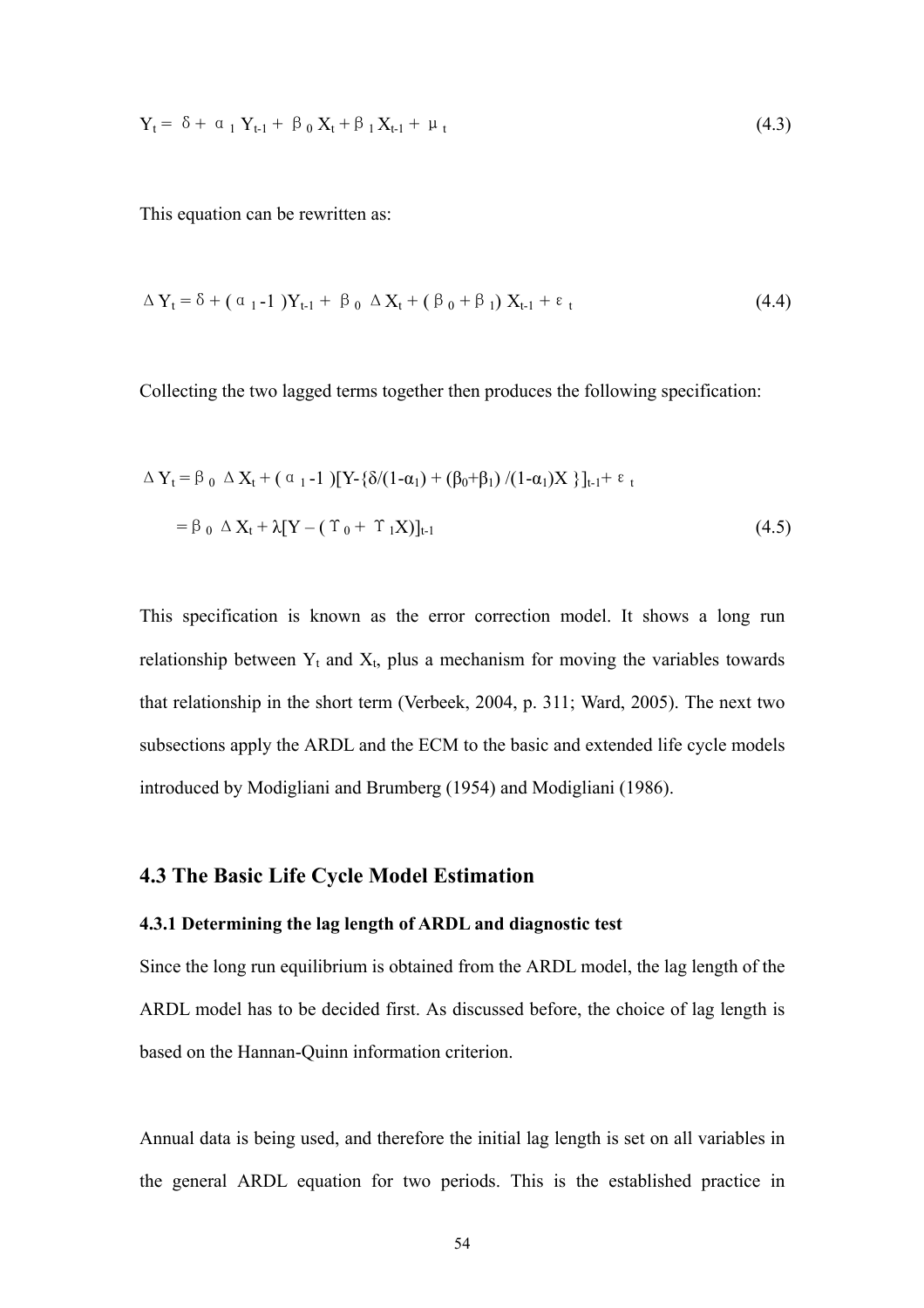$$Y_t = \delta + \alpha_1 Y_{t-1} + \beta_0 X_t + \beta_1 X_{t-1} + \mu_t \tag{4.3}$$

This equation can be rewritten as:

$$\Delta Y_t = \delta + (\alpha_1 - 1) Y_{t-1} + \beta_0 \Delta X_t + (\beta_0 + \beta_1) X_{t-1} + \varepsilon_t \tag{4.4}$$

Collecting the two lagged terms together then produces the following specification:

$$\Delta Y_t = \beta_0 \Delta X_t + (\alpha_1 - 1)[Y - \{\delta/(1-\alpha_1) + (\beta_0+\beta_1)/(1-\alpha_1)X\}]_{t-1} + \varepsilon_t$$

$$= \beta_0 \Delta X_t + \lambda[Y - (\Upsilon_0 + \Upsilon_1 X)]_{t-1} \tag{4.5}$$

This specification is known as the error correction model. It shows a long run relationship between $Y_t$ and $X_t$, plus a mechanism for moving the variables towards that relationship in the short term (Verbeek, 2004, p. 311; Ward, 2005). The next two subsections apply the ARDL and the ECM to the basic and extended life cycle models introduced by Modigliani and Brumberg (1954) and Modigliani (1986).

## 4.3 The Basic Life Cycle Model Estimation

### 4.3.1 Determining the lag length of ARDL and diagnostic test

Since the long run equilibrium is obtained from the ARDL model, the lag length of the ARDL model has to be decided first. As discussed before, the choice of lag length is based on the Hannan-Quinn information criterion.

Annual data is being used, and therefore the initial lag length is set on all variables in the general ARDL equation for two periods. This is the established practice in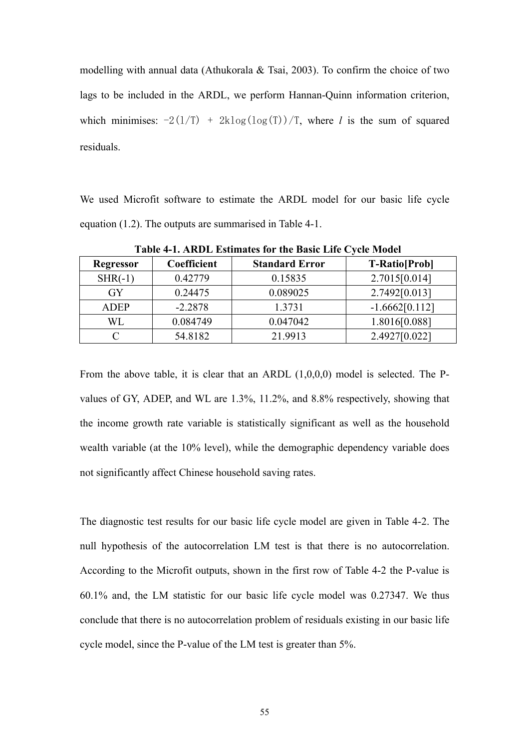modelling with annual data (Athukorala & Tsai, 2003). To confirm the choice of two lags to be included in the ARDL, we perform Hannan-Quinn information criterion, which minimises: $-2(l/T) + 2k\log(\log(T))/T$, where *l* is the sum of squared residuals.

We used Microfit software to estimate the ARDL model for our basic life cycle equation (1.2). The outputs are summarised in Table 4-1.

**Table 4-1. ARDL Estimates for the Basic Life Cycle Model**

| Regressor | Coefficient | Standard Error | T-Ratio[Prob] |
|---|---|---|---|
| SHR(-1) | 0.42779 | 0.15835 | 2.7015[0.014] |
| GY | 0.24475 | 0.089025 | 2.7492[0.013] |
| ADEP | -2.2878 | 1.3731 | -1.6662[0.112] |
| WL | 0.084749 | 0.047042 | 1.8016[0.088] |
| C | 54.8182 | 21.9913 | 2.4927[0.022] |

From the above table, it is clear that an ARDL (1,0,0,0) model is selected. The P-values of GY, ADEP, and WL are 1.3%, 11.2%, and 8.8% respectively, showing that the income growth rate variable is statistically significant as well as the household wealth variable (at the 10% level), while the demographic dependency variable does not significantly affect Chinese household saving rates.

The diagnostic test results for our basic life cycle model are given in Table 4-2. The null hypothesis of the autocorrelation LM test is that there is no autocorrelation. According to the Microfit outputs, shown in the first row of Table 4-2 the P-value is 60.1% and, the LM statistic for our basic life cycle model was 0.27347. We thus conclude that there is no autocorrelation problem of residuals existing in our basic life cycle model, since the P-value of the LM test is greater than 5%.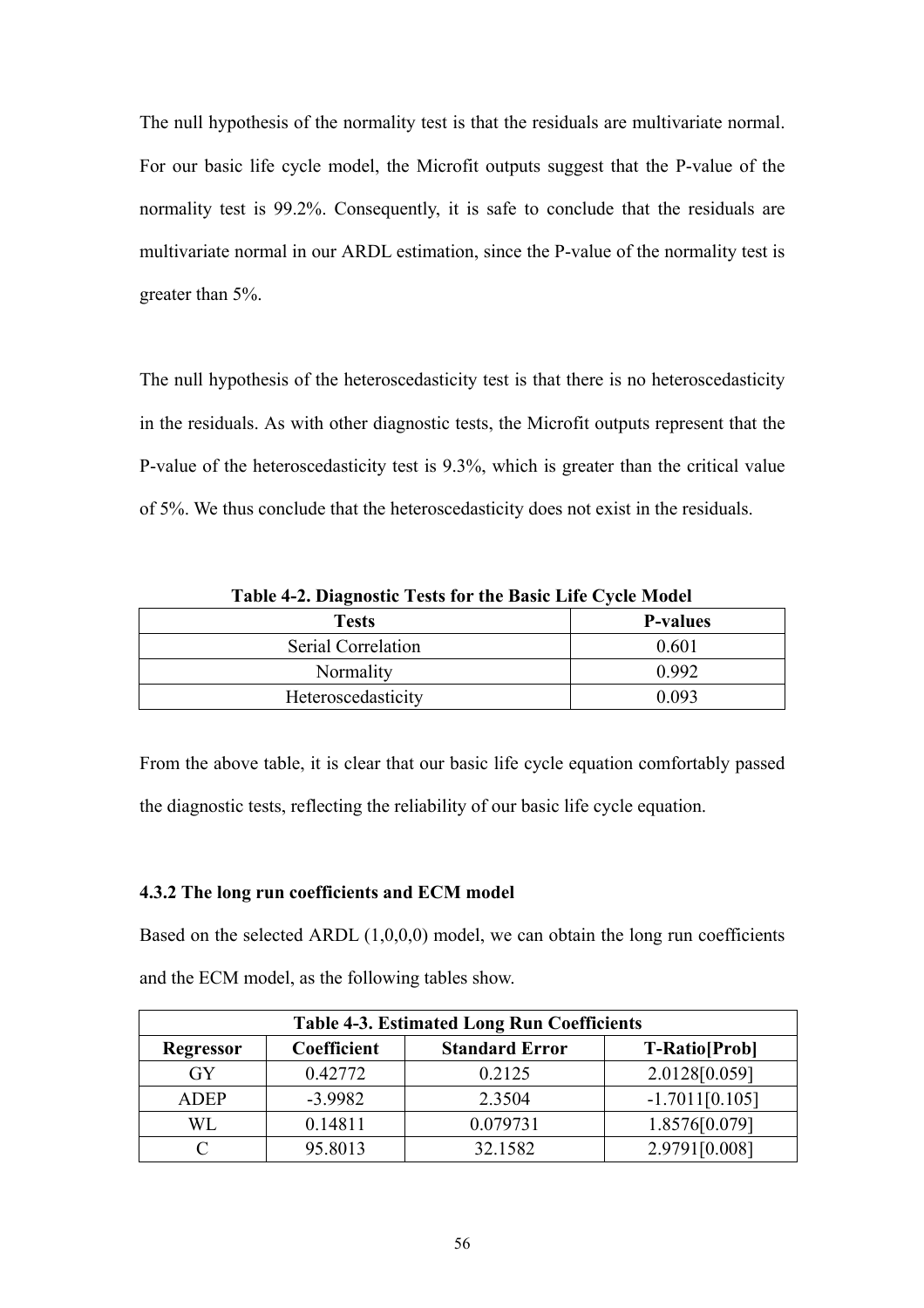The null hypothesis of the normality test is that the residuals are multivariate normal. For our basic life cycle model, the Microfit outputs suggest that the P-value of the normality test is 99.2%. Consequently, it is safe to conclude that the residuals are multivariate normal in our ARDL estimation, since the P-value of the normality test is greater than 5%.

The null hypothesis of the heteroscedasticity test is that there is no heteroscedasticity in the residuals. As with other diagnostic tests, the Microfit outputs represent that the P-value of the heteroscedasticity test is 9.3%, which is greater than the critical value of 5%. We thus conclude that the heteroscedasticity does not exist in the residuals.

**Table 4-2. Diagnostic Tests for the Basic Life Cycle Model**

| Tests | P-values |
|---|---|
| Serial Correlation | 0.601 |
| Normality | 0.992 |
| Heteroscedasticity | 0.093 |

From the above table, it is clear that our basic life cycle equation comfortably passed the diagnostic tests, reflecting the reliability of our basic life cycle equation.

### 4.3.2 The long run coefficients and ECM model

Based on the selected ARDL (1,0,0,0) model, we can obtain the long run coefficients and the ECM model, as the following tables show.

**Table 4-3. Estimated Long Run Coefficients**

| Regressor | Coefficient | Standard Error | T-Ratio[Prob] |
|---|---|---|---|
| GY | 0.42772 | 0.2125 | 2.0128[0.059] |
| ADEP | -3.9982 | 2.3504 | -1.7011[0.105] |
| WL | 0.14811 | 0.079731 | 1.8576[0.079] |
| C | 95.8013 | 32.1582 | 2.9791[0.008] |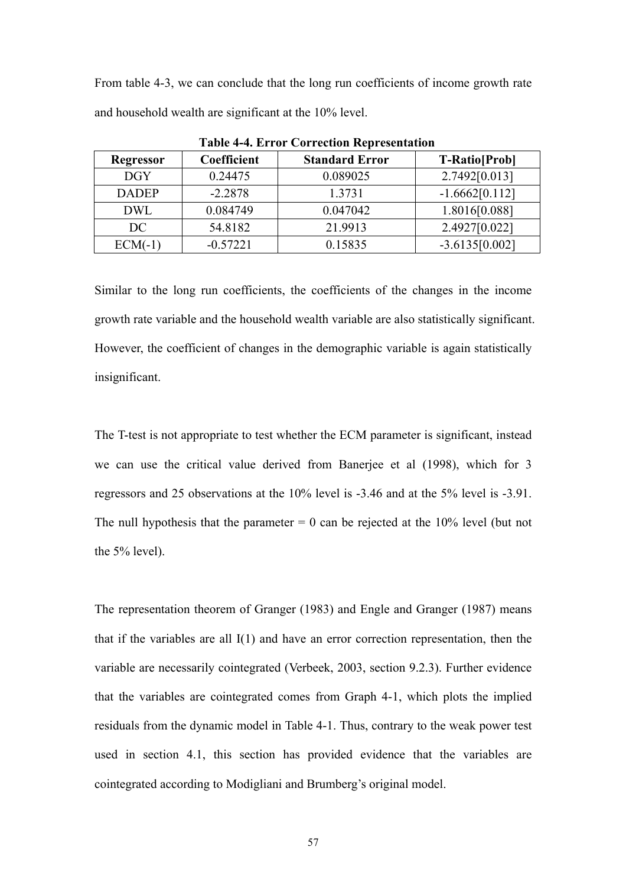From table 4-3, we can conclude that the long run coefficients of income growth rate and household wealth are significant at the 10% level.

**Table 4-4. Error Correction Representation**

| Regressor | Coefficient | Standard Error | T-Ratio[Prob] |
|---|---|---|---|
| DGY | 0.24475 | 0.089025 | 2.7492[0.013] |
| DADEP | -2.2878 | 1.3731 | -1.6662[0.112] |
| DWL | 0.084749 | 0.047042 | 1.8016[0.088] |
| DC | 54.8182 | 21.9913 | 2.4927[0.022] |
| ECM(-1) | -0.57221 | 0.15835 | -3.6135[0.002] |

Similar to the long run coefficients, the coefficients of the changes in the income growth rate variable and the household wealth variable are also statistically significant. However, the coefficient of changes in the demographic variable is again statistically insignificant.

The T-test is not appropriate to test whether the ECM parameter is significant, instead we can use the critical value derived from Banerjee et al (1998), which for 3 regressors and 25 observations at the 10% level is -3.46 and at the 5% level is -3.91. The null hypothesis that the parameter = 0 can be rejected at the 10% level (but not the 5% level).

The representation theorem of Granger (1983) and Engle and Granger (1987) means that if the variables are all I(1) and have an error correction representation, then the variable are necessarily cointegrated (Verbeek, 2003, section 9.2.3). Further evidence that the variables are cointegrated comes from Graph 4-1, which plots the implied residuals from the dynamic model in Table 4-1. Thus, contrary to the weak power test used in section 4.1, this section has provided evidence that the variables are cointegrated according to Modigliani and Brumberg's original model.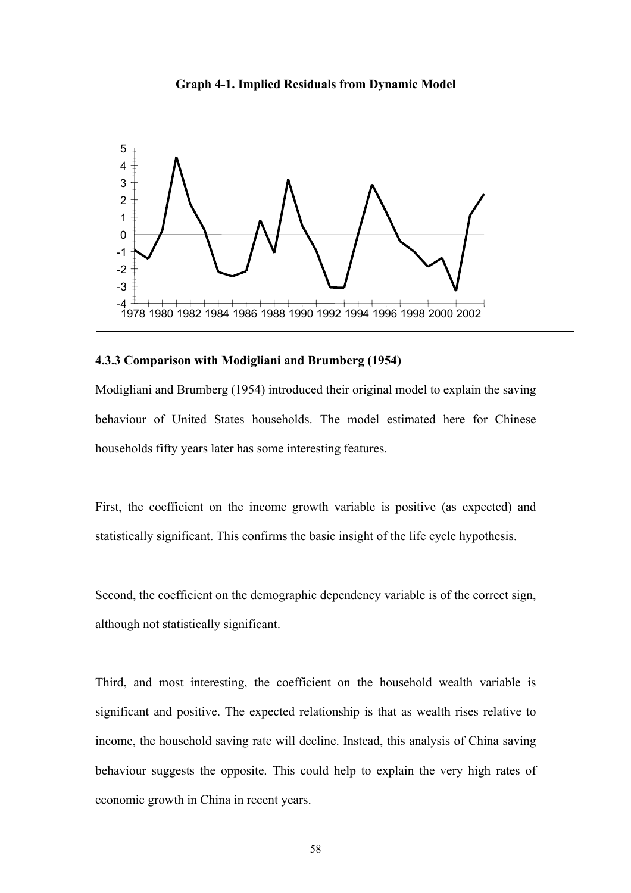**Graph 4-1. Implied Residuals from Dynamic Model**

### 4.3.3 Comparison with Modigliani and Brumberg (1954)

Modigliani and Brumberg (1954) introduced their original model to explain the saving behaviour of United States households. The model estimated here for Chinese households fifty years later has some interesting features.

First, the coefficient on the income growth variable is positive (as expected) and statistically significant. This confirms the basic insight of the life cycle hypothesis.

Second, the coefficient on the demographic dependency variable is of the correct sign, although not statistically significant.

Third, and most interesting, the coefficient on the household wealth variable is significant and positive. The expected relationship is that as wealth rises relative to income, the household saving rate will decline. Instead, this analysis of China saving behaviour suggests the opposite. This could help to explain the very high rates of economic growth in China in recent years.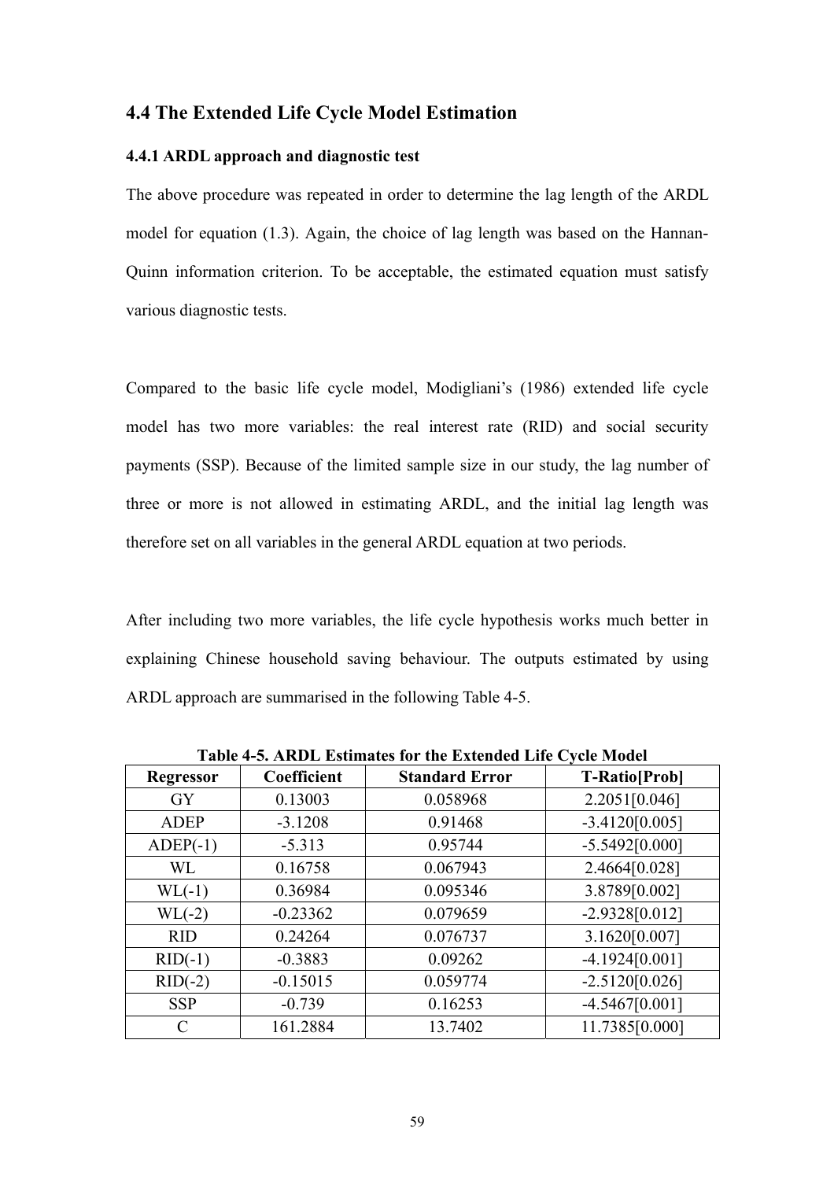## 4.4 The Extended Life Cycle Model Estimation

### 4.4.1 ARDL approach and diagnostic test

The above procedure was repeated in order to determine the lag length of the ARDL model for equation (1.3). Again, the choice of lag length was based on the Hannan-Quinn information criterion. To be acceptable, the estimated equation must satisfy various diagnostic tests.

Compared to the basic life cycle model, Modigliani's (1986) extended life cycle model has two more variables: the real interest rate (RID) and social security payments (SSP). Because of the limited sample size in our study, the lag number of three or more is not allowed in estimating ARDL, and the initial lag length was therefore set on all variables in the general ARDL equation at two periods.

After including two more variables, the life cycle hypothesis works much better in explaining Chinese household saving behaviour. The outputs estimated by using ARDL approach are summarised in the following Table 4-5.

**Table 4-5. ARDL Estimates for the Extended Life Cycle Model**

| Regressor | Coefficient | Standard Error | T-Ratio[Prob] |
|---|---|---|---|
| GY | 0.13003 | 0.058968 | 2.2051[0.046] |
| ADEP | -3.1208 | 0.91468 | -3.4120[0.005] |
| ADEP(-1) | -5.313 | 0.95744 | -5.5492[0.000] |
| WL | 0.16758 | 0.067943 | 2.4664[0.028] |
| WL(-1) | 0.36984 | 0.095346 | 3.8789[0.002] |
| WL(-2) | -0.23362 | 0.079659 | -2.9328[0.012] |
| RID | 0.24264 | 0.076737 | 3.1620[0.007] |
| RID(-1) | -0.3883 | 0.09262 | -4.1924[0.001] |
| RID(-2) | -0.15015 | 0.059774 | -2.5120[0.026] |
| SSP | -0.739 | 0.16253 | -4.5467[0.001] |
| C | 161.2884 | 13.7402 | 11.7385[0.000] |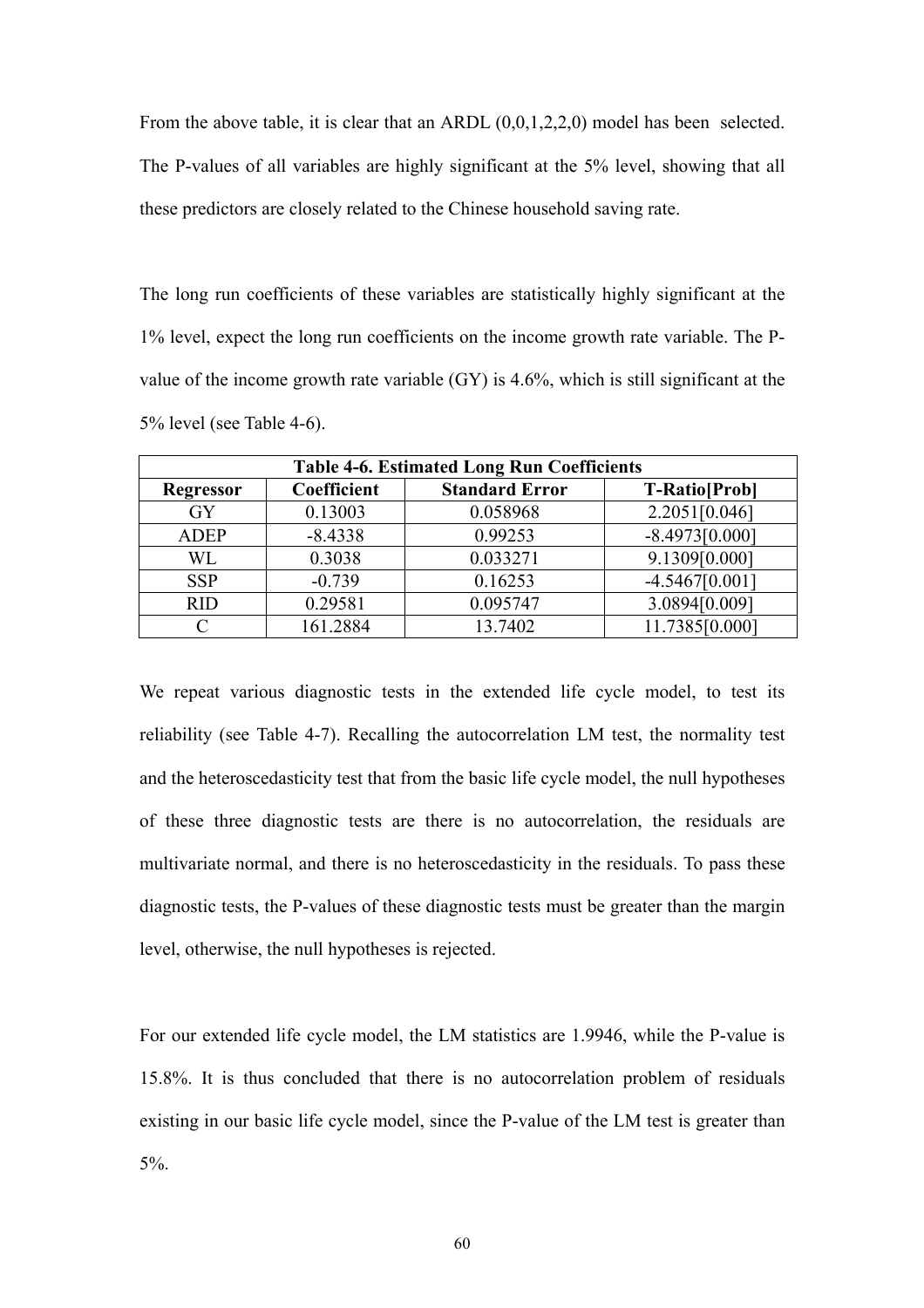From the above table, it is clear that an ARDL (0,0,1,2,2,0) model has been selected. The P-values of all variables are highly significant at the 5% level, showing that all these predictors are closely related to the Chinese household saving rate.

The long run coefficients of these variables are statistically highly significant at the 1% level, expect the long run coefficients on the income growth rate variable. The P-value of the income growth rate variable (GY) is 4.6%, which is still significant at the 5% level (see Table 4-6).

| **Table 4-6. Estimated Long Run Coefficients** | | | |
|---|---|---|---|
| **Regressor** | **Coefficient** | **Standard Error** | **T-Ratio[Prob]** |
| GY | 0.13003 | 0.058968 | 2.2051[0.046] |
| ADEP | -8.4338 | 0.99253 | -8.4973[0.000] |
| WL | 0.3038 | 0.033271 | 9.1309[0.000] |
| SSP | -0.739 | 0.16253 | -4.5467[0.001] |
| RID | 0.29581 | 0.095747 | 3.0894[0.009] |
| C | 161.2884 | 13.7402 | 11.7385[0.000] |

We repeat various diagnostic tests in the extended life cycle model, to test its reliability (see Table 4-7). Recalling the autocorrelation LM test, the normality test and the heteroscedasticity test that from the basic life cycle model, the null hypotheses of these three diagnostic tests are there is no autocorrelation, the residuals are multivariate normal, and there is no heteroscedasticity in the residuals. To pass these diagnostic tests, the P-values of these diagnostic tests must be greater than the margin level, otherwise, the null hypotheses is rejected.

For our extended life cycle model, the LM statistics are 1.9946, while the P-value is 15.8%. It is thus concluded that there is no autocorrelation problem of residuals existing in our basic life cycle model, since the P-value of the LM test is greater than 5%.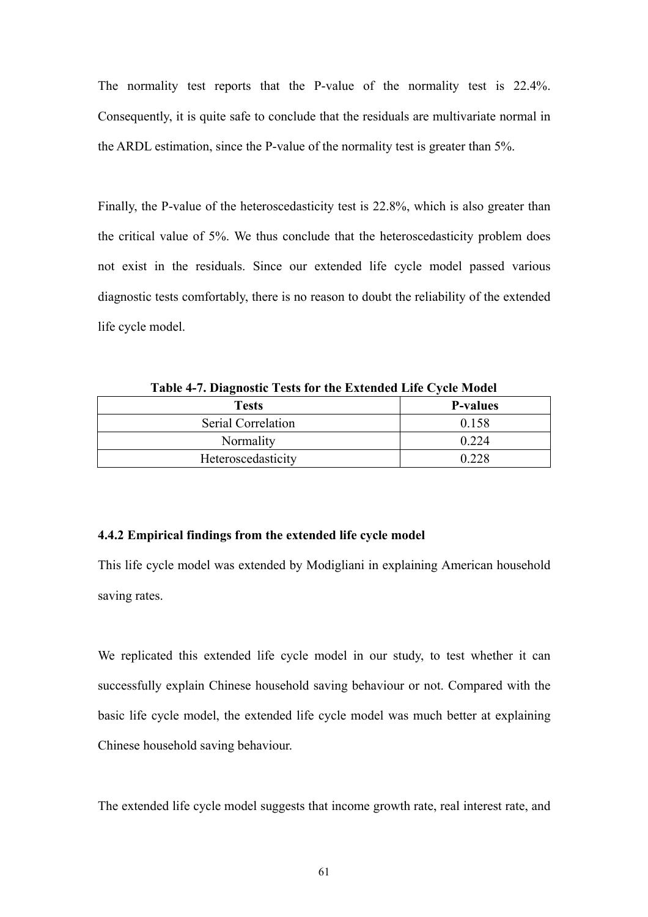The normality test reports that the P-value of the normality test is 22.4%. Consequently, it is quite safe to conclude that the residuals are multivariate normal in the ARDL estimation, since the P-value of the normality test is greater than 5%.

Finally, the P-value of the heteroscedasticity test is 22.8%, which is also greater than the critical value of 5%. We thus conclude that the heteroscedasticity problem does not exist in the residuals. Since our extended life cycle model passed various diagnostic tests comfortably, there is no reason to doubt the reliability of the extended life cycle model.

**Table 4-7. Diagnostic Tests for the Extended Life Cycle Model**

| Tests | P-values |
|---|---|
| Serial Correlation | 0.158 |
| Normality | 0.224 |
| Heteroscedasticity | 0.228 |

### 4.4.2 Empirical findings from the extended life cycle model

This life cycle model was extended by Modigliani in explaining American household saving rates.

We replicated this extended life cycle model in our study, to test whether it can successfully explain Chinese household saving behaviour or not. Compared with the basic life cycle model, the extended life cycle model was much better at explaining Chinese household saving behaviour.

The extended life cycle model suggests that income growth rate, real interest rate, and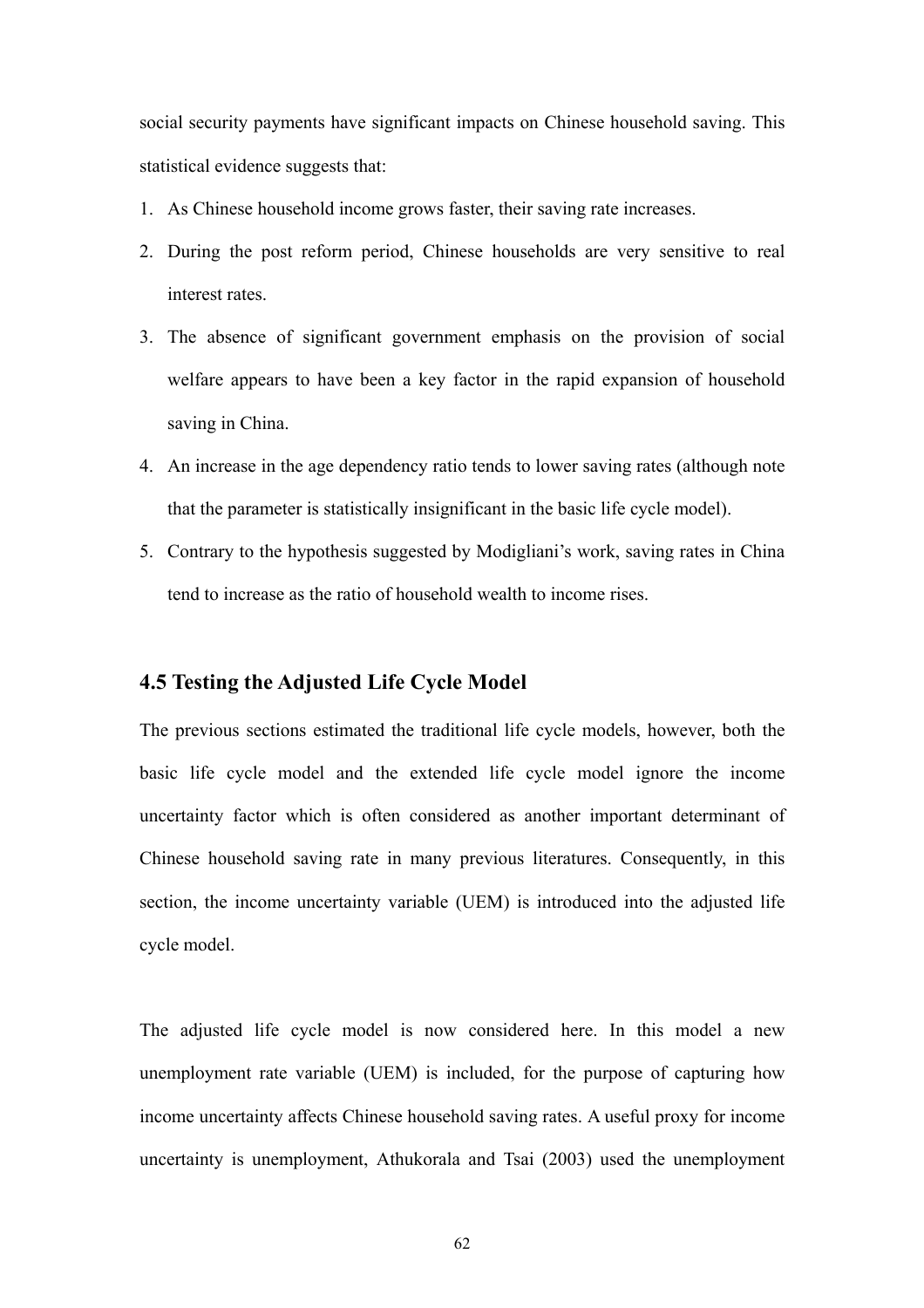social security payments have significant impacts on Chinese household saving. This statistical evidence suggests that:

1. As Chinese household income grows faster, their saving rate increases.
2. During the post reform period, Chinese households are very sensitive to real interest rates.
3. The absence of significant government emphasis on the provision of social welfare appears to have been a key factor in the rapid expansion of household saving in China.
4. An increase in the age dependency ratio tends to lower saving rates (although note that the parameter is statistically insignificant in the basic life cycle model).
5. Contrary to the hypothesis suggested by Modigliani's work, saving rates in China tend to increase as the ratio of household wealth to income rises.

## 4.5 Testing the Adjusted Life Cycle Model

The previous sections estimated the traditional life cycle models, however, both the basic life cycle model and the extended life cycle model ignore the income uncertainty factor which is often considered as another important determinant of Chinese household saving rate in many previous literatures. Consequently, in this section, the income uncertainty variable (UEM) is introduced into the adjusted life cycle model.

The adjusted life cycle model is now considered here. In this model a new unemployment rate variable (UEM) is included, for the purpose of capturing how income uncertainty affects Chinese household saving rates. A useful proxy for income uncertainty is unemployment, Athukorala and Tsai (2003) used the unemployment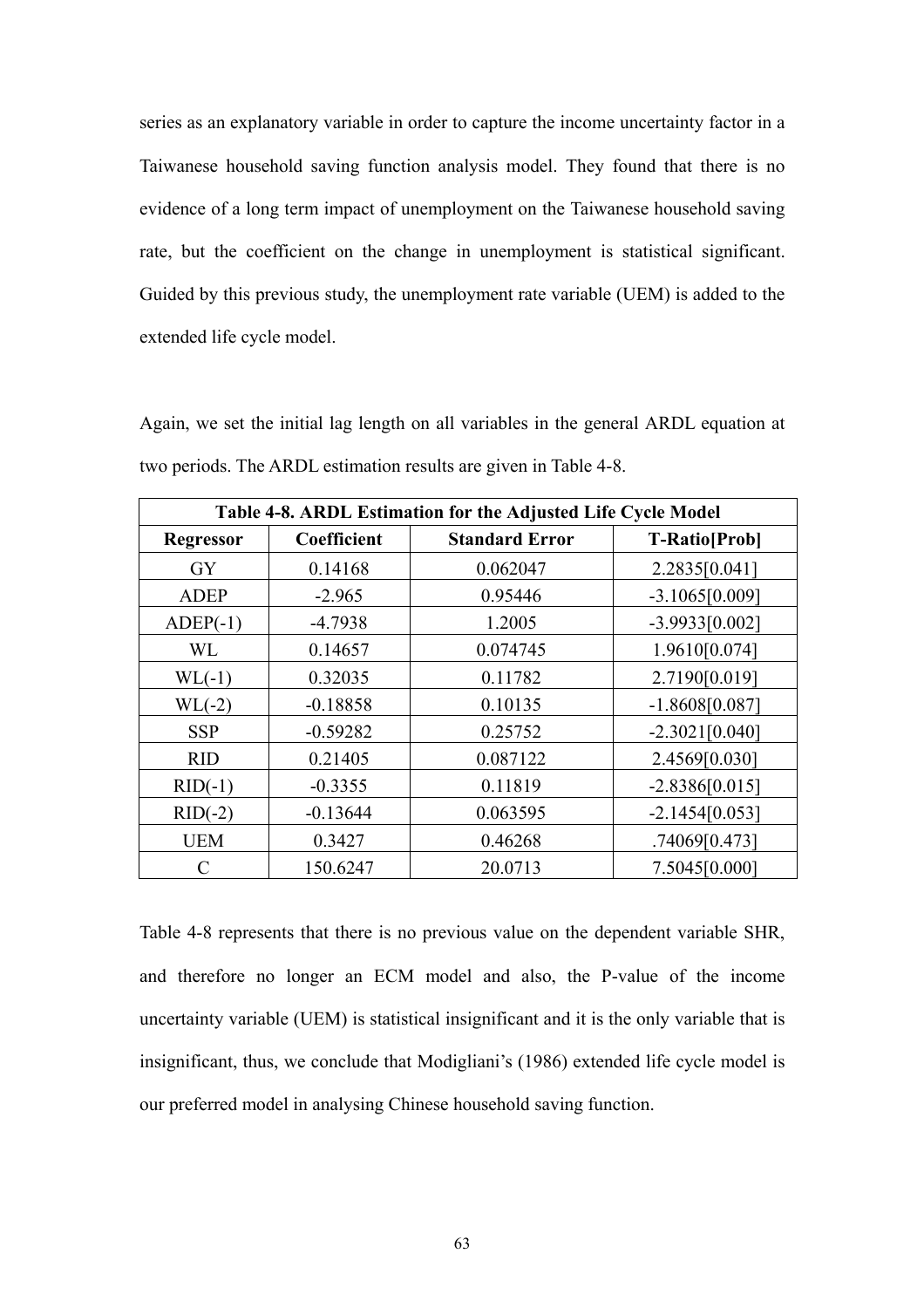series as an explanatory variable in order to capture the income uncertainty factor in a Taiwanese household saving function analysis model. They found that there is no evidence of a long term impact of unemployment on the Taiwanese household saving rate, but the coefficient on the change in unemployment is statistical significant. Guided by this previous study, the unemployment rate variable (UEM) is added to the extended life cycle model.

Again, we set the initial lag length on all variables in the general ARDL equation at two periods. The ARDL estimation results are given in Table 4-8.

| **Table 4-8. ARDL Estimation for the Adjusted Life Cycle Model** | | | |
|---|---|---|---|
| **Regressor** | **Coefficient** | **Standard Error** | **T-Ratio[Prob]** |
| GY | 0.14168 | 0.062047 | 2.2835[0.041] |
| ADEP | -2.965 | 0.95446 | -3.1065[0.009] |
| ADEP(-1) | -4.7938 | 1.2005 | -3.9933[0.002] |
| WL | 0.14657 | 0.074745 | 1.9610[0.074] |
| WL(-1) | 0.32035 | 0.11782 | 2.7190[0.019] |
| WL(-2) | -0.18858 | 0.10135 | -1.8608[0.087] |
| SSP | -0.59282 | 0.25752 | -2.3021[0.040] |
| RID | 0.21405 | 0.087122 | 2.4569[0.030] |
| RID(-1) | -0.3355 | 0.11819 | -2.8386[0.015] |
| RID(-2) | -0.13644 | 0.063595 | -2.1454[0.053] |
| UEM | 0.3427 | 0.46268 | .74069[0.473] |
| C | 150.6247 | 20.0713 | 7.5045[0.000] |

Table 4-8 represents that there is no previous value on the dependent variable SHR, and therefore no longer an ECM model and also, the P-value of the income uncertainty variable (UEM) is statistical insignificant and it is the only variable that is insignificant, thus, we conclude that Modigliani's (1986) extended life cycle model is our preferred model in analysing Chinese household saving function.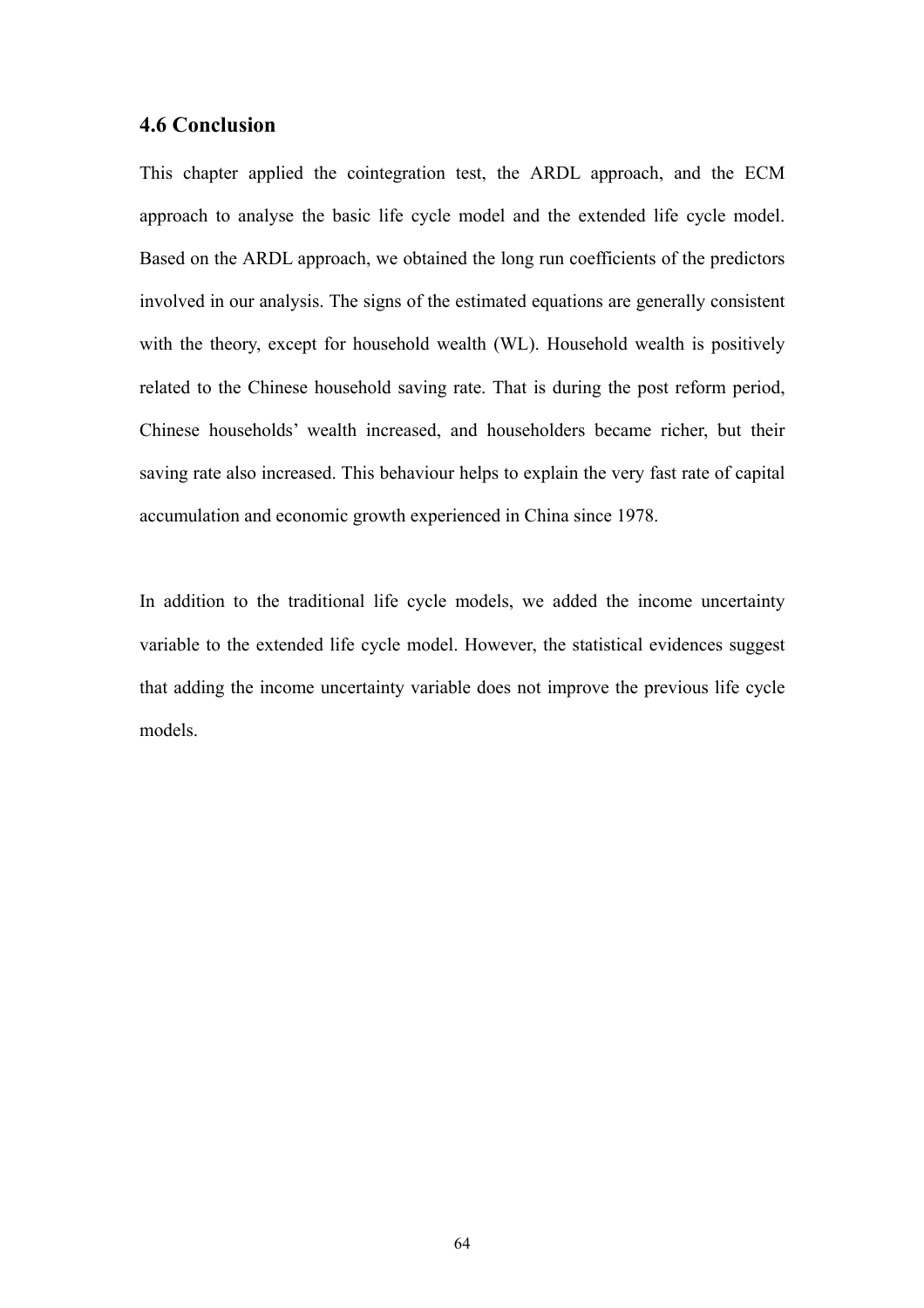## 4.6 Conclusion

This chapter applied the cointegration test, the ARDL approach, and the ECM approach to analyse the basic life cycle model and the extended life cycle model. Based on the ARDL approach, we obtained the long run coefficients of the predictors involved in our analysis. The signs of the estimated equations are generally consistent with the theory, except for household wealth (WL). Household wealth is positively related to the Chinese household saving rate. That is during the post reform period, Chinese households' wealth increased, and householders became richer, but their saving rate also increased. This behaviour helps to explain the very fast rate of capital accumulation and economic growth experienced in China since 1978.

In addition to the traditional life cycle models, we added the income uncertainty variable to the extended life cycle model. However, the statistical evidences suggest that adding the income uncertainty variable does not improve the previous life cycle models.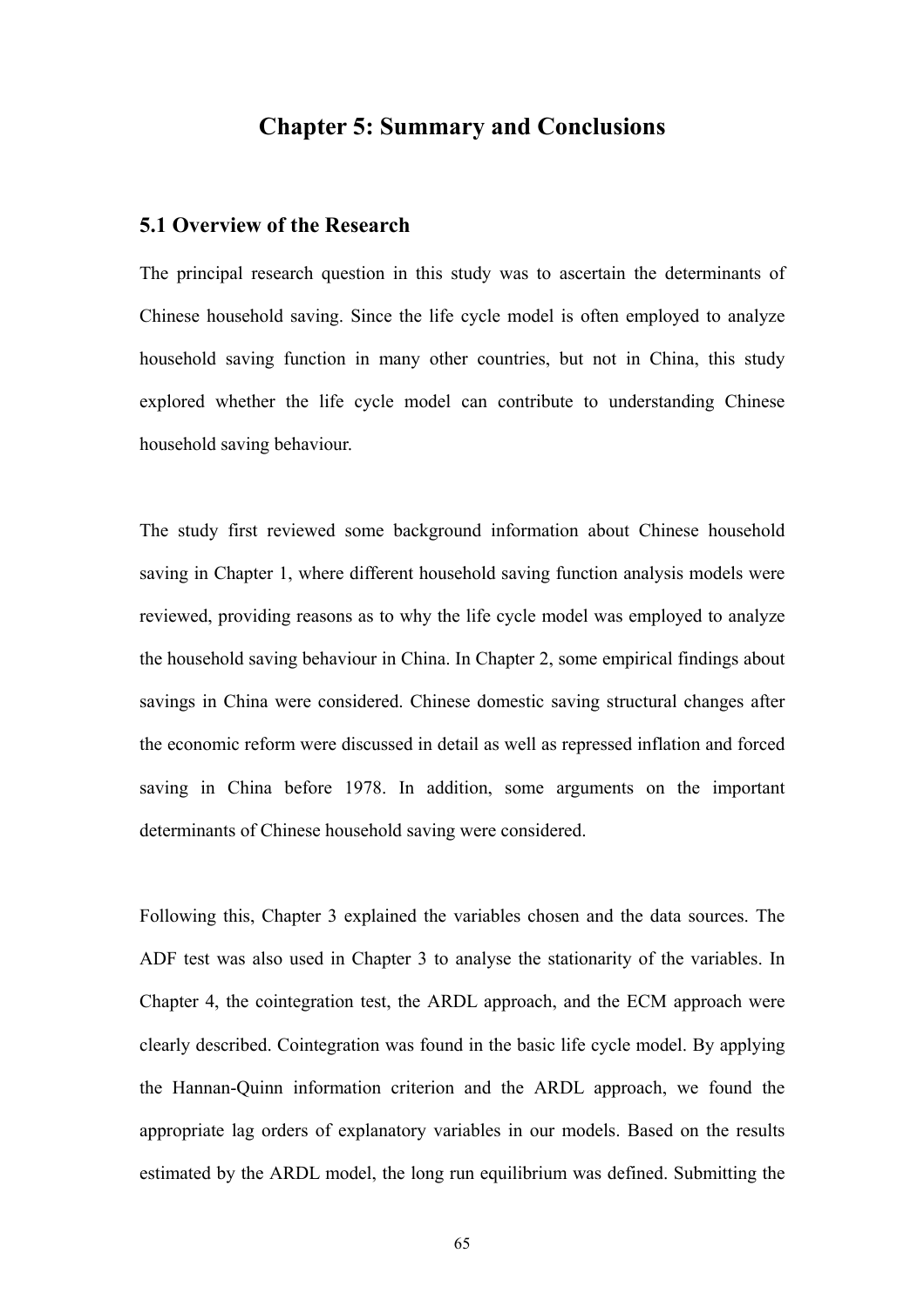# Chapter 5: Summary and Conclusions

## 5.1 Overview of the Research

The principal research question in this study was to ascertain the determinants of Chinese household saving. Since the life cycle model is often employed to analyze household saving function in many other countries, but not in China, this study explored whether the life cycle model can contribute to understanding Chinese household saving behaviour.

The study first reviewed some background information about Chinese household saving in Chapter 1, where different household saving function analysis models were reviewed, providing reasons as to why the life cycle model was employed to analyze the household saving behaviour in China. In Chapter 2, some empirical findings about savings in China were considered. Chinese domestic saving structural changes after the economic reform were discussed in detail as well as repressed inflation and forced saving in China before 1978. In addition, some arguments on the important determinants of Chinese household saving were considered.

Following this, Chapter 3 explained the variables chosen and the data sources. The ADF test was also used in Chapter 3 to analyse the stationarity of the variables. In Chapter 4, the cointegration test, the ARDL approach, and the ECM approach were clearly described. Cointegration was found in the basic life cycle model. By applying the Hannan-Quinn information criterion and the ARDL approach, we found the appropriate lag orders of explanatory variables in our models. Based on the results estimated by the ARDL model, the long run equilibrium was defined. Submitting the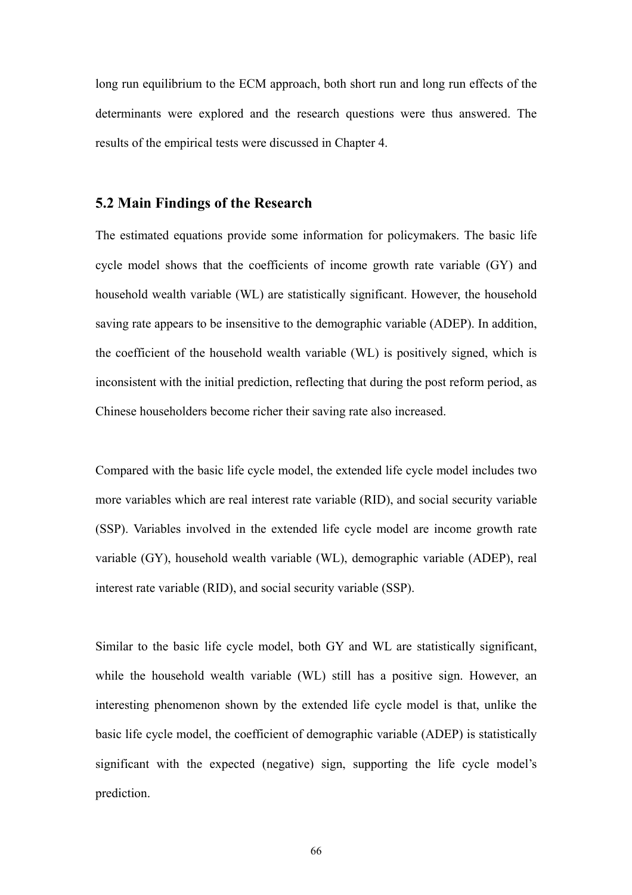long run equilibrium to the ECM approach, both short run and long run effects of the determinants were explored and the research questions were thus answered. The results of the empirical tests were discussed in Chapter 4.

## 5.2 Main Findings of the Research

The estimated equations provide some information for policymakers. The basic life cycle model shows that the coefficients of income growth rate variable (GY) and household wealth variable (WL) are statistically significant. However, the household saving rate appears to be insensitive to the demographic variable (ADEP). In addition, the coefficient of the household wealth variable (WL) is positively signed, which is inconsistent with the initial prediction, reflecting that during the post reform period, as Chinese householders become richer their saving rate also increased.

Compared with the basic life cycle model, the extended life cycle model includes two more variables which are real interest rate variable (RID), and social security variable (SSP). Variables involved in the extended life cycle model are income growth rate variable (GY), household wealth variable (WL), demographic variable (ADEP), real interest rate variable (RID), and social security variable (SSP).

Similar to the basic life cycle model, both GY and WL are statistically significant, while the household wealth variable (WL) still has a positive sign. However, an interesting phenomenon shown by the extended life cycle model is that, unlike the basic life cycle model, the coefficient of demographic variable (ADEP) is statistically significant with the expected (negative) sign, supporting the life cycle model's prediction.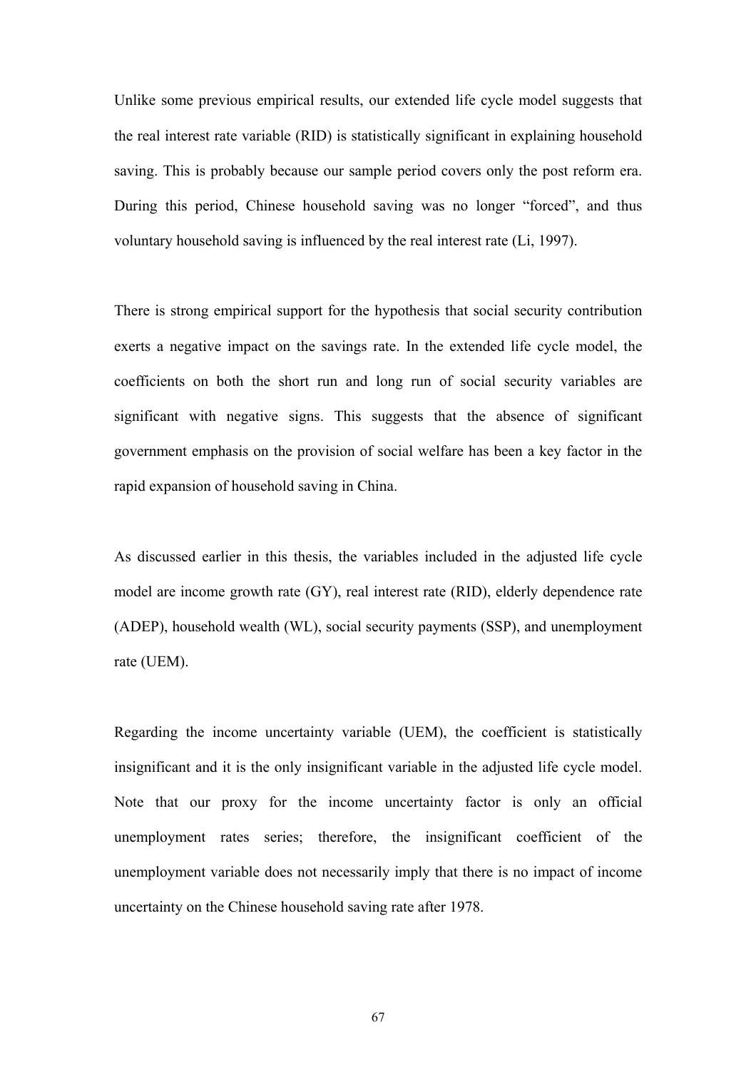Unlike some previous empirical results, our extended life cycle model suggests that the real interest rate variable (RID) is statistically significant in explaining household saving. This is probably because our sample period covers only the post reform era. During this period, Chinese household saving was no longer "forced", and thus voluntary household saving is influenced by the real interest rate (Li, 1997).

There is strong empirical support for the hypothesis that social security contribution exerts a negative impact on the savings rate. In the extended life cycle model, the coefficients on both the short run and long run of social security variables are significant with negative signs. This suggests that the absence of significant government emphasis on the provision of social welfare has been a key factor in the rapid expansion of household saving in China.

As discussed earlier in this thesis, the variables included in the adjusted life cycle model are income growth rate (GY), real interest rate (RID), elderly dependence rate (ADEP), household wealth (WL), social security payments (SSP), and unemployment rate (UEM).

Regarding the income uncertainty variable (UEM), the coefficient is statistically insignificant and it is the only insignificant variable in the adjusted life cycle model. Note that our proxy for the income uncertainty factor is only an official unemployment rates series; therefore, the insignificant coefficient of the unemployment variable does not necessarily imply that there is no impact of income uncertainty on the Chinese household saving rate after 1978.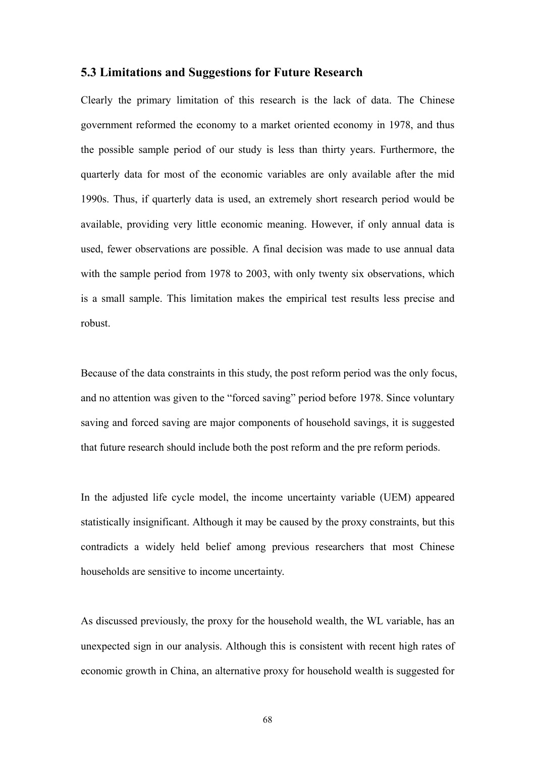## 5.3 Limitations and Suggestions for Future Research

Clearly the primary limitation of this research is the lack of data. The Chinese government reformed the economy to a market oriented economy in 1978, and thus the possible sample period of our study is less than thirty years. Furthermore, the quarterly data for most of the economic variables are only available after the mid 1990s. Thus, if quarterly data is used, an extremely short research period would be available, providing very little economic meaning. However, if only annual data is used, fewer observations are possible. A final decision was made to use annual data with the sample period from 1978 to 2003, with only twenty six observations, which is a small sample. This limitation makes the empirical test results less precise and robust.

Because of the data constraints in this study, the post reform period was the only focus, and no attention was given to the "forced saving" period before 1978. Since voluntary saving and forced saving are major components of household savings, it is suggested that future research should include both the post reform and the pre reform periods.

In the adjusted life cycle model, the income uncertainty variable (UEM) appeared statistically insignificant. Although it may be caused by the proxy constraints, but this contradicts a widely held belief among previous researchers that most Chinese households are sensitive to income uncertainty.

As discussed previously, the proxy for the household wealth, the WL variable, has an unexpected sign in our analysis. Although this is consistent with recent high rates of economic growth in China, an alternative proxy for household wealth is suggested for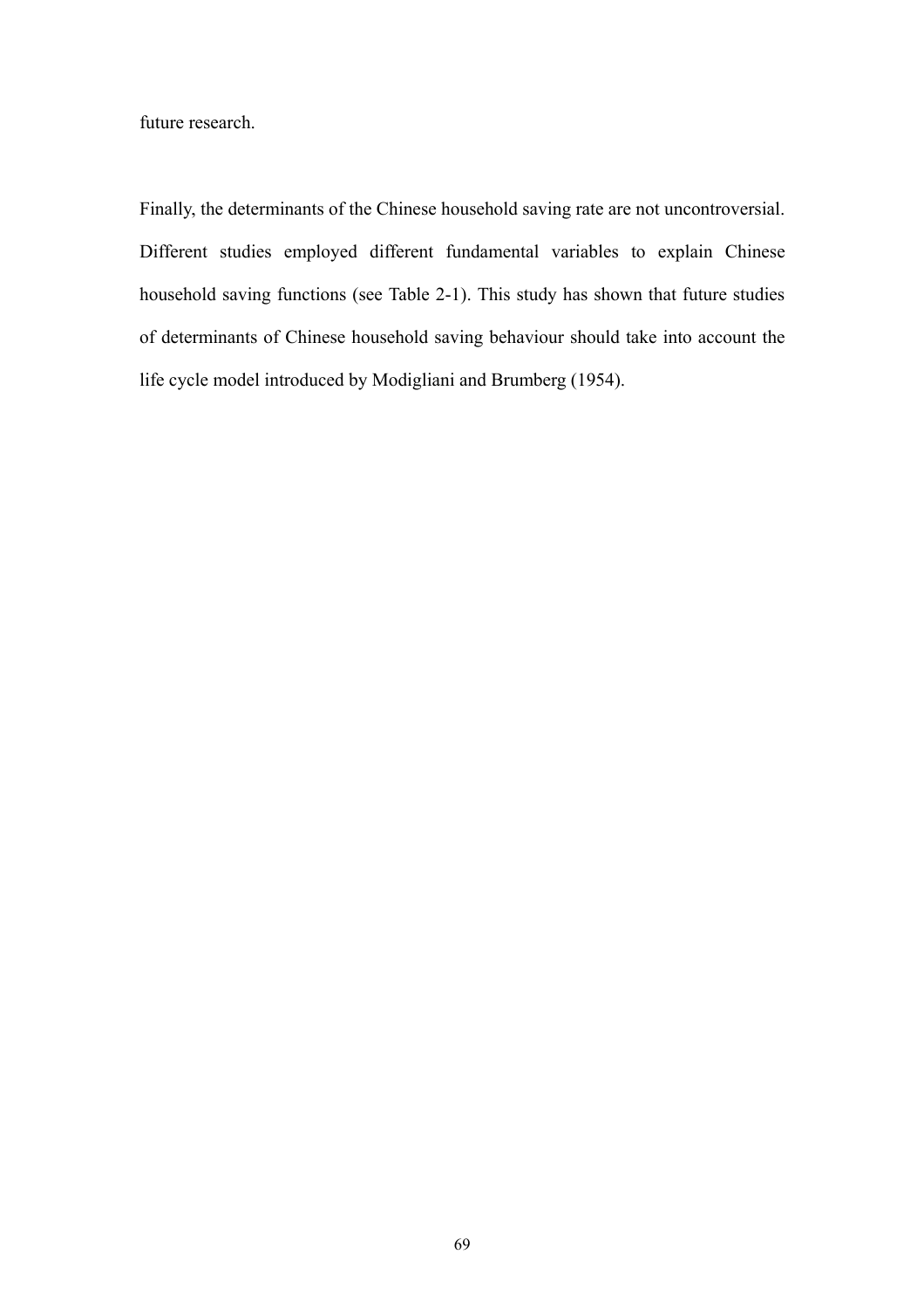future research.

Finally, the determinants of the Chinese household saving rate are not uncontroversial. Different studies employed different fundamental variables to explain Chinese household saving functions (see Table 2-1). This study has shown that future studies of determinants of Chinese household saving behaviour should take into account the life cycle model introduced by Modigliani and Brumberg (1954).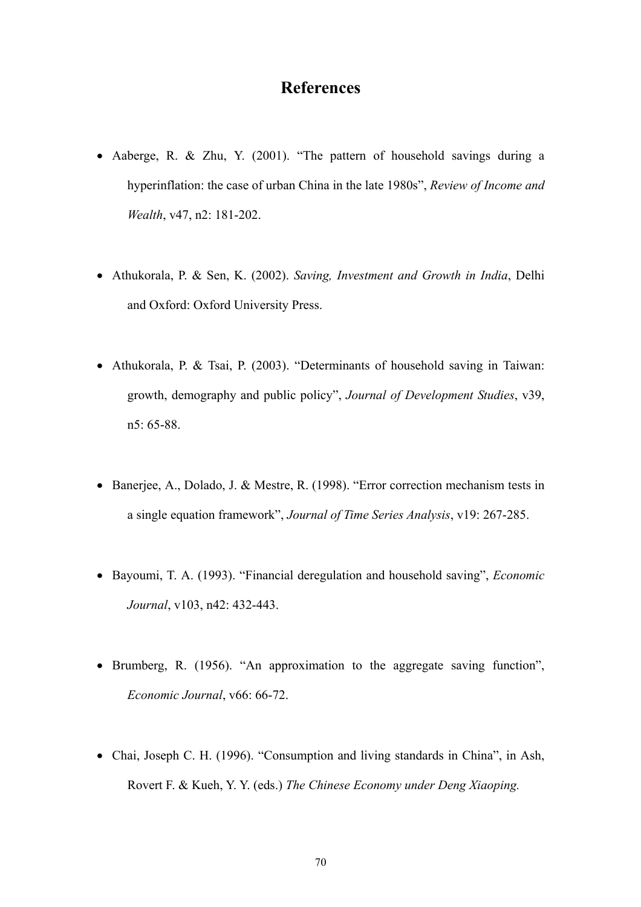# References

- Aaberge, R. & Zhu, Y. (2001). "The pattern of household savings during a hyperinflation: the case of urban China in the late 1980s", *Review of Income and Wealth*, v47, n2: 181-202.

- Athukorala, P. & Sen, K. (2002). *Saving, Investment and Growth in India*, Delhi and Oxford: Oxford University Press.

- Athukorala, P. & Tsai, P. (2003). "Determinants of household saving in Taiwan: growth, demography and public policy", *Journal of Development Studies*, v39, n5: 65-88.

- Banerjee, A., Dolado, J. & Mestre, R. (1998). "Error correction mechanism tests in a single equation framework", *Journal of Time Series Analysis*, v19: 267-285.

- Bayoumi, T. A. (1993). "Financial deregulation and household saving", *Economic Journal*, v103, n42: 432-443.

- Brumberg, R. (1956). "An approximation to the aggregate saving function", *Economic Journal*, v66: 66-72.

- Chai, Joseph C. H. (1996). "Consumption and living standards in China", in Ash, Rovert F. & Kueh, Y. Y. (eds.) *The Chinese Economy under Deng Xiaoping.*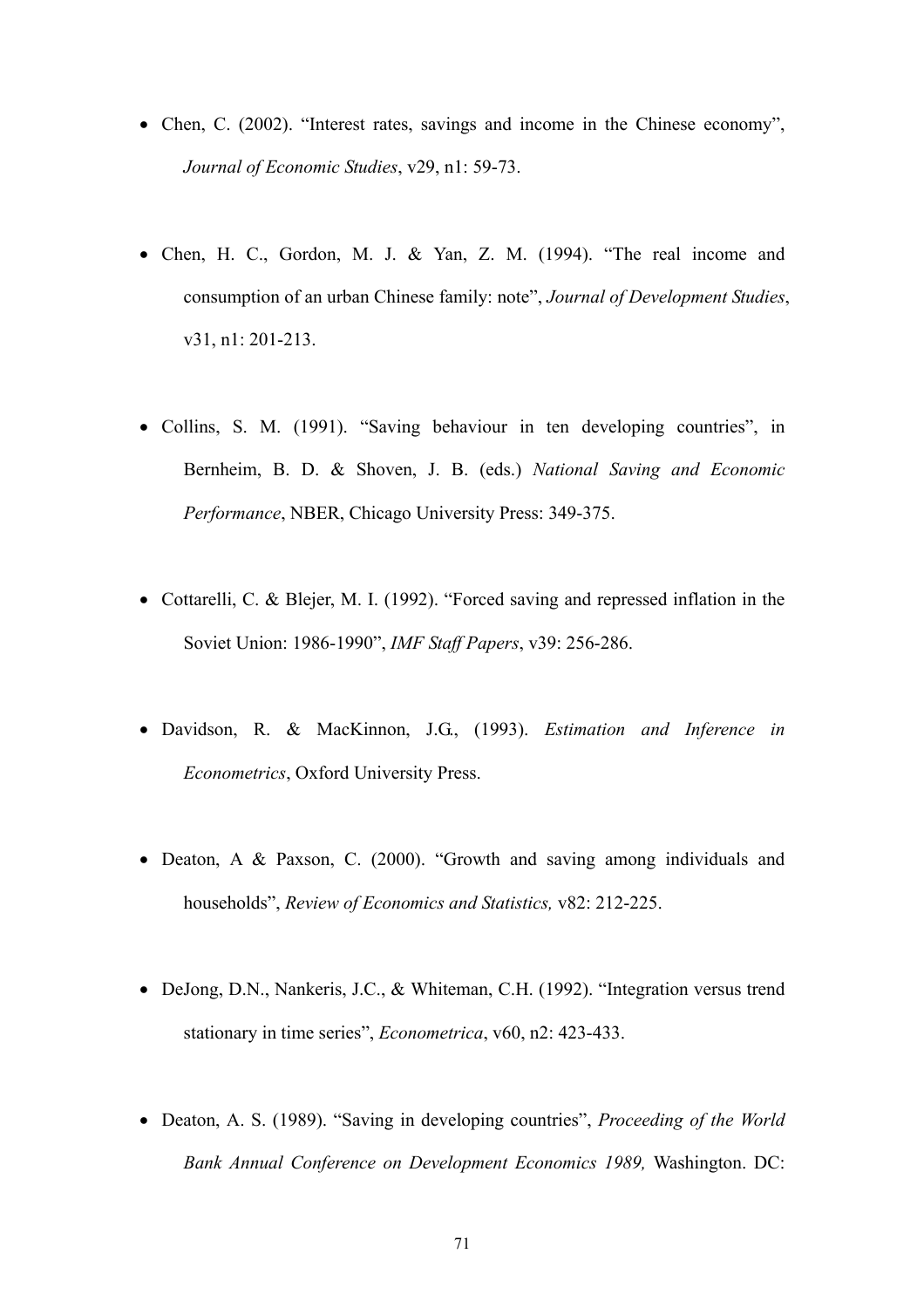- Chen, C. (2002). "Interest rates, savings and income in the Chinese economy", *Journal of Economic Studies*, v29, n1: 59-73.

- Chen, H. C., Gordon, M. J. & Yan, Z. M. (1994). "The real income and consumption of an urban Chinese family: note", *Journal of Development Studies*, v31, n1: 201-213.

- Collins, S. M. (1991). "Saving behaviour in ten developing countries", in Bernheim, B. D. & Shoven, J. B. (eds.) *National Saving and Economic Performance*, NBER, Chicago University Press: 349-375.

- Cottarelli, C. & Blejer, M. I. (1992). "Forced saving and repressed inflation in the Soviet Union: 1986-1990", *IMF Staff Papers*, v39: 256-286.

- Davidson, R. & MacKinnon, J.G., (1993). *Estimation and Inference in Econometrics*, Oxford University Press.

- Deaton, A & Paxson, C. (2000). "Growth and saving among individuals and households", *Review of Economics and Statistics,* v82: 212-225.

- DeJong, D.N., Nankeris, J.C., & Whiteman, C.H. (1992). "Integration versus trend stationary in time series", *Econometrica*, v60, n2: 423-433.

- Deaton, A. S. (1989). "Saving in developing countries", *Proceeding of the World Bank Annual Conference on Development Economics 1989,* Washington. DC: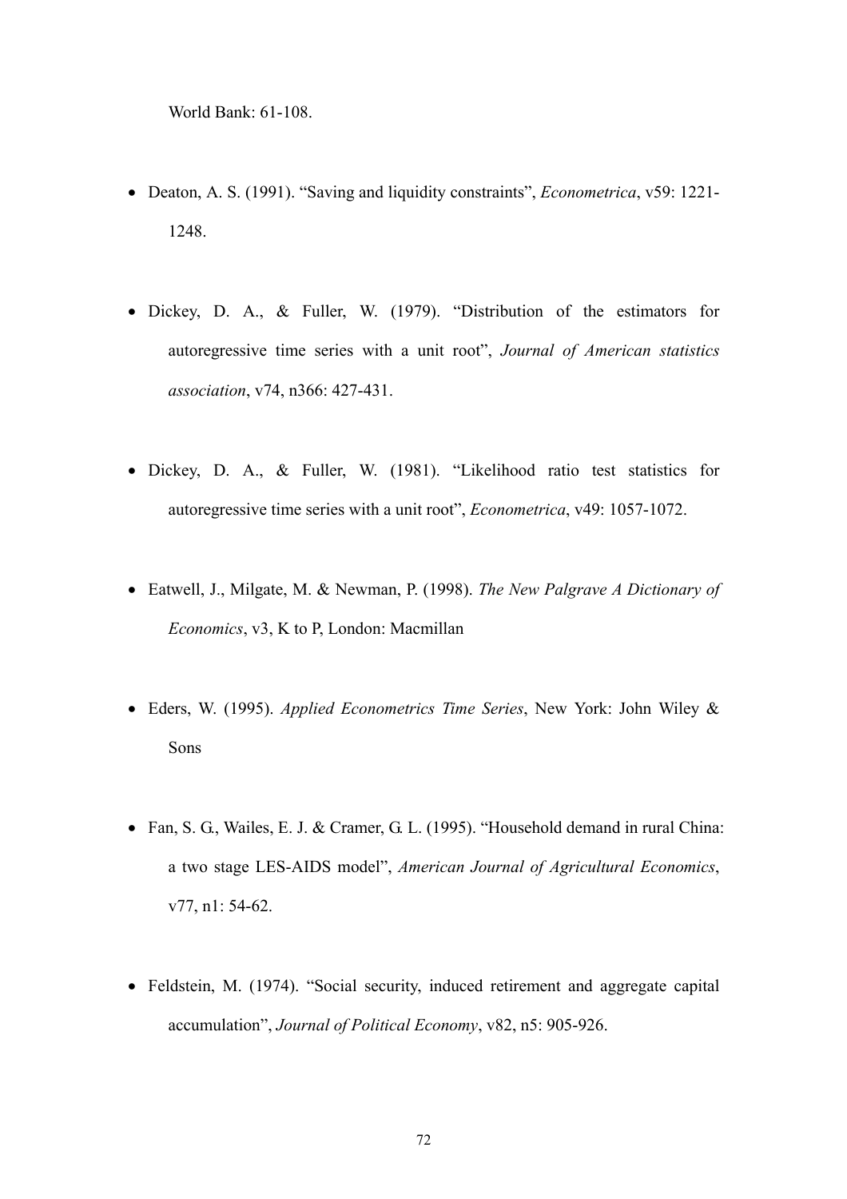World Bank: 61-108.

- Deaton, A. S. (1991). "Saving and liquidity constraints", *Econometrica*, v59: 1221-1248.

- Dickey, D. A., & Fuller, W. (1979). "Distribution of the estimators for autoregressive time series with a unit root", *Journal of American statistics association*, v74, n366: 427-431.

- Dickey, D. A., & Fuller, W. (1981). "Likelihood ratio test statistics for autoregressive time series with a unit root", *Econometrica*, v49: 1057-1072.

- Eatwell, J., Milgate, M. & Newman, P. (1998). *The New Palgrave A Dictionary of Economics*, v3, K to P, London: Macmillan

- Eders, W. (1995). *Applied Econometrics Time Series*, New York: John Wiley & Sons

- Fan, S. G., Wailes, E. J. & Cramer, G. L. (1995). "Household demand in rural China: a two stage LES-AIDS model", *American Journal of Agricultural Economics*, v77, n1: 54-62.

- Feldstein, M. (1974). "Social security, induced retirement and aggregate capital accumulation", *Journal of Political Economy*, v82, n5: 905-926.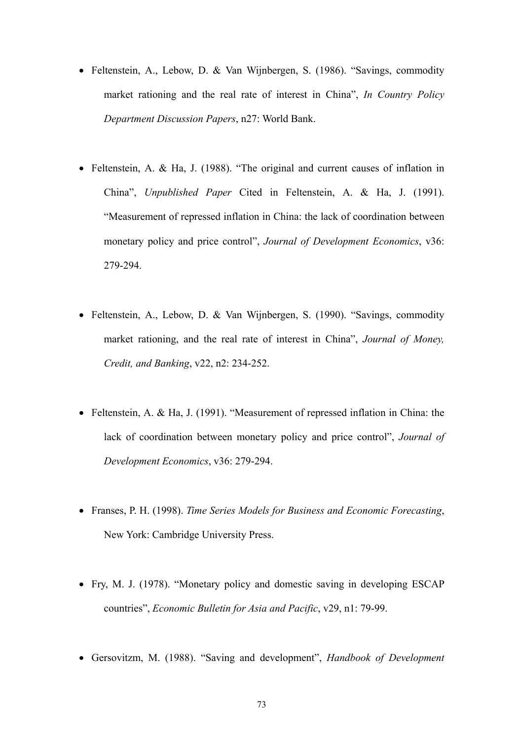- Feltenstein, A., Lebow, D. & Van Wijnbergen, S. (1986). "Savings, commodity market rationing and the real rate of interest in China", *In Country Policy Department Discussion Papers*, n27: World Bank.

- Feltenstein, A. & Ha, J. (1988). "The original and current causes of inflation in China", *Unpublished Paper* Cited in Feltenstein, A. & Ha, J. (1991). "Measurement of repressed inflation in China: the lack of coordination between monetary policy and price control", *Journal of Development Economics*, v36: 279-294.

- Feltenstein, A., Lebow, D. & Van Wijnbergen, S. (1990). "Savings, commodity market rationing, and the real rate of interest in China", *Journal of Money, Credit, and Banking*, v22, n2: 234-252.

- Feltenstein, A. & Ha, J. (1991). "Measurement of repressed inflation in China: the lack of coordination between monetary policy and price control", *Journal of Development Economics*, v36: 279-294.

- Franses, P. H. (1998). *Time Series Models for Business and Economic Forecasting*, New York: Cambridge University Press.

- Fry, M. J. (1978). "Monetary policy and domestic saving in developing ESCAP countries", *Economic Bulletin for Asia and Pacific*, v29, n1: 79-99.

- Gersovitzm, M. (1988). "Saving and development", *Handbook of Development*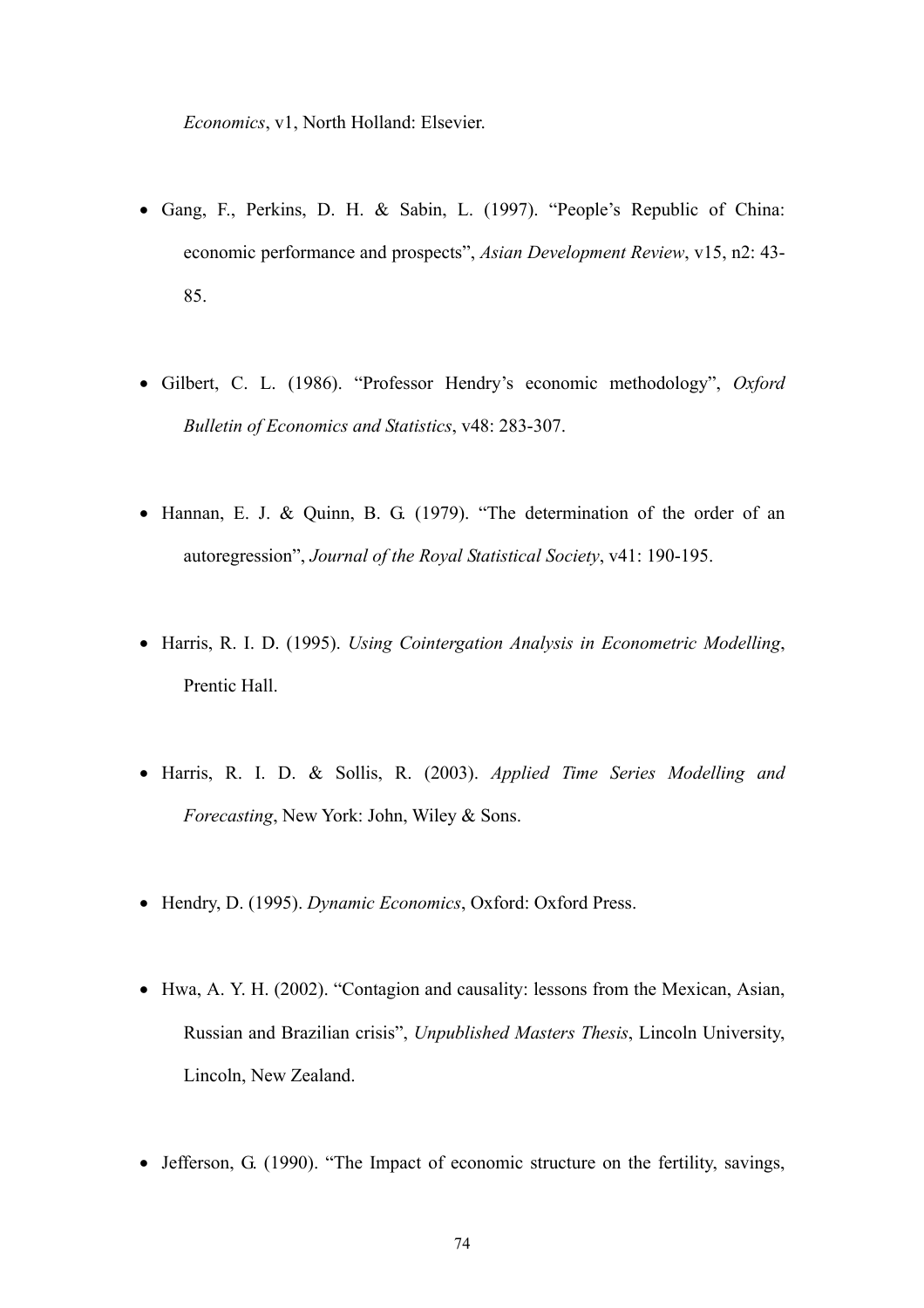*Economics*, v1, North Holland: Elsevier.

- Gang, F., Perkins, D. H. & Sabin, L. (1997). "People's Republic of China: economic performance and prospects", *Asian Development Review*, v15, n2: 43-85.

- Gilbert, C. L. (1986). "Professor Hendry's economic methodology", *Oxford Bulletin of Economics and Statistics*, v48: 283-307.

- Hannan, E. J. & Quinn, B. G. (1979). "The determination of the order of an autoregression", *Journal of the Royal Statistical Society*, v41: 190-195.

- Harris, R. I. D. (1995). *Using Cointergation Analysis in Econometric Modelling*, Prentic Hall.

- Harris, R. I. D. & Sollis, R. (2003). *Applied Time Series Modelling and Forecasting*, New York: John, Wiley & Sons.

- Hendry, D. (1995). *Dynamic Economics*, Oxford: Oxford Press.

- Hwa, A. Y. H. (2002). "Contagion and causality: lessons from the Mexican, Asian, Russian and Brazilian crisis", *Unpublished Masters Thesis*, Lincoln University, Lincoln, New Zealand.

- Jefferson, G. (1990). "The Impact of economic structure on the fertility, savings,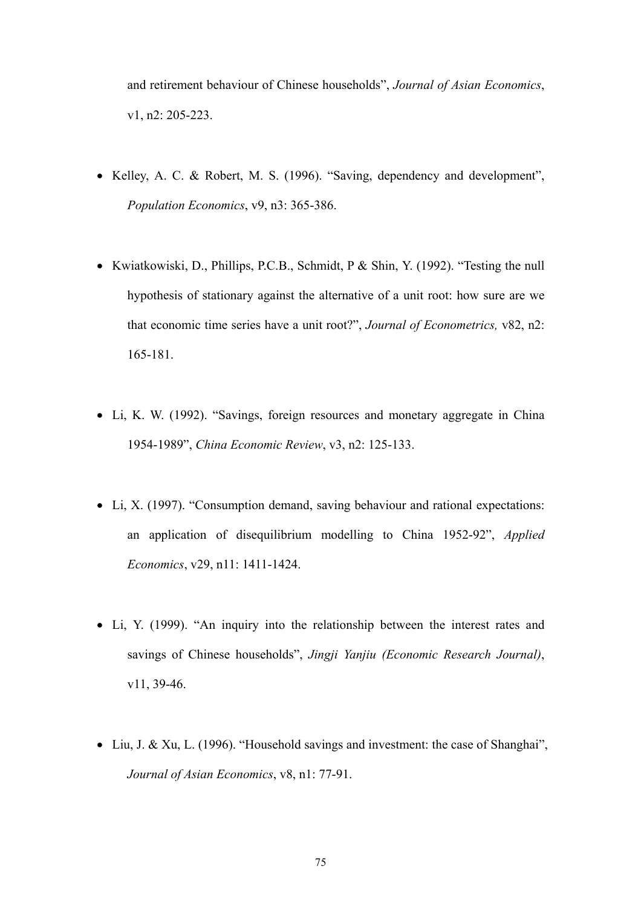and retirement behaviour of Chinese households", *Journal of Asian Economics*, v1, n2: 205-223.

- Kelley, A. C. & Robert, M. S. (1996). "Saving, dependency and development", *Population Economics*, v9, n3: 365-386.

- Kwiatkowiski, D., Phillips, P.C.B., Schmidt, P & Shin, Y. (1992). "Testing the null hypothesis of stationary against the alternative of a unit root: how sure are we that economic time series have a unit root?", *Journal of Econometrics,* v82, n2: 165-181.

- Li, K. W. (1992). "Savings, foreign resources and monetary aggregate in China 1954-1989", *China Economic Review*, v3, n2: 125-133.

- Li, X. (1997). "Consumption demand, saving behaviour and rational expectations: an application of disequilibrium modelling to China 1952-92", *Applied Economics*, v29, n11: 1411-1424.

- Li, Y. (1999). "An inquiry into the relationship between the interest rates and savings of Chinese households", *Jingji Yanjiu (Economic Research Journal)*, v11, 39-46.

- Liu, J. & Xu, L. (1996). "Household savings and investment: the case of Shanghai", *Journal of Asian Economics*, v8, n1: 77-91.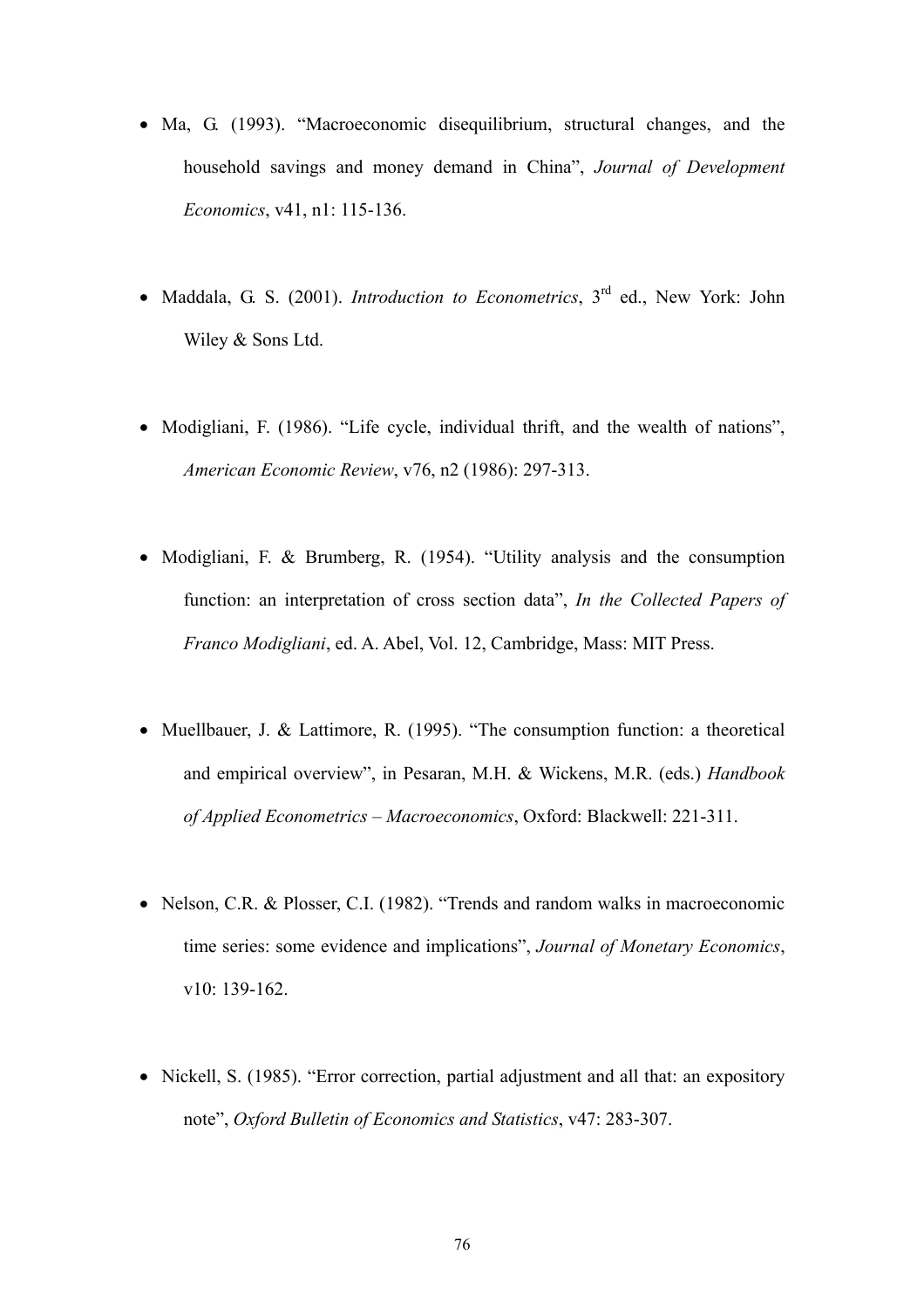- Ma, G. (1993). "Macroeconomic disequilibrium, structural changes, and the household savings and money demand in China", *Journal of Development Economics*, v41, n1: 115-136.

- Maddala, G. S. (2001). *Introduction to Econometrics*, 3rd ed., New York: John Wiley & Sons Ltd.

- Modigliani, F. (1986). "Life cycle, individual thrift, and the wealth of nations", *American Economic Review*, v76, n2 (1986): 297-313.

- Modigliani, F. & Brumberg, R. (1954). "Utility analysis and the consumption function: an interpretation of cross section data", *In the Collected Papers of Franco Modigliani*, ed. A. Abel, Vol. 12, Cambridge, Mass: MIT Press.

- Muellbauer, J. & Lattimore, R. (1995). "The consumption function: a theoretical and empirical overview", in Pesaran, M.H. & Wickens, M.R. (eds.) *Handbook of Applied Econometrics – Macroeconomics*, Oxford: Blackwell: 221-311.

- Nelson, C.R. & Plosser, C.I. (1982). "Trends and random walks in macroeconomic time series: some evidence and implications", *Journal of Monetary Economics*, v10: 139-162.

- Nickell, S. (1985). "Error correction, partial adjustment and all that: an expository note", *Oxford Bulletin of Economics and Statistics*, v47: 283-307.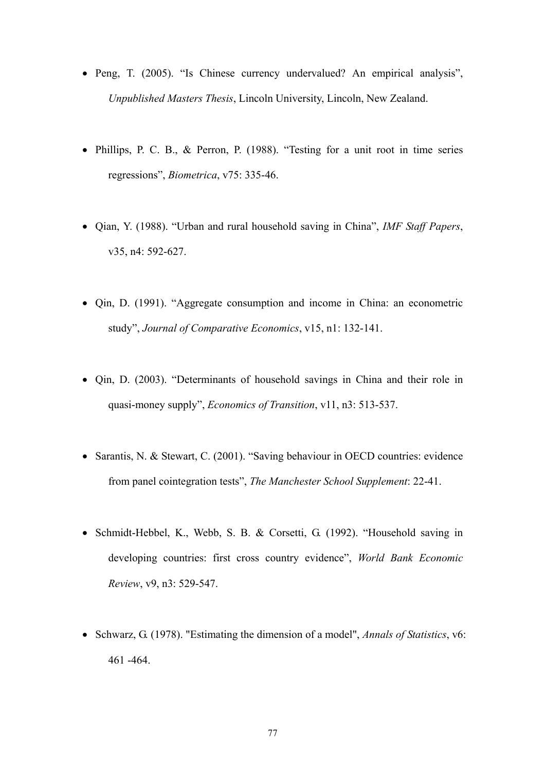- Peng, T. (2005). “Is Chinese currency undervalued? An empirical analysis”, *Unpublished Masters Thesis*, Lincoln University, Lincoln, New Zealand.

- Phillips, P. C. B., & Perron, P. (1988). “Testing for a unit root in time series regressions”, *Biometrica*, v75: 335-46.

- Qian, Y. (1988). “Urban and rural household saving in China”, *IMF Staff Papers*, v35, n4: 592-627.

- Qin, D. (1991). “Aggregate consumption and income in China: an econometric study”, *Journal of Comparative Economics*, v15, n1: 132-141.

- Qin, D. (2003). “Determinants of household savings in China and their role in quasi-money supply”, *Economics of Transition*, v11, n3: 513-537.

- Sarantis, N. & Stewart, C. (2001). “Saving behaviour in OECD countries: evidence from panel cointegration tests”, *The Manchester School Supplement*: 22-41.

- Schmidt-Hebbel, K., Webb, S. B. & Corsetti, G. (1992). “Household saving in developing countries: first cross country evidence”, *World Bank Economic Review*, v9, n3: 529-547.

- Schwarz, G. (1978). "Estimating the dimension of a model", *Annals of Statistics*, v6: 461 -464.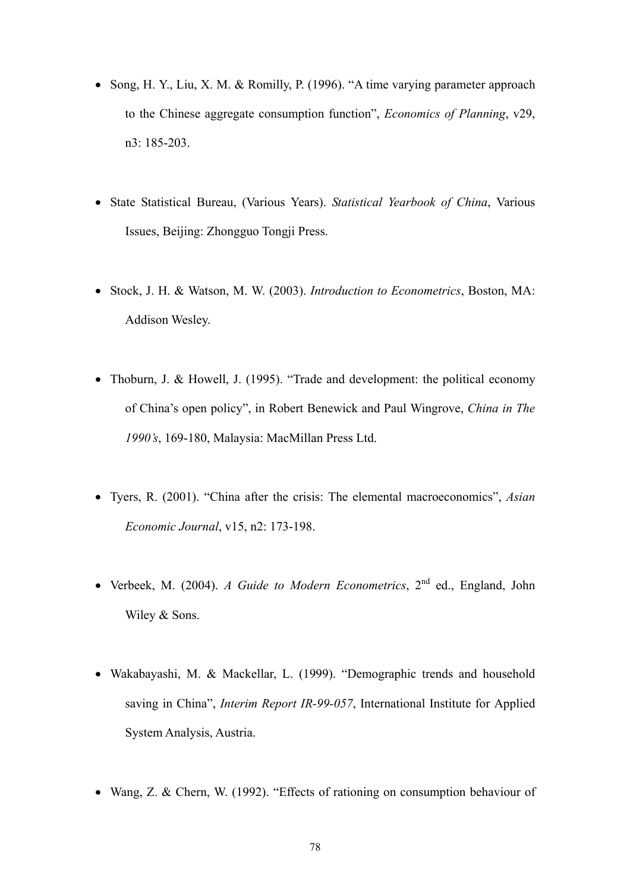- Song, H. Y., Liu, X. M. & Romilly, P. (1996). "A time varying parameter approach to the Chinese aggregate consumption function", *Economics of Planning*, v29, n3: 185-203.

- State Statistical Bureau, (Various Years). *Statistical Yearbook of China*, Various Issues, Beijing: Zhongguo Tongji Press.

- Stock, J. H. & Watson, M. W. (2003). *Introduction to Econometrics*, Boston, MA: Addison Wesley.

- Thoburn, J. & Howell, J. (1995). "Trade and development: the political economy of China's open policy", in Robert Benewick and Paul Wingrove, *China in The 1990's*, 169-180, Malaysia: MacMillan Press Ltd.

- Tyers, R. (2001). "China after the crisis: The elemental macroeconomics", *Asian Economic Journal*, v15, n2: 173-198.

- Verbeek, M. (2004). *A Guide to Modern Econometrics*, 2nd ed., England, John Wiley & Sons.

- Wakabayashi, M. & Mackellar, L. (1999). "Demographic trends and household saving in China", *Interim Report IR-99-057*, International Institute for Applied System Analysis, Austria.

- Wang, Z. & Chern, W. (1992). "Effects of rationing on consumption behaviour of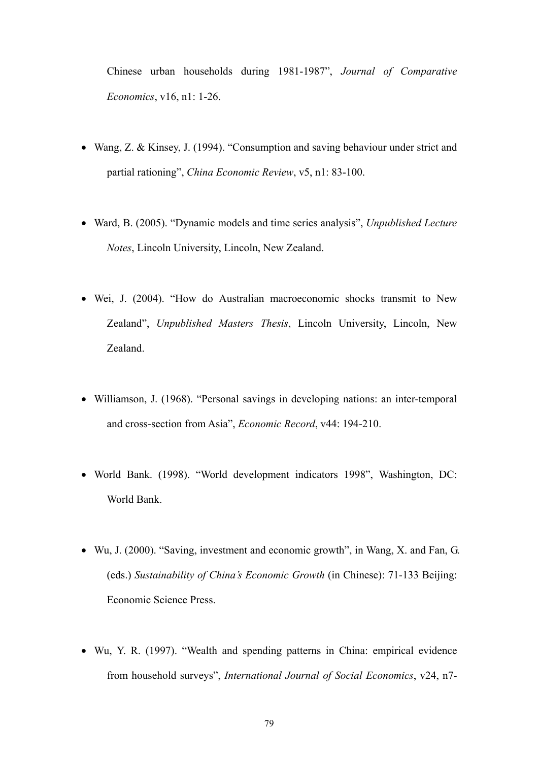Chinese urban households during 1981-1987", *Journal of Comparative Economics*, v16, n1: 1-26.

- Wang, Z. & Kinsey, J. (1994). "Consumption and saving behaviour under strict and partial rationing", *China Economic Review*, v5, n1: 83-100.

- Ward, B. (2005). "Dynamic models and time series analysis", *Unpublished Lecture Notes*, Lincoln University, Lincoln, New Zealand.

- Wei, J. (2004). "How do Australian macroeconomic shocks transmit to New Zealand", *Unpublished Masters Thesis*, Lincoln University, Lincoln, New Zealand.

- Williamson, J. (1968). "Personal savings in developing nations: an inter-temporal and cross-section from Asia", *Economic Record*, v44: 194-210.

- World Bank. (1998). "World development indicators 1998", Washington, DC: World Bank.

- Wu, J. (2000). "Saving, investment and economic growth", in Wang, X. and Fan, G. (eds.) *Sustainability of China's Economic Growth* (in Chinese): 71-133 Beijing: Economic Science Press.

- Wu, Y. R. (1997). "Wealth and spending patterns in China: empirical evidence from household surveys", *International Journal of Social Economics*, v24, n7-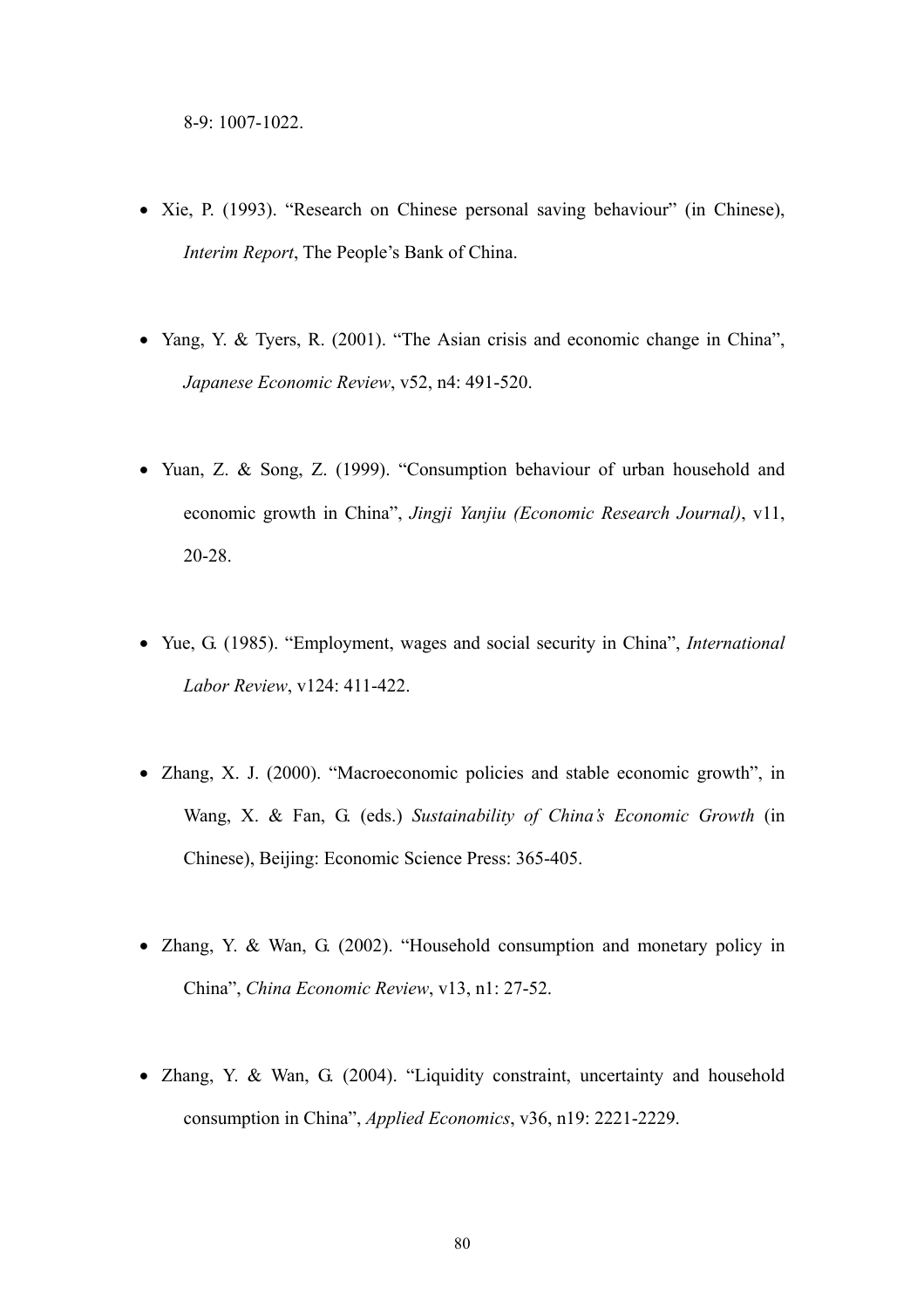8-9: 1007-1022.

- Xie, P. (1993). "Research on Chinese personal saving behaviour" (in Chinese), *Interim Report*, The People's Bank of China.

- Yang, Y. & Tyers, R. (2001). "The Asian crisis and economic change in China", *Japanese Economic Review*, v52, n4: 491-520.

- Yuan, Z. & Song, Z. (1999). "Consumption behaviour of urban household and economic growth in China", *Jingji Yanjiu (Economic Research Journal)*, v11, 20-28.

- Yue, G. (1985). "Employment, wages and social security in China", *International Labor Review*, v124: 411-422.

- Zhang, X. J. (2000). "Macroeconomic policies and stable economic growth", in Wang, X. & Fan, G. (eds.) *Sustainability of China's Economic Growth* (in Chinese), Beijing: Economic Science Press: 365-405.

- Zhang, Y. & Wan, G. (2002). "Household consumption and monetary policy in China", *China Economic Review*, v13, n1: 27-52.

- Zhang, Y. & Wan, G. (2004). "Liquidity constraint, uncertainty and household consumption in China", *Applied Economics*, v36, n19: 2221-2229.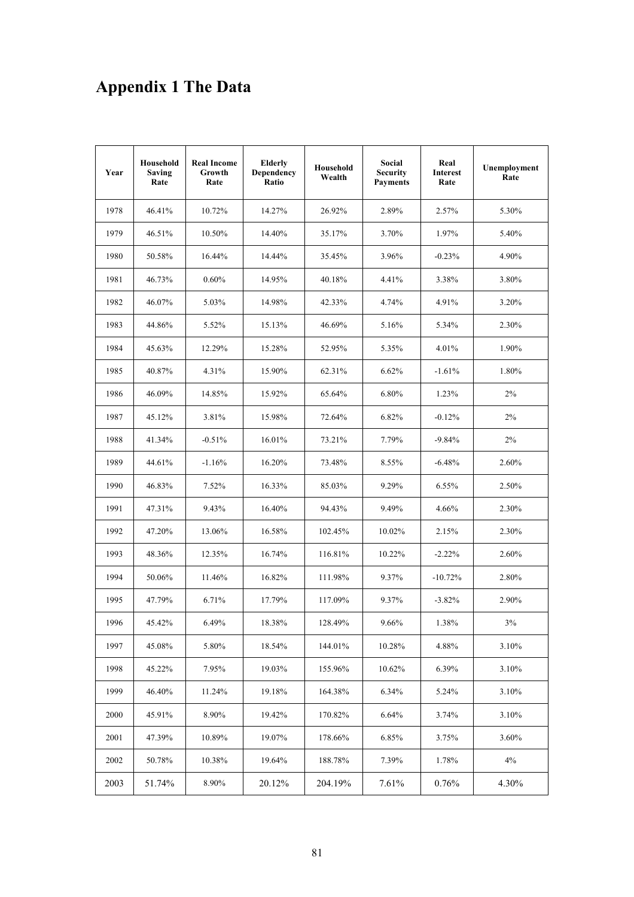# Appendix 1 The Data

| Year | Household Saving Rate | Real Income Growth Rate | Elderly Dependency Ratio | Household Wealth | Social Security Payments | Real Interest Rate | Unemployment Rate |
|---|---|---|---|---|---|---|---|
| 1978 | 46.41% | 10.72% | 14.27% | 26.92% | 2.89% | 2.57% | 5.30% |
| 1979 | 46.51% | 10.50% | 14.40% | 35.17% | 3.70% | 1.97% | 5.40% |
| 1980 | 50.58% | 16.44% | 14.44% | 35.45% | 3.96% | -0.23% | 4.90% |
| 1981 | 46.73% | 0.60% | 14.95% | 40.18% | 4.41% | 3.38% | 3.80% |
| 1982 | 46.07% | 5.03% | 14.98% | 42.33% | 4.74% | 4.91% | 3.20% |
| 1983 | 44.86% | 5.52% | 15.13% | 46.69% | 5.16% | 5.34% | 2.30% |
| 1984 | 45.63% | 12.29% | 15.28% | 52.95% | 5.35% | 4.01% | 1.90% |
| 1985 | 40.87% | 4.31% | 15.90% | 62.31% | 6.62% | -1.61% | 1.80% |
| 1986 | 46.09% | 14.85% | 15.92% | 65.64% | 6.80% | 1.23% | 2% |
| 1987 | 45.12% | 3.81% | 15.98% | 72.64% | 6.82% | -0.12% | 2% |
| 1988 | 41.34% | -0.51% | 16.01% | 73.21% | 7.79% | -9.84% | 2% |
| 1989 | 44.61% | -1.16% | 16.20% | 73.48% | 8.55% | -6.48% | 2.60% |
| 1990 | 46.83% | 7.52% | 16.33% | 85.03% | 9.29% | 6.55% | 2.50% |
| 1991 | 47.31% | 9.43% | 16.40% | 94.43% | 9.49% | 4.66% | 2.30% |
| 1992 | 47.20% | 13.06% | 16.58% | 102.45% | 10.02% | 2.15% | 2.30% |
| 1993 | 48.36% | 12.35% | 16.74% | 116.81% | 10.22% | -2.22% | 2.60% |
| 1994 | 50.06% | 11.46% | 16.82% | 111.98% | 9.37% | -10.72% | 2.80% |
| 1995 | 47.79% | 6.71% | 17.79% | 117.09% | 9.37% | -3.82% | 2.90% |
| 1996 | 45.42% | 6.49% | 18.38% | 128.49% | 9.66% | 1.38% | 3% |
| 1997 | 45.08% | 5.80% | 18.54% | 144.01% | 10.28% | 4.88% | 3.10% |
| 1998 | 45.22% | 7.95% | 19.03% | 155.96% | 10.62% | 6.39% | 3.10% |
| 1999 | 46.40% | 11.24% | 19.18% | 164.38% | 6.34% | 5.24% | 3.10% |
| 2000 | 45.91% | 8.90% | 19.42% | 170.82% | 6.64% | 3.74% | 3.10% |
| 2001 | 47.39% | 10.89% | 19.07% | 178.66% | 6.85% | 3.75% | 3.60% |
| 2002 | 50.78% | 10.38% | 19.64% | 188.78% | 7.39% | 1.78% | 4% |
| 2003 | 51.74% | 8.90% | 20.12% | 204.19% | 7.61% | 0.76% | 4.30% |